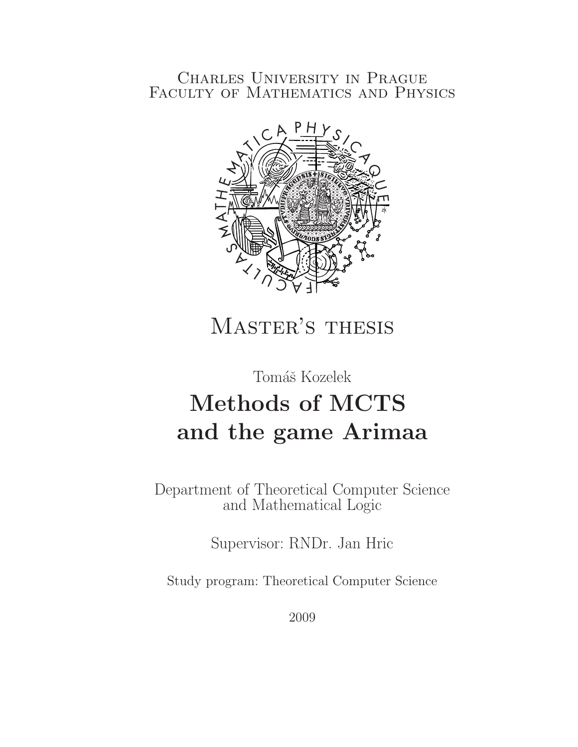Charles University in Prague
Faculty of Mathematics and Physics

# Master's thesis

Tomáš Kozelek

# Methods of MCTS and the game Arimaa

Department of Theoretical Computer Science and Mathematical Logic

Supervisor: RNDr. Jan Hric

Study program: Theoretical Computer Science

2009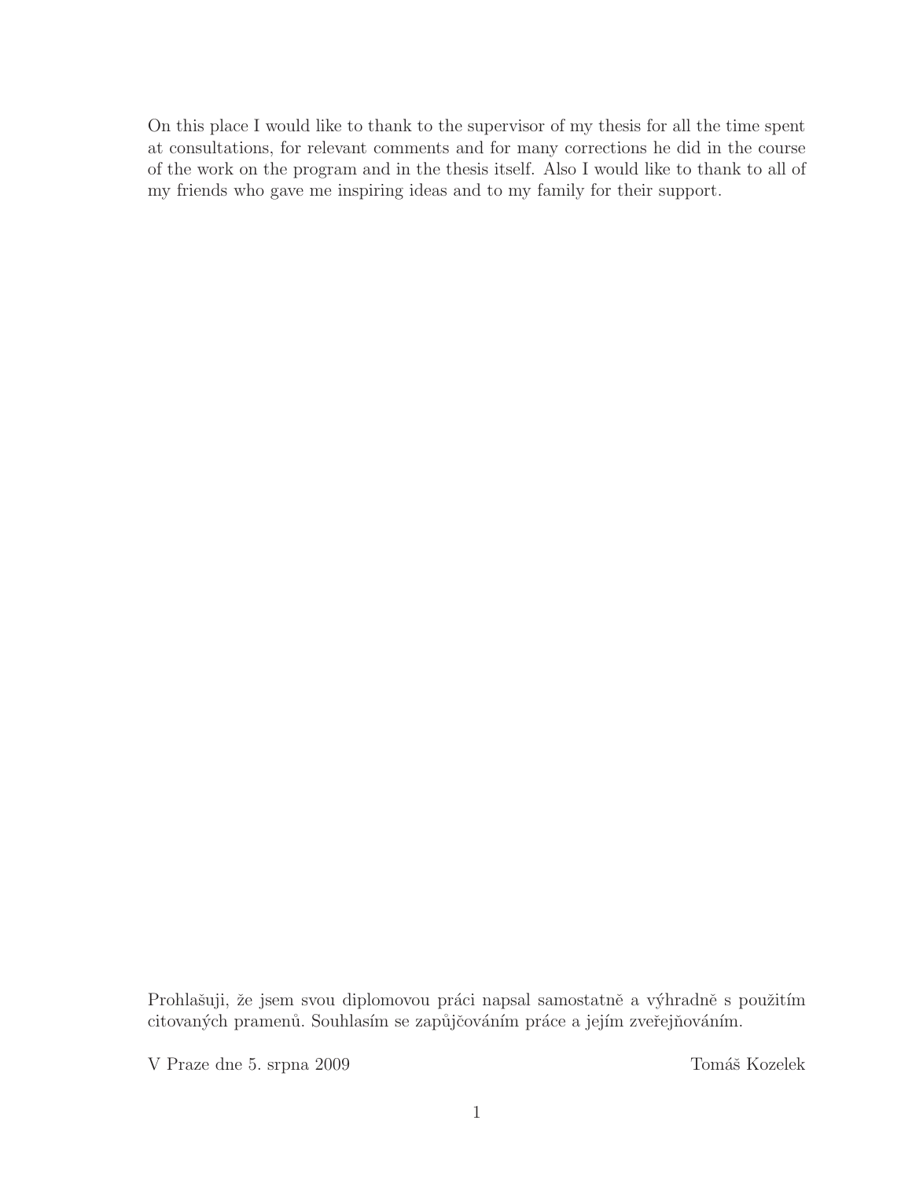On this place I would like to thank to the supervisor of my thesis for all the time spent at consultations, for relevant comments and for many corrections he did in the course of the work on the program and in the thesis itself. Also I would like to thank to all of my friends who gave me inspiring ideas and to my family for their support.

Prohlašuji, že jsem svou diplomovou práci napsal samostatně a výhradně s použitím citovaných pramenů. Souhlasím se zapůjčováním práce a jejím zveřejňováním.

V Praze dne 5. srpna 2009 Tomáš Kozelek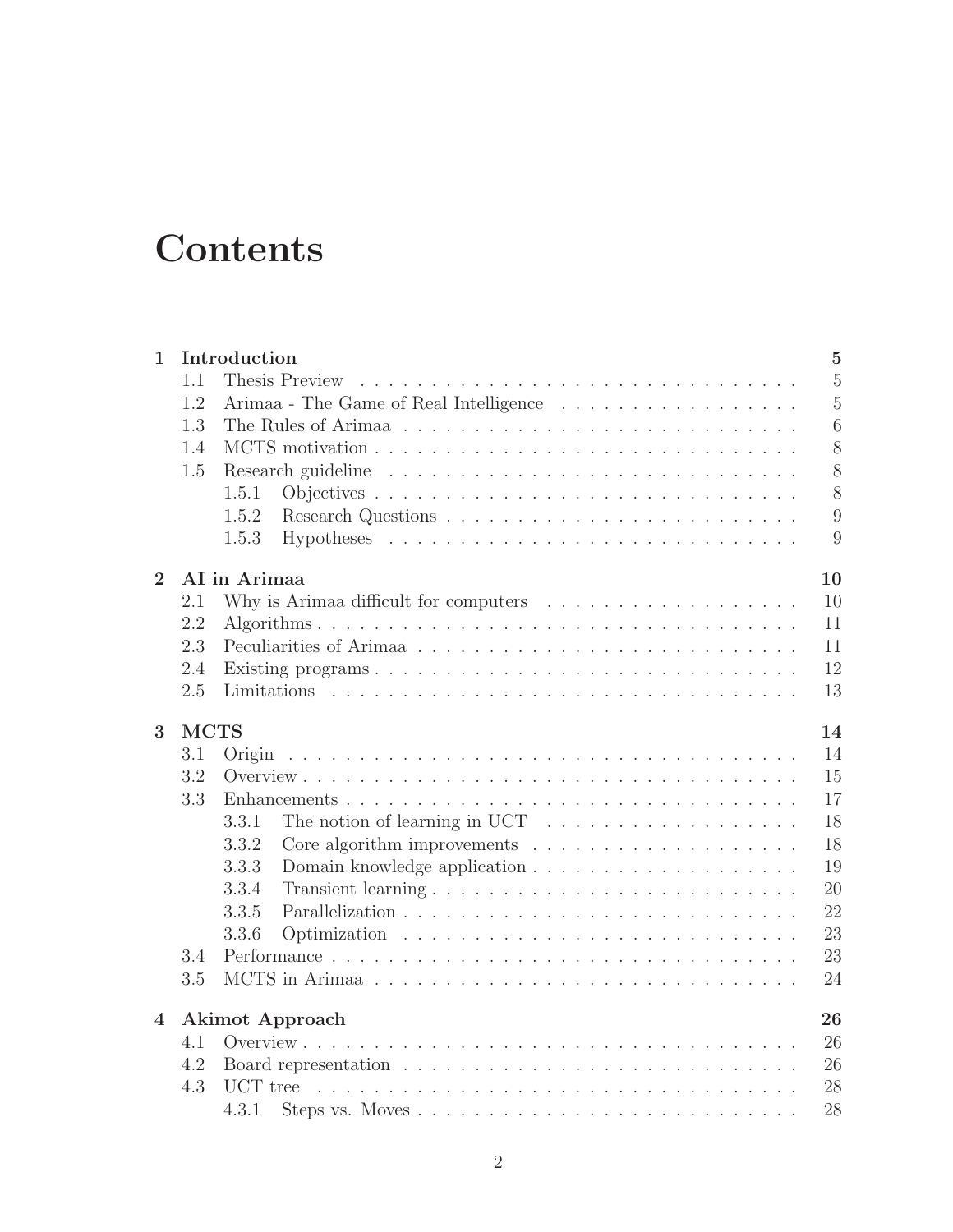# Contents

| | | |
|---|---|---|
| **1** | **Introduction** | **5** |
| 1.1 | Thesis Preview | 5 |
| 1.2 | Arimaa - The Game of Real Intelligence | 5 |
| 1.3 | The Rules of Arimaa | 6 |
| 1.4 | MCTS motivation | 8 |
| 1.5 | Research guideline | 8 |
| 1.5.1 | Objectives | 8 |
| 1.5.2 | Research Questions | 9 |
| 1.5.3 | Hypotheses | 9 |
| **2** | **AI in Arimaa** | **10** |
| 2.1 | Why is Arimaa difficult for computers | 10 |
| 2.2 | Algorithms | 11 |
| 2.3 | Peculiarities of Arimaa | 11 |
| 2.4 | Existing programs | 12 |
| 2.5 | Limitations | 13 |
| **3** | **MCTS** | **14** |
| 3.1 | Origin | 14 |
| 3.2 | Overview | 15 |
| 3.3 | Enhancements | 17 |
| 3.3.1 | The notion of learning in UCT | 18 |
| 3.3.2 | Core algorithm improvements | 18 |
| 3.3.3 | Domain knowledge application | 19 |
| 3.3.4 | Transient learning | 20 |
| 3.3.5 | Parallelization | 22 |
| 3.3.6 | Optimization | 23 |
| 3.4 | Performance | 23 |
| 3.5 | MCTS in Arimaa | 24 |
| **4** | **Akimot Approach** | **26** |
| 4.1 | Overview | 26 |
| 4.2 | Board representation | 26 |
| 4.3 | UCT tree | 28 |
| 4.3.1 | Steps vs. Moves | 28 |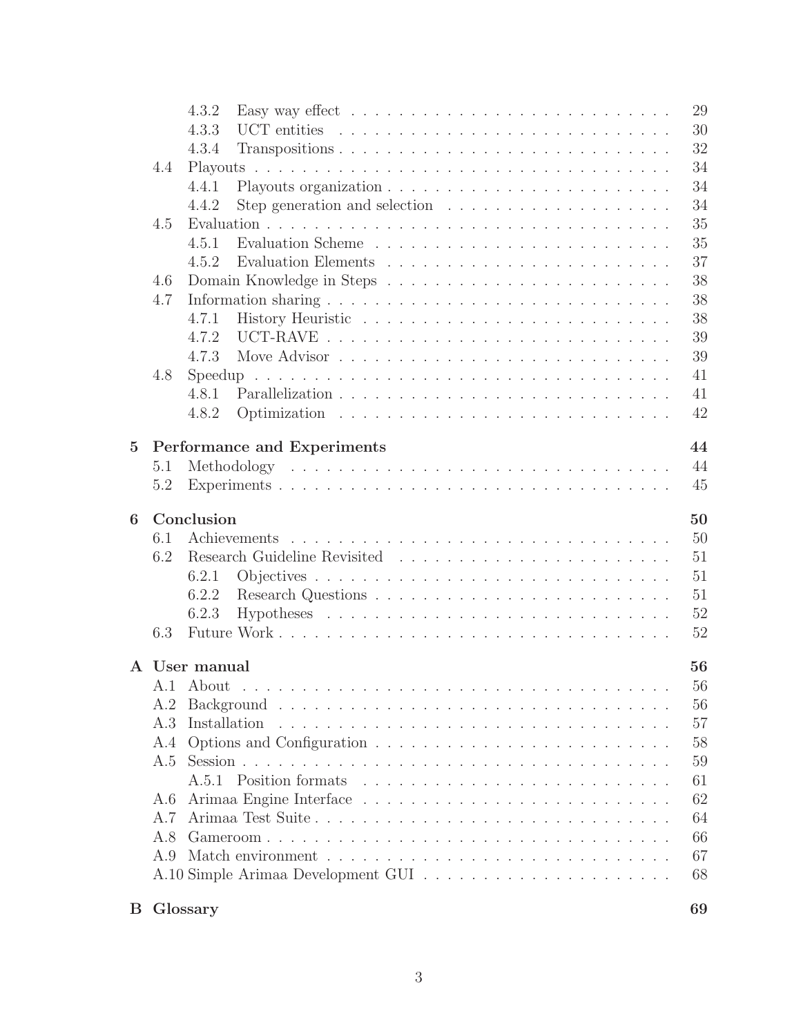- 4.3.2 Easy way effect . . . . . . . . . . 29
- 4.3.3 UCT entities . . . . . . . . . . 30
- 4.3.4 Transpositions . . . . . . . . . . 32
- 4.4 Playouts . . . . . . . . . . 34
  - 4.4.1 Playouts organization . . . . . . . . . . 34
  - 4.4.2 Step generation and selection . . . . . . . . . . 34
- 4.5 Evaluation . . . . . . . . . . 35
  - 4.5.1 Evaluation Scheme . . . . . . . . . . 35
  - 4.5.2 Evaluation Elements . . . . . . . . . . 37
- 4.6 Domain Knowledge in Steps . . . . . . . . . . 38
- 4.7 Information sharing . . . . . . . . . . 38
  - 4.7.1 History Heuristic . . . . . . . . . . 38
  - 4.7.2 UCT-RAVE . . . . . . . . . . 39
  - 4.7.3 Move Advisor . . . . . . . . . . 39
- 4.8 Speedup . . . . . . . . . . 41
  - 4.8.1 Parallelization . . . . . . . . . . 41
  - 4.8.2 Optimization . . . . . . . . . . 42

**5 Performance and Experiments** **44**
- 5.1 Methodology . . . . . . . . . . 44
- 5.2 Experiments . . . . . . . . . . 45

**6 Conclusion** **50**
- 6.1 Achievements . . . . . . . . . . 50
- 6.2 Research Guideline Revisited . . . . . . . . . . 51
  - 6.2.1 Objectives . . . . . . . . . . 51
  - 6.2.2 Research Questions . . . . . . . . . . 51
  - 6.2.3 Hypotheses . . . . . . . . . . 52
- 6.3 Future Work . . . . . . . . . . 52

**A User manual** **56**
- A.1 About . . . . . . . . . . 56
- A.2 Background . . . . . . . . . . 56
- A.3 Installation . . . . . . . . . . 57
- A.4 Options and Configuration . . . . . . . . . . 58
- A.5 Session . . . . . . . . . . 59
  - A.5.1 Position formats . . . . . . . . . . 61
- A.6 Arimaa Engine Interface . . . . . . . . . . 62
- A.7 Arimaa Test Suite . . . . . . . . . . 64
- A.8 Gameroom . . . . . . . . . . 66
- A.9 Match environment . . . . . . . . . . 67
- A.10 Simple Arimaa Development GUI . . . . . . . . . . 68

**B Glossary** **69**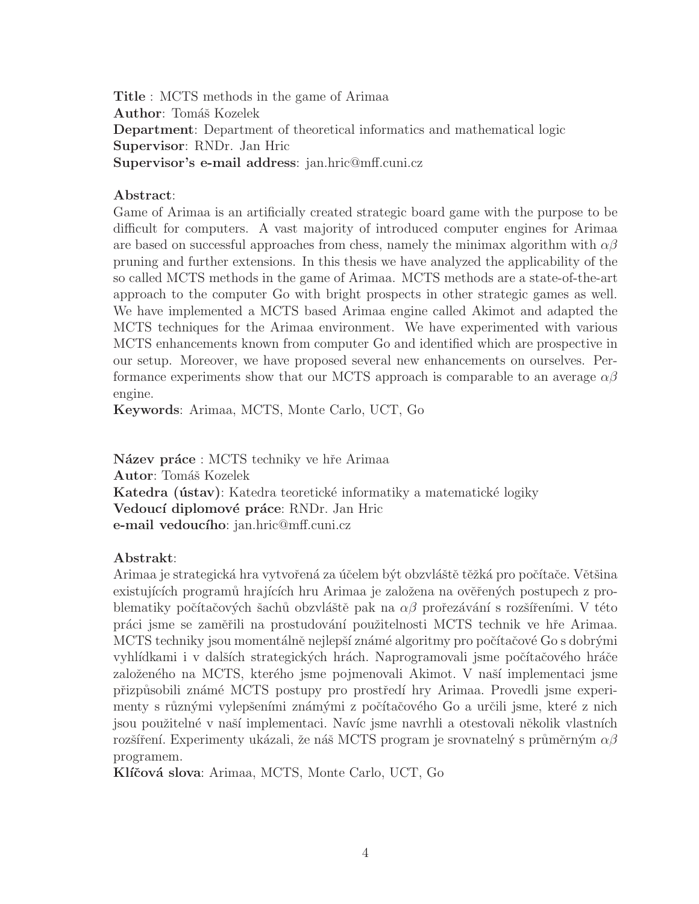**Title** : MCTS methods in the game of Arimaa
**Author**: Tomáš Kozelek
**Department**: Department of theoretical informatics and mathematical logic
**Supervisor**: RNDr. Jan Hric
**Supervisor's e-mail address**: jan.hric@mff.cuni.cz

**Abstract**:
Game of Arimaa is an artificially created strategic board game with the purpose to be difficult for computers. A vast majority of introduced computer engines for Arimaa are based on successful approaches from chess, namely the minimax algorithm with $\alpha\beta$ pruning and further extensions. In this thesis we have analyzed the applicability of the so called MCTS methods in the game of Arimaa. MCTS methods are a state-of-the-art approach to the computer Go with bright prospects in other strategic games as well. We have implemented a MCTS based Arimaa engine called Akimot and adapted the MCTS techniques for the Arimaa environment. We have experimented with various MCTS enhancements known from computer Go and identified which are prospective in our setup. Moreover, we have proposed several new enhancements on ourselves. Performance experiments show that our MCTS approach is comparable to an average $\alpha\beta$ engine.
**Keywords**: Arimaa, MCTS, Monte Carlo, UCT, Go

**Název práce** : MCTS techniky ve hře Arimaa
**Autor**: Tomáš Kozelek
**Katedra (ústav)**: Katedra teoretické informatiky a matematické logiky
**Vedoucí diplomové práce**: RNDr. Jan Hric
**e-mail vedoucího**: jan.hric@mff.cuni.cz

**Abstrakt**:
Arimaa je strategická hra vytvořená za účelem být obzvláště těžká pro počítače. Většina existujících programů hrajících hru Arimaa je založena na ověřených postupech z problematiky počítačových šachů obzvláště pak na $\alpha\beta$ prořezávání s rozšířeními. V této práci jsme se zaměřili na prostudování použitelnosti MCTS technik ve hře Arimaa. MCTS techniky jsou momentálně nejlepší známé algoritmy pro počítačové Go s dobrými vyhlídkami i v dalších strategických hrách. Naprogramovali jsme počítačového hráče založeného na MCTS, kterého jsme pojmenovali Akimot. V naší implementaci jsme přizpůsobili známé MCTS postupy pro prostředí hry Arimaa. Provedli jsme experimenty s různými vylepšeními známými z počítačového Go a určili jsme, které z nich jsou použitelné v naší implementaci. Navíc jsme navrhli a otestovali několik vlastních rozšíření. Experimenty ukázali, že náš MCTS program je srovnatelný s průměrným $\alpha\beta$ programem.
**Klíčová slova**: Arimaa, MCTS, Monte Carlo, UCT, Go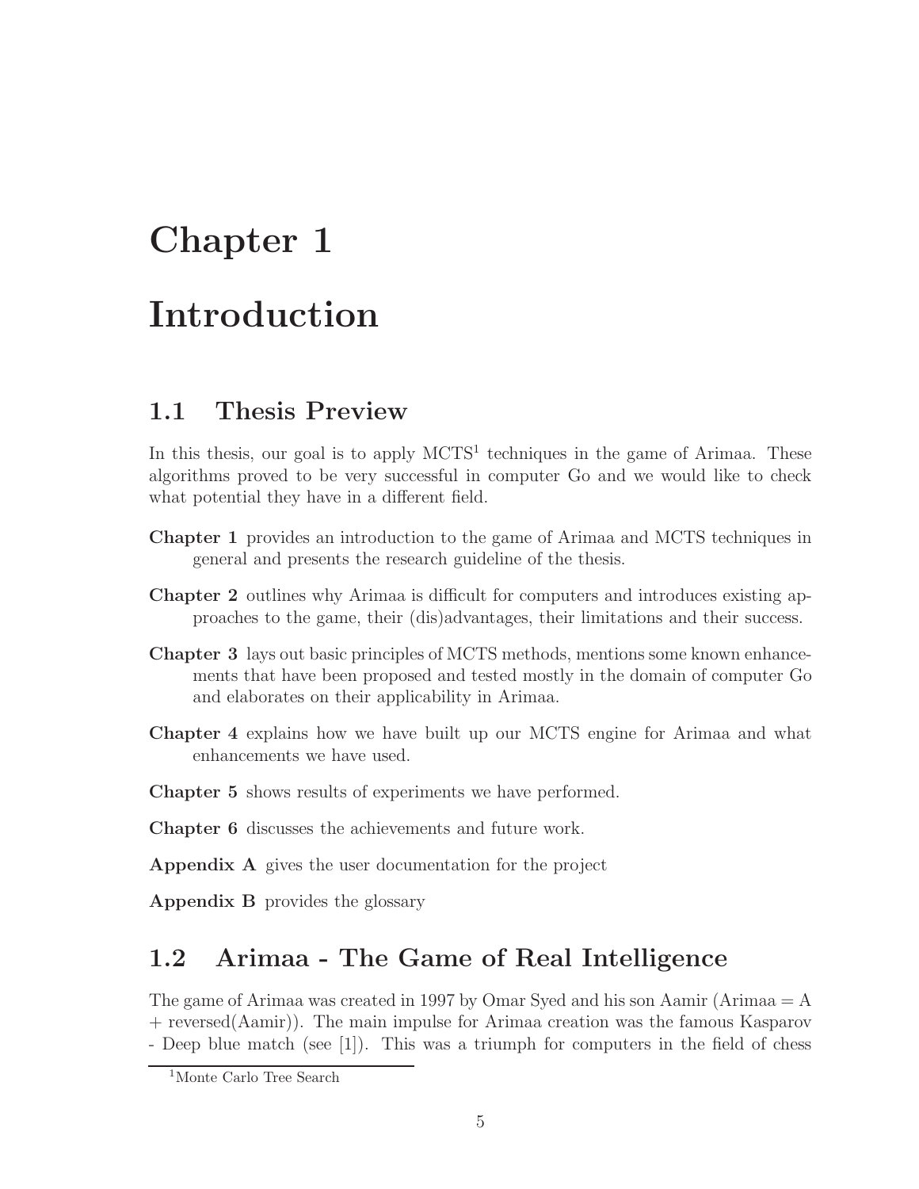# Chapter 1

# Introduction

## 1.1 Thesis Preview

In this thesis, our goal is to apply MCTS[1] techniques in the game of Arimaa. These algorithms proved to be very successful in computer Go and we would like to check what potential they have in a different field.

**Chapter 1** provides an introduction to the game of Arimaa and MCTS techniques in general and presents the research guideline of the thesis.

**Chapter 2** outlines why Arimaa is difficult for computers and introduces existing approaches to the game, their (dis)advantages, their limitations and their success.

**Chapter 3** lays out basic principles of MCTS methods, mentions some known enhancements that have been proposed and tested mostly in the domain of computer Go and elaborates on their applicability in Arimaa.

**Chapter 4** explains how we have built up our MCTS engine for Arimaa and what enhancements we have used.

**Chapter 5** shows results of experiments we have performed.

**Chapter 6** discusses the achievements and future work.

**Appendix A** gives the user documentation for the project

**Appendix B** provides the glossary

## 1.2 Arimaa - The Game of Real Intelligence

The game of Arimaa was created in 1997 by Omar Syed and his son Aamir (Arimaa = A + reversed(Aamir)). The main impulse for Arimaa creation was the famous Kasparov - Deep blue match (see [1]). This was a triumph for computers in the field of chess

[1] Monte Carlo Tree Search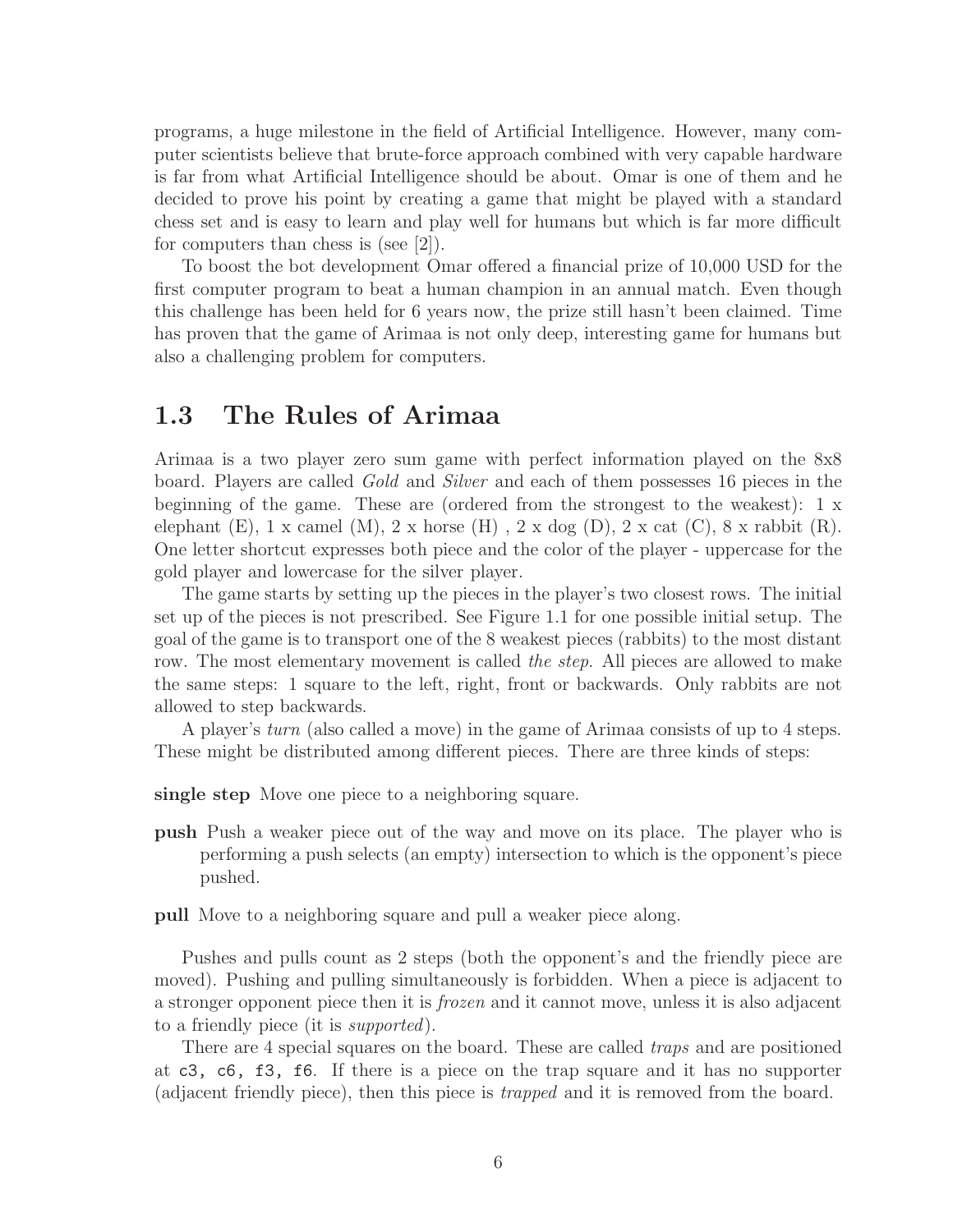programs, a huge milestone in the field of Artificial Intelligence. However, many computer scientists believe that brute-force approach combined with very capable hardware is far from what Artificial Intelligence should be about. Omar is one of them and he decided to prove his point by creating a game that might be played with a standard chess set and is easy to learn and play well for humans but which is far more difficult for computers than chess is (see [2]).

To boost the bot development Omar offered a financial prize of 10,000 USD for the first computer program to beat a human champion in an annual match. Even though this challenge has been held for 6 years now, the prize still hasn't been claimed. Time has proven that the game of Arimaa is not only deep, interesting game for humans but also a challenging problem for computers.

## 1.3 The Rules of Arimaa

Arimaa is a two player zero sum game with perfect information played on the 8x8 board. Players are called *Gold* and *Silver* and each of them possesses 16 pieces in the beginning of the game. These are (ordered from the strongest to the weakest): 1 x elephant (E), 1 x camel (M), 2 x horse (H) , 2 x dog (D), 2 x cat (C), 8 x rabbit (R). One letter shortcut expresses both piece and the color of the player - uppercase for the gold player and lowercase for the silver player.

The game starts by setting up the pieces in the player's two closest rows. The initial set up of the pieces is not prescribed. See Figure 1.1 for one possible initial setup. The goal of the game is to transport one of the 8 weakest pieces (rabbits) to the most distant row. The most elementary movement is called *the step*. All pieces are allowed to make the same steps: 1 square to the left, right, front or backwards. Only rabbits are not allowed to step backwards.

A player's *turn* (also called a move) in the game of Arimaa consists of up to 4 steps. These might be distributed among different pieces. There are three kinds of steps:

**single step** Move one piece to a neighboring square.

**push** Push a weaker piece out of the way and move on its place. The player who is performing a push selects (an empty) intersection to which is the opponent's piece pushed.

**pull** Move to a neighboring square and pull a weaker piece along.

Pushes and pulls count as 2 steps (both the opponent's and the friendly piece are moved). Pushing and pulling simultaneously is forbidden. When a piece is adjacent to a stronger opponent piece then it is *frozen* and it cannot move, unless it is also adjacent to a friendly piece (it is *supported*).

There are 4 special squares on the board. These are called *traps* and are positioned at `c3, c6, f3, f6`. If there is a piece on the trap square and it has no supporter (adjacent friendly piece), then this piece is *trapped* and it is removed from the board.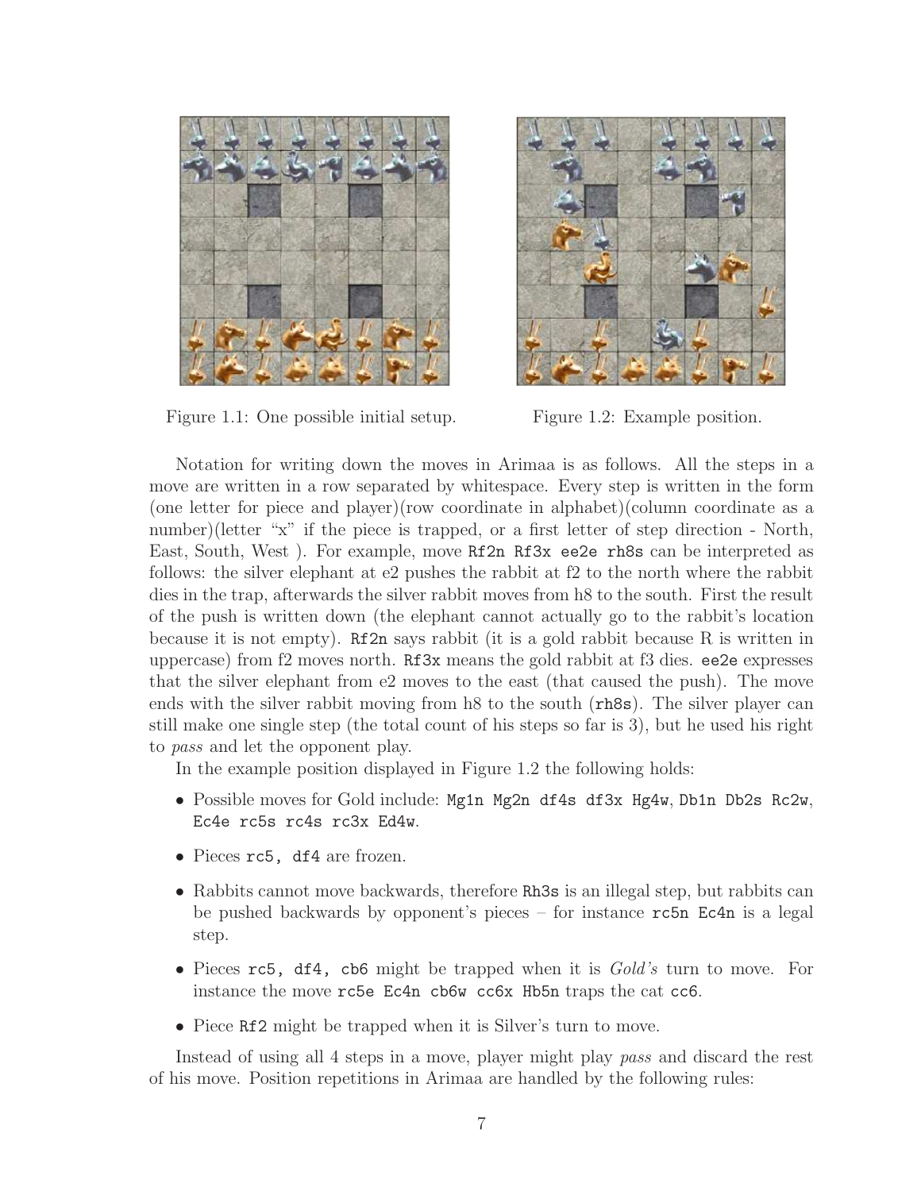Figure 1.1: One possible initial setup.

Figure 1.2: Example position.

Notation for writing down the moves in Arimaa is as follows. All the steps in a move are written in a row separated by whitespace. Every step is written in the form (one letter for piece and player)(row coordinate in alphabet)(column coordinate as a number)(letter "x" if the piece is trapped, or a first letter of step direction - North, East, South, West ). For example, move `Rf2n Rf3x ee2e rh8s` can be interpreted as follows: the silver elephant at e2 pushes the rabbit at f2 to the north where the rabbit dies in the trap, afterwards the silver rabbit moves from h8 to the south. First the result of the push is written down (the elephant cannot actually go to the rabbit's location because it is not empty). `Rf2n` says rabbit (it is a gold rabbit because R is written in uppercase) from f2 moves north. `Rf3x` means the gold rabbit at f3 dies. `ee2e` expresses that the silver elephant from e2 moves to the east (that caused the push). The move ends with the silver rabbit moving from h8 to the south (`rh8s`). The silver player can still make one single step (the total count of his steps so far is 3), but he used his right to *pass* and let the opponent play.

In the example position displayed in Figure 1.2 the following holds:

- Possible moves for Gold include: `Mg1n Mg2n df4s df3x Hg4w`, `Db1n Db2s Rc2w`, `Ec4e rc5s rc4s rc3x Ed4w`.
- Pieces `rc5, df4` are frozen.
- Rabbits cannot move backwards, therefore `Rh3s` is an illegal step, but rabbits can be pushed backwards by opponent's pieces – for instance `rc5n Ec4n` is a legal step.
- Pieces `rc5, df4, cb6` might be trapped when it is *Gold's* turn to move. For instance the move `rc5e Ec4n cb6w cc6x Hb5n` traps the cat `cc6`.
- Piece `Rf2` might be trapped when it is Silver's turn to move.

Instead of using all 4 steps in a move, player might play *pass* and discard the rest of his move. Position repetitions in Arimaa are handled by the following rules: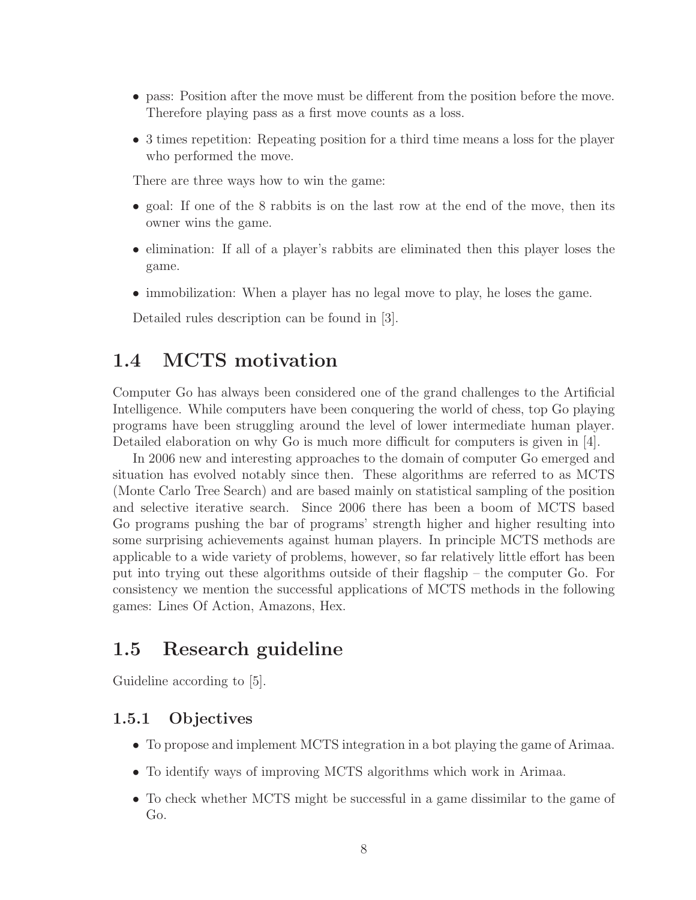- pass: Position after the move must be different from the position before the move. Therefore playing pass as a first move counts as a loss.
- 3 times repetition: Repeating position for a third time means a loss for the player who performed the move.

There are three ways how to win the game:

- goal: If one of the 8 rabbits is on the last row at the end of the move, then its owner wins the game.
- elimination: If all of a player's rabbits are eliminated then this player loses the game.
- immobilization: When a player has no legal move to play, he loses the game.

Detailed rules description can be found in [3].

## 1.4 MCTS motivation

Computer Go has always been considered one of the grand challenges to the Artificial Intelligence. While computers have been conquering the world of chess, top Go playing programs have been struggling around the level of lower intermediate human player. Detailed elaboration on why Go is much more difficult for computers is given in [4].

In 2006 new and interesting approaches to the domain of computer Go emerged and situation has evolved notably since then. These algorithms are referred to as MCTS (Monte Carlo Tree Search) and are based mainly on statistical sampling of the position and selective iterative search. Since 2006 there has been a boom of MCTS based Go programs pushing the bar of programs' strength higher and higher resulting into some surprising achievements against human players. In principle MCTS methods are applicable to a wide variety of problems, however, so far relatively little effort has been put into trying out these algorithms outside of their flagship – the computer Go. For consistency we mention the successful applications of MCTS methods in the following games: Lines Of Action, Amazons, Hex.

## 1.5 Research guideline

Guideline according to [5].

### 1.5.1 Objectives

- To propose and implement MCTS integration in a bot playing the game of Arimaa.
- To identify ways of improving MCTS algorithms which work in Arimaa.
- To check whether MCTS might be successful in a game dissimilar to the game of Go.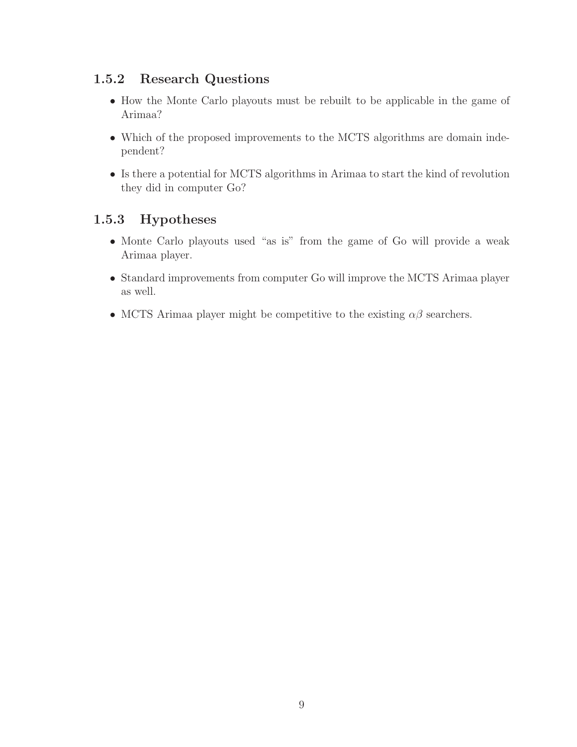### 1.5.2 Research Questions

- How the Monte Carlo playouts must be rebuilt to be applicable in the game of Arimaa?
- Which of the proposed improvements to the MCTS algorithms are domain independent?
- Is there a potential for MCTS algorithms in Arimaa to start the kind of revolution they did in computer Go?

### 1.5.3 Hypotheses

- Monte Carlo playouts used "as is" from the game of Go will provide a weak Arimaa player.
- Standard improvements from computer Go will improve the MCTS Arimaa player as well.
- MCTS Arimaa player might be competitive to the existing $\alpha\beta$ searchers.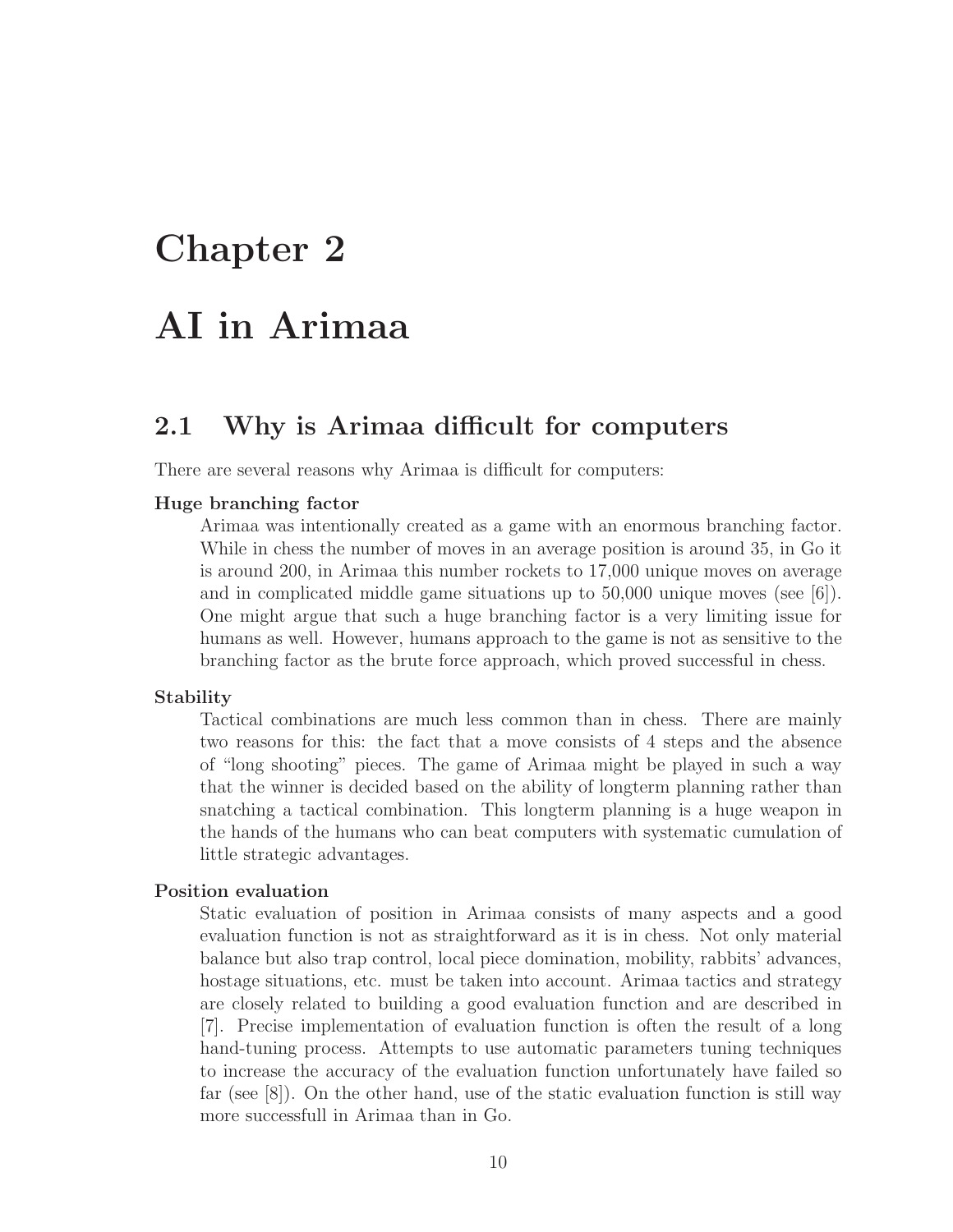# Chapter 2

# AI in Arimaa

## 2.1 Why is Arimaa difficult for computers

There are several reasons why Arimaa is difficult for computers:

**Huge branching factor**

Arimaa was intentionally created as a game with an enormous branching factor. While in chess the number of moves in an average position is around 35, in Go it is around 200, in Arimaa this number rockets to 17,000 unique moves on average and in complicated middle game situations up to 50,000 unique moves (see [6]). One might argue that such a huge branching factor is a very limiting issue for humans as well. However, humans approach to the game is not as sensitive to the branching factor as the brute force approach, which proved successful in chess.

**Stability**

Tactical combinations are much less common than in chess. There are mainly two reasons for this: the fact that a move consists of 4 steps and the absence of "long shooting" pieces. The game of Arimaa might be played in such a way that the winner is decided based on the ability of longterm planning rather than snatching a tactical combination. This longterm planning is a huge weapon in the hands of the humans who can beat computers with systematic cumulation of little strategic advantages.

**Position evaluation**

Static evaluation of position in Arimaa consists of many aspects and a good evaluation function is not as straightforward as it is in chess. Not only material balance but also trap control, local piece domination, mobility, rabbits' advances, hostage situations, etc. must be taken into account. Arimaa tactics and strategy are closely related to building a good evaluation function and are described in [7]. Precise implementation of evaluation function is often the result of a long hand-tuning process. Attempts to use automatic parameters tuning techniques to increase the accuracy of the evaluation function unfortunately have failed so far (see [8]). On the other hand, use of the static evaluation function is still way more successfull in Arimaa than in Go.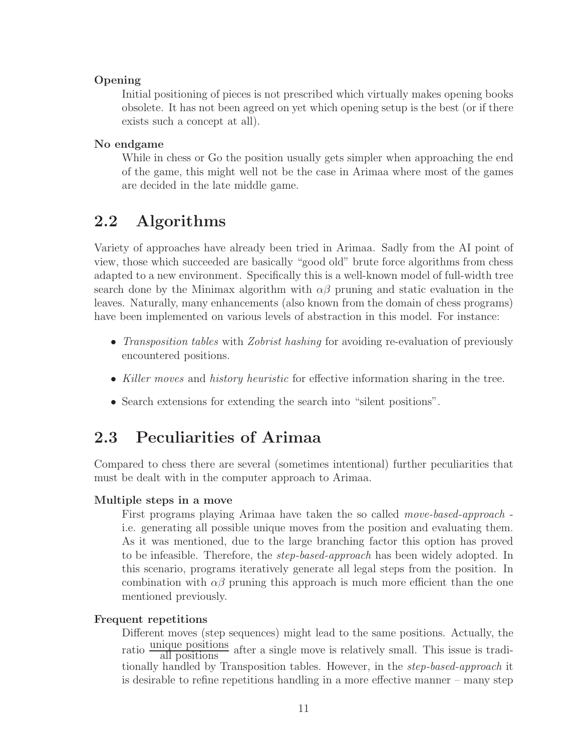**Opening**

Initial positioning of pieces is not prescribed which virtually makes opening books obsolete. It has not been agreed on yet which opening setup is the best (or if there exists such a concept at all).

**No endgame**

While in chess or Go the position usually gets simpler when approaching the end of the game, this might well not be the case in Arimaa where most of the games are decided in the late middle game.

## 2.2 Algorithms

Variety of approaches have already been tried in Arimaa. Sadly from the AI point of view, those which succeeded are basically "good old" brute force algorithms from chess adapted to a new environment. Specifically this is a well-known model of full-width tree search done by the Minimax algorithm with $\alpha\beta$ pruning and static evaluation in the leaves. Naturally, many enhancements (also known from the domain of chess programs) have been implemented on various levels of abstraction in this model. For instance:

- *Transposition tables* with *Zobrist hashing* for avoiding re-evaluation of previously encountered positions.
- *Killer moves* and *history heuristic* for effective information sharing in the tree.
- Search extensions for extending the search into "silent positions".

## 2.3 Peculiarities of Arimaa

Compared to chess there are several (sometimes intentional) further peculiarities that must be dealt with in the computer approach to Arimaa.

**Multiple steps in a move**

First programs playing Arimaa have taken the so called *move-based-approach* - i.e. generating all possible unique moves from the position and evaluating them. As it was mentioned, due to the large branching factor this option has proved to be infeasible. Therefore, the *step-based-approach* has been widely adopted. In this scenario, programs iteratively generate all legal steps from the position. In combination with $\alpha\beta$ pruning this approach is much more efficient than the one mentioned previously.

**Frequent repetitions**

Different moves (step sequences) might lead to the same positions. Actually, the ratio $\frac{\text{unique positions}}{\text{all positions}}$ after a single move is relatively small. This issue is traditionally handled by Transposition tables. However, in the *step-based-approach* it is desirable to refine repetitions handling in a more effective manner – many step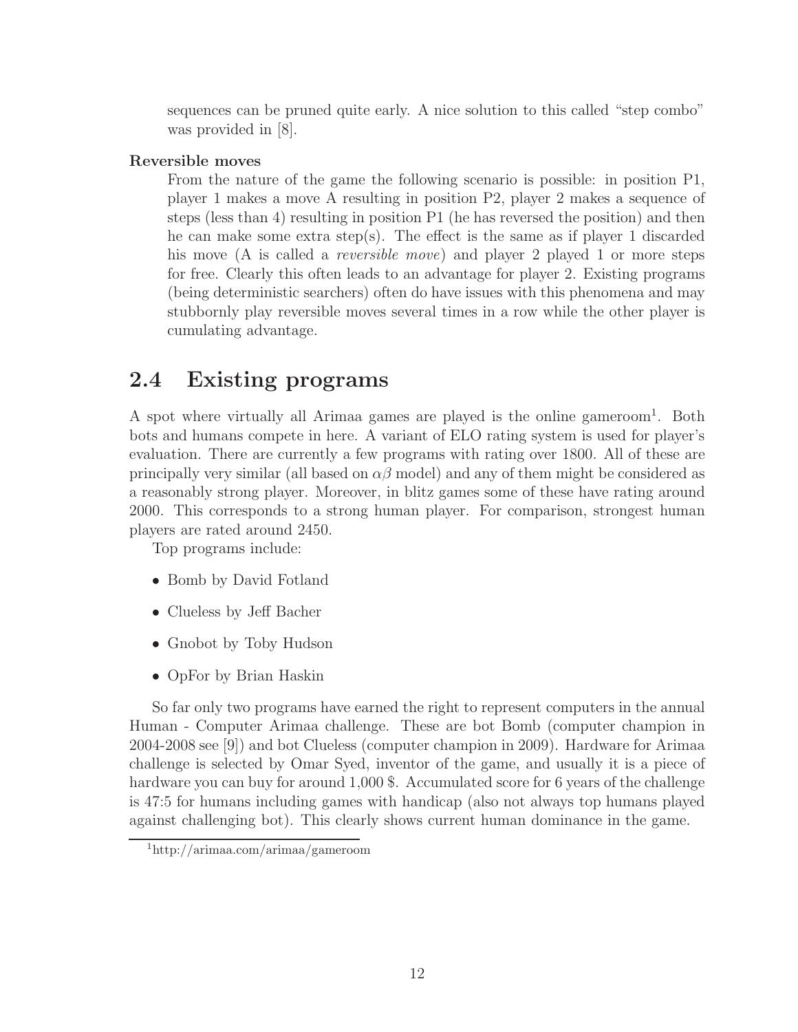sequences can be pruned quite early. A nice solution to this called "step combo" was provided in [8].

**Reversible moves**

From the nature of the game the following scenario is possible: in position P1, player 1 makes a move A resulting in position P2, player 2 makes a sequence of steps (less than 4) resulting in position P1 (he has reversed the position) and then he can make some extra step(s). The effect is the same as if player 1 discarded his move (A is called a *reversible move*) and player 2 played 1 or more steps for free. Clearly this often leads to an advantage for player 2. Existing programs (being deterministic searchers) often do have issues with this phenomena and may stubbornly play reversible moves several times in a row while the other player is cumulating advantage.

## 2.4 Existing programs

A spot where virtually all Arimaa games are played is the online gameroom[1]. Both bots and humans compete in here. A variant of ELO rating system is used for player's evaluation. There are currently a few programs with rating over 1800. All of these are principally very similar (all based on $\alpha\beta$ model) and any of them might be considered as a reasonably strong player. Moreover, in blitz games some of these have rating around 2000. This corresponds to a strong human player. For comparison, strongest human players are rated around 2450.

Top programs include:

- Bomb by David Fotland
- Clueless by Jeff Bacher
- Gnobot by Toby Hudson
- OpFor by Brian Haskin

So far only two programs have earned the right to represent computers in the annual Human - Computer Arimaa challenge. These are bot Bomb (computer champion in 2004-2008 see [9]) and bot Clueless (computer champion in 2009). Hardware for Arimaa challenge is selected by Omar Syed, inventor of the game, and usually it is a piece of hardware you can buy for around 1,000 $. Accumulated score for 6 years of the challenge is 47:5 for humans including games with handicap (also not always top humans played against challenging bot). This clearly shows current human dominance in the game.

[1] http://arimaa.com/arimaa/gameroom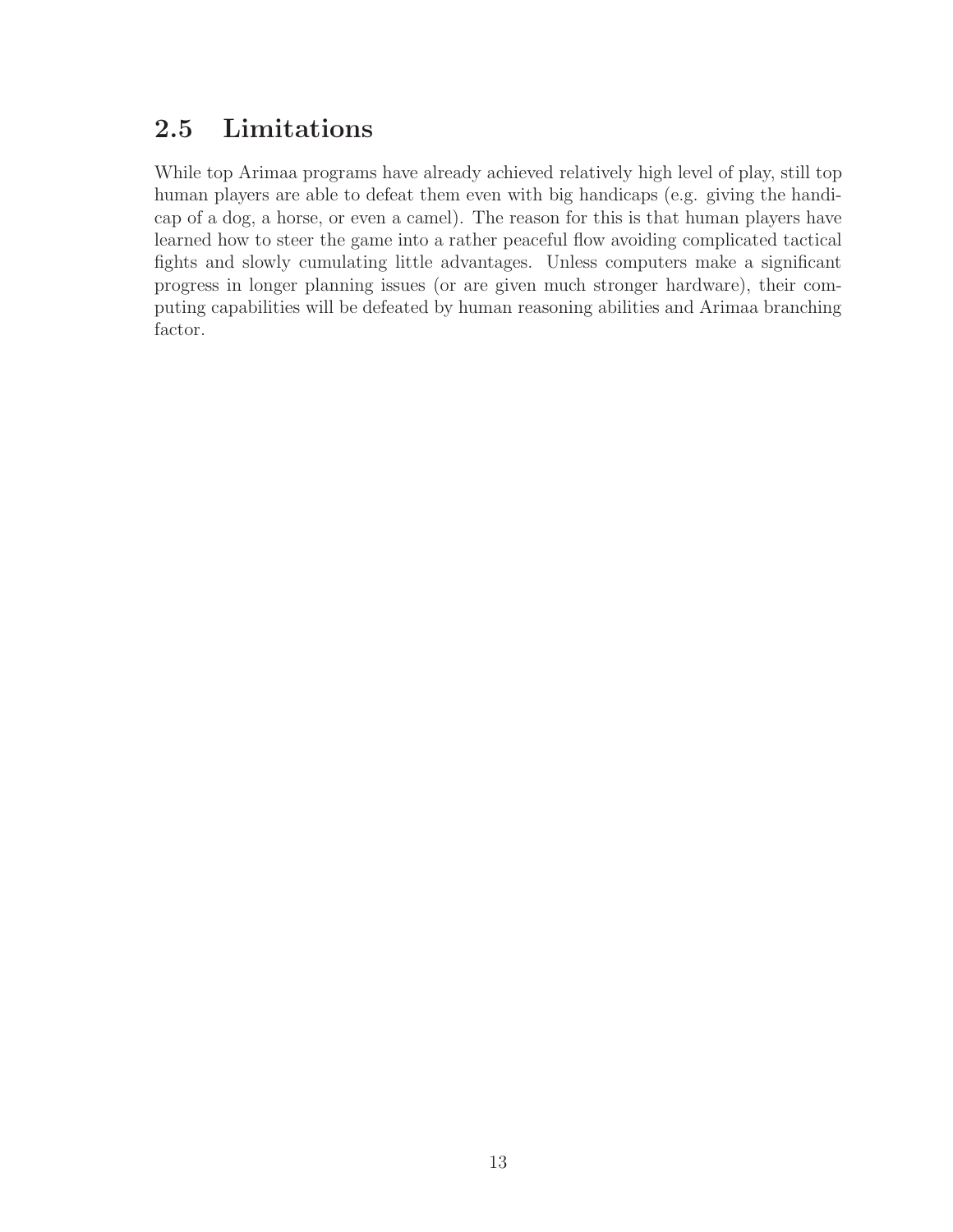## 2.5 Limitations

While top Arimaa programs have already achieved relatively high level of play, still top human players are able to defeat them even with big handicaps (e.g. giving the handicap of a dog, a horse, or even a camel). The reason for this is that human players have learned how to steer the game into a rather peaceful flow avoiding complicated tactical fights and slowly cumulating little advantages. Unless computers make a significant progress in longer planning issues (or are given much stronger hardware), their computing capabilities will be defeated by human reasoning abilities and Arimaa branching factor.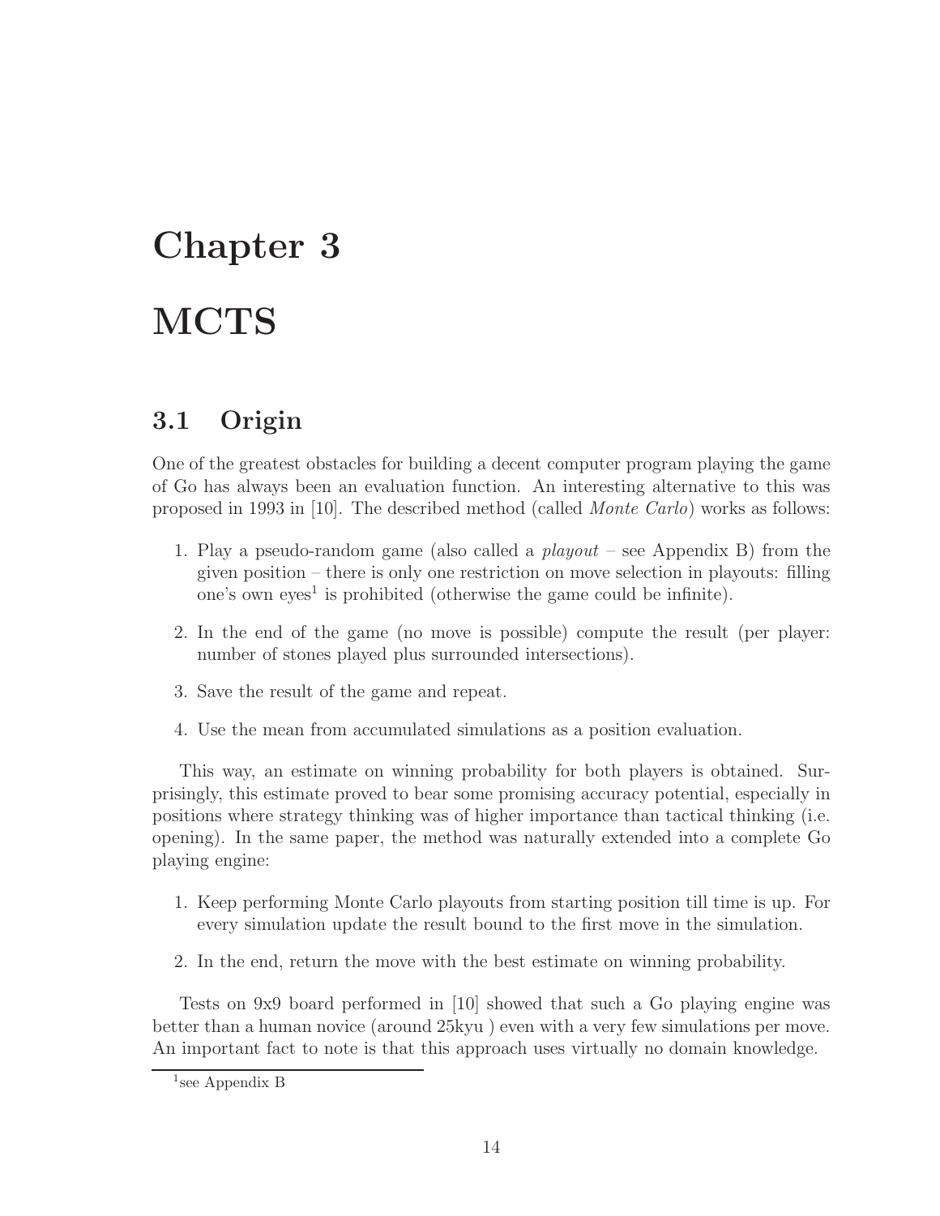# Chapter 3

# MCTS

## 3.1 Origin

One of the greatest obstacles for building a decent computer program playing the game of Go has always been an evaluation function. An interesting alternative to this was proposed in 1993 in [10]. The described method (called *Monte Carlo*) works as follows:

1. Play a pseudo-random game (also called a *playout* – see Appendix B) from the given position – there is only one restriction on move selection in playouts: filling one's own eyes[1] is prohibited (otherwise the game could be infinite).
2. In the end of the game (no move is possible) compute the result (per player: number of stones played plus surrounded intersections).
3. Save the result of the game and repeat.
4. Use the mean from accumulated simulations as a position evaluation.

This way, an estimate on winning probability for both players is obtained. Surprisingly, this estimate proved to bear some promising accuracy potential, especially in positions where strategy thinking was of higher importance than tactical thinking (i.e. opening). In the same paper, the method was naturally extended into a complete Go playing engine:

1. Keep performing Monte Carlo playouts from starting position till time is up. For every simulation update the result bound to the first move in the simulation.
2. In the end, return the move with the best estimate on winning probability.

Tests on 9x9 board performed in [10] showed that such a Go playing engine was better than a human novice (around 25kyu ) even with a very few simulations per move. An important fact to note is that this approach uses virtually no domain knowledge.

[1] see Appendix B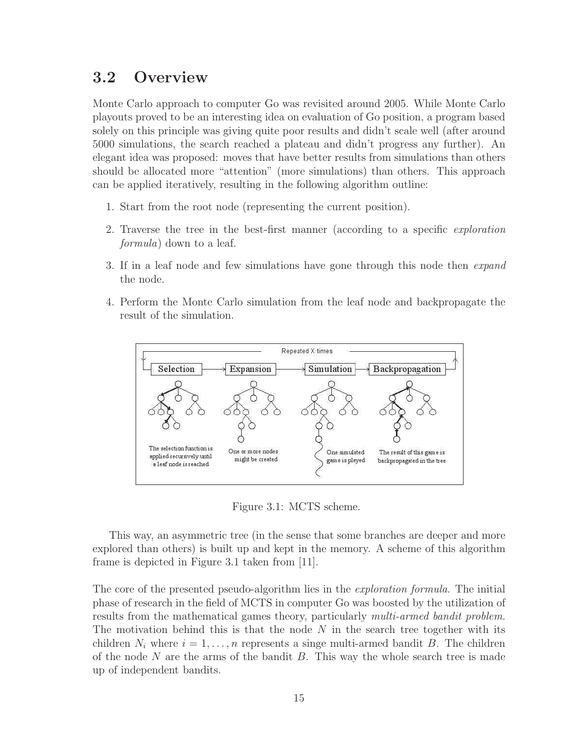## 3.2 Overview

Monte Carlo approach to computer Go was revisited around 2005. While Monte Carlo playouts proved to be an interesting idea on evaluation of Go position, a program based solely on this principle was giving quite poor results and didn't scale well (after around 5000 simulations, the search reached a plateau and didn't progress any further). An elegant idea was proposed: moves that have better results from simulations than others should be allocated more "attention" (more simulations) than others. This approach can be applied iteratively, resulting in the following algorithm outline:

1. Start from the root node (representing the current position).
2. Traverse the tree in the best-first manner (according to a specific *exploration formula*) down to a leaf.
3. If in a leaf node and few simulations have gone through this node then *expand* the node.
4. Perform the Monte Carlo simulation from the leaf node and backpropagate the result of the simulation.

Figure 3.1: MCTS scheme.

This way, an asymmetric tree (in the sense that some branches are deeper and more explored than others) is built up and kept in the memory. A scheme of this algorithm frame is depicted in Figure 3.1 taken from [11].

The core of the presented pseudo-algorithm lies in the *exploration formula*. The initial phase of research in the field of MCTS in computer Go was boosted by the utilization of results from the mathematical games theory, particularly *multi-armed bandit problem*. The motivation behind this is that the node $N$ in the search tree together with its children $N_i$ where $i = 1, \ldots, n$ represents a singe multi-armed bandit $B$. The children of the node $N$ are the arms of the bandit $B$. This way the whole search tree is made up of independent bandits.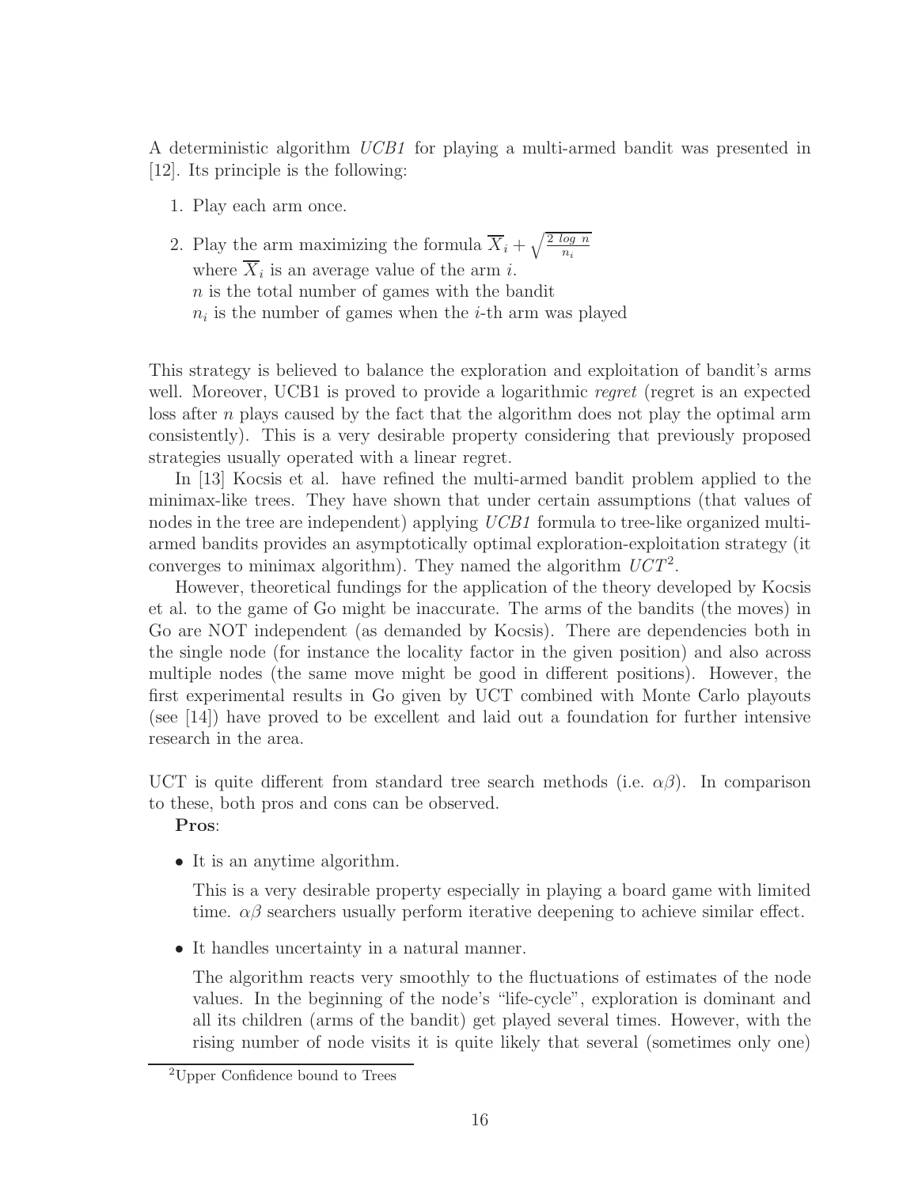A deterministic algorithm *UCB1* for playing a multi-armed bandit was presented in [12]. Its principle is the following:

1. Play each arm once.
2. Play the arm maximizing the formula $\overline{X}_i + \sqrt{\frac{2\ log\ n}{n_i}}$
   where $\overline{X}_i$ is an average value of the arm $i$.
   $n$ is the total number of games with the bandit
   $n_i$ is the number of games when the $i$-th arm was played

This strategy is believed to balance the exploration and exploitation of bandit's arms well. Moreover, UCB1 is proved to provide a logarithmic *regret* (regret is an expected loss after $n$ plays caused by the fact that the algorithm does not play the optimal arm consistently). This is a very desirable property considering that previously proposed strategies usually operated with a linear regret.

In [13] Kocsis et al. have refined the multi-armed bandit problem applied to the minimax-like trees. They have shown that under certain assumptions (that values of nodes in the tree are independent) applying *UCB1* formula to tree-like organized multi-armed bandits provides an asymptotically optimal exploration-exploitation strategy (it converges to minimax algorithm). They named the algorithm *UCT*[2].

However, theoretical fundings for the application of the theory developed by Kocsis et al. to the game of Go might be inaccurate. The arms of the bandits (the moves) in Go are NOT independent (as demanded by Kocsis). There are dependencies both in the single node (for instance the locality factor in the given position) and also across multiple nodes (the same move might be good in different positions). However, the first experimental results in Go given by UCT combined with Monte Carlo playouts (see [14]) have proved to be excellent and laid out a foundation for further intensive research in the area.

UCT is quite different from standard tree search methods (i.e. $\alpha\beta$). In comparison to these, both pros and cons can be observed.

**Pros**:

- It is an anytime algorithm.

  This is a very desirable property especially in playing a board game with limited time. $\alpha\beta$ searchers usually perform iterative deepening to achieve similar effect.

- It handles uncertainty in a natural manner.

  The algorithm reacts very smoothly to the fluctuations of estimates of the node values. In the beginning of the node's "life-cycle", exploration is dominant and all its children (arms of the bandit) get played several times. However, with the rising number of node visits it is quite likely that several (sometimes only one)

[2] Upper Confidence bound to Trees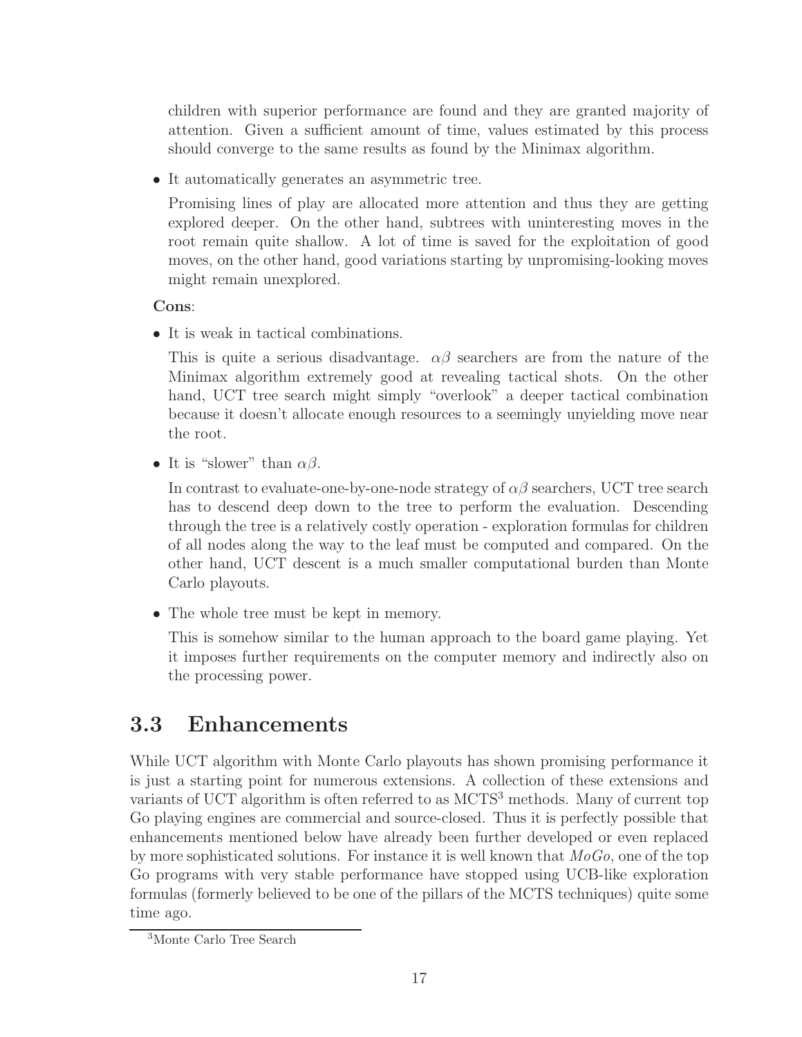children with superior performance are found and they are granted majority of attention. Given a sufficient amount of time, values estimated by this process should converge to the same results as found by the Minimax algorithm.

- It automatically generates an asymmetric tree.

  Promising lines of play are allocated more attention and thus they are getting explored deeper. On the other hand, subtrees with uninteresting moves in the root remain quite shallow. A lot of time is saved for the exploitation of good moves, on the other hand, good variations starting by unpromising-looking moves might remain unexplored.

**Cons**:

- It is weak in tactical combinations.

  This is quite a serious disadvantage. $\alpha\beta$ searchers are from the nature of the Minimax algorithm extremely good at revealing tactical shots. On the other hand, UCT tree search might simply "overlook" a deeper tactical combination because it doesn't allocate enough resources to a seemingly unyielding move near the root.

- It is "slower" than $\alpha\beta$.

  In contrast to evaluate-one-by-one-node strategy of $\alpha\beta$ searchers, UCT tree search has to descend deep down to the tree to perform the evaluation. Descending through the tree is a relatively costly operation - exploration formulas for children of all nodes along the way to the leaf must be computed and compared. On the other hand, UCT descent is a much smaller computational burden than Monte Carlo playouts.

- The whole tree must be kept in memory.

  This is somehow similar to the human approach to the board game playing. Yet it imposes further requirements on the computer memory and indirectly also on the processing power.

## 3.3 Enhancements

While UCT algorithm with Monte Carlo playouts has shown promising performance it is just a starting point for numerous extensions. A collection of these extensions and variants of UCT algorithm is often referred to as MCTS[3] methods. Many of current top Go playing engines are commercial and source-closed. Thus it is perfectly possible that enhancements mentioned below have already been further developed or even replaced by more sophisticated solutions. For instance it is well known that *MoGo*, one of the top Go programs with very stable performance have stopped using UCB-like exploration formulas (formerly believed to be one of the pillars of the MCTS techniques) quite some time ago.

[3] Monte Carlo Tree Search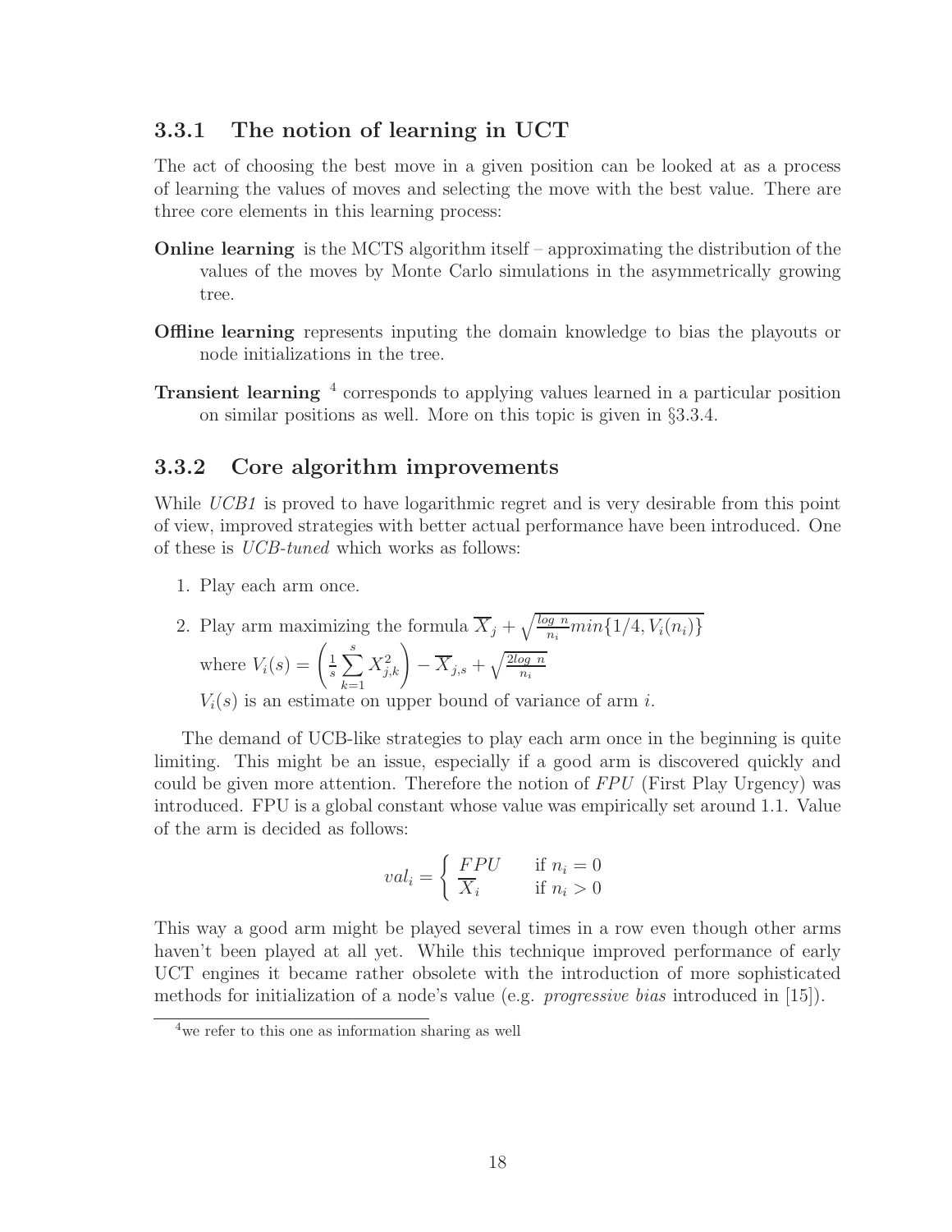### 3.3.1 The notion of learning in UCT

The act of choosing the best move in a given position can be looked at as a process of learning the values of moves and selecting the move with the best value. There are three core elements in this learning process:

**Online learning** is the MCTS algorithm itself – approximating the distribution of the values of the moves by Monte Carlo simulations in the asymmetrically growing tree.

**Offline learning** represents inputing the domain knowledge to bias the playouts or node initializations in the tree.

**Transient learning** [4] corresponds to applying values learned in a particular position on similar positions as well. More on this topic is given in §3.3.4.

### 3.3.2 Core algorithm improvements

While *UCB1* is proved to have logarithmic regret and is very desirable from this point of view, improved strategies with better actual performance have been introduced. One of these is *UCB-tuned* which works as follows:

1. Play each arm once.
2. Play arm maximizing the formula $\overline{X}_j + \sqrt{\frac{log\ n}{n_i} min\{1/4, V_i(n_i)\}}$
   where $V_i(s) = \left(\frac{1}{s}\sum_{k=1}^{s} X_{j,k}^2\right) - \overline{X}_{j,s} + \sqrt{\frac{2log\ n}{n_i}}$
   $V_i(s)$ is an estimate on upper bound of variance of arm $i$.

The demand of UCB-like strategies to play each arm once in the beginning is quite limiting. This might be an issue, especially if a good arm is discovered quickly and could be given more attention. Therefore the notion of *FPU* (First Play Urgency) was introduced. FPU is a global constant whose value was empirically set around 1.1. Value of the arm is decided as follows:

$$val_i = \begin{cases} FPU & \text{if } n_i = 0 \\ \overline{X_i} & \text{if } n_i > 0 \end{cases}$$

This way a good arm might be played several times in a row even though other arms haven't been played at all yet. While this technique improved performance of early UCT engines it became rather obsolete with the introduction of more sophisticated methods for initialization of a node's value (e.g. *progressive bias* introduced in [15]).

[4] we refer to this one as information sharing as well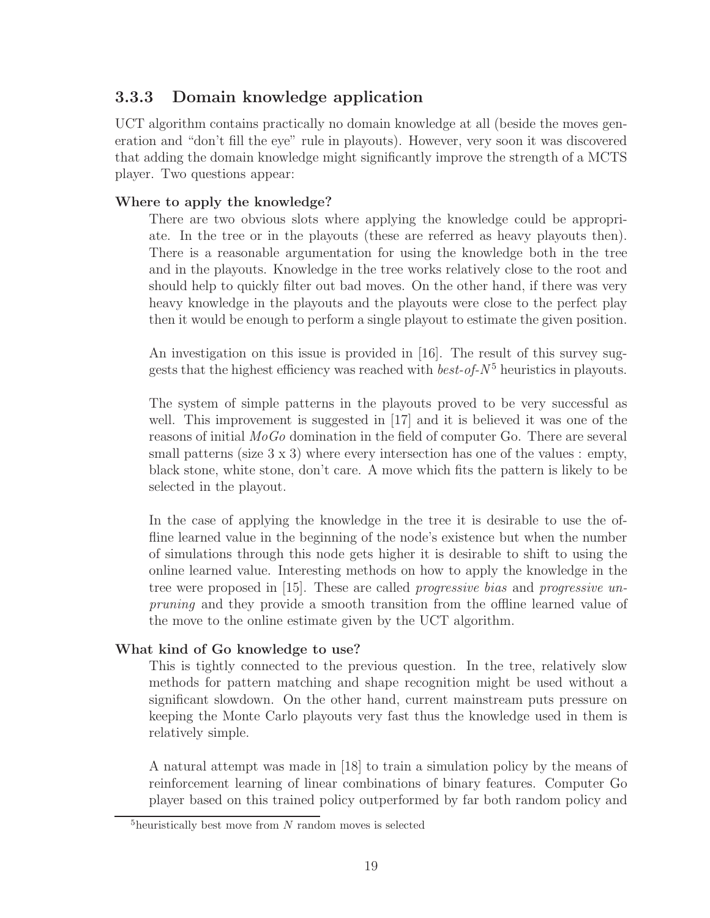### 3.3.3 Domain knowledge application

UCT algorithm contains practically no domain knowledge at all (beside the moves generation and "don't fill the eye" rule in playouts). However, very soon it was discovered that adding the domain knowledge might significantly improve the strength of a MCTS player. Two questions appear:

**Where to apply the knowledge?**

There are two obvious slots where applying the knowledge could be appropriate. In the tree or in the playouts (these are referred as heavy playouts then). There is a reasonable argumentation for using the knowledge both in the tree and in the playouts. Knowledge in the tree works relatively close to the root and should help to quickly filter out bad moves. On the other hand, if there was very heavy knowledge in the playouts and the playouts were close to the perfect play then it would be enough to perform a single playout to estimate the given position.

An investigation on this issue is provided in [16]. The result of this survey suggests that the highest efficiency was reached with *best-of-N*[5] heuristics in playouts.

The system of simple patterns in the playouts proved to be very successful as well. This improvement is suggested in [17] and it is believed it was one of the reasons of initial *MoGo* domination in the field of computer Go. There are several small patterns (size 3 x 3) where every intersection has one of the values : empty, black stone, white stone, don't care. A move which fits the pattern is likely to be selected in the playout.

In the case of applying the knowledge in the tree it is desirable to use the offline learned value in the beginning of the node's existence but when the number of simulations through this node gets higher it is desirable to shift to using the online learned value. Interesting methods on how to apply the knowledge in the tree were proposed in [15]. These are called *progressive bias* and *progressive unpruning* and they provide a smooth transition from the offline learned value of the move to the online estimate given by the UCT algorithm.

**What kind of Go knowledge to use?**

This is tightly connected to the previous question. In the tree, relatively slow methods for pattern matching and shape recognition might be used without a significant slowdown. On the other hand, current mainstream puts pressure on keeping the Monte Carlo playouts very fast thus the knowledge used in them is relatively simple.

A natural attempt was made in [18] to train a simulation policy by the means of reinforcement learning of linear combinations of binary features. Computer Go player based on this trained policy outperformed by far both random policy and

[5] heuristically best move from $N$ random moves is selected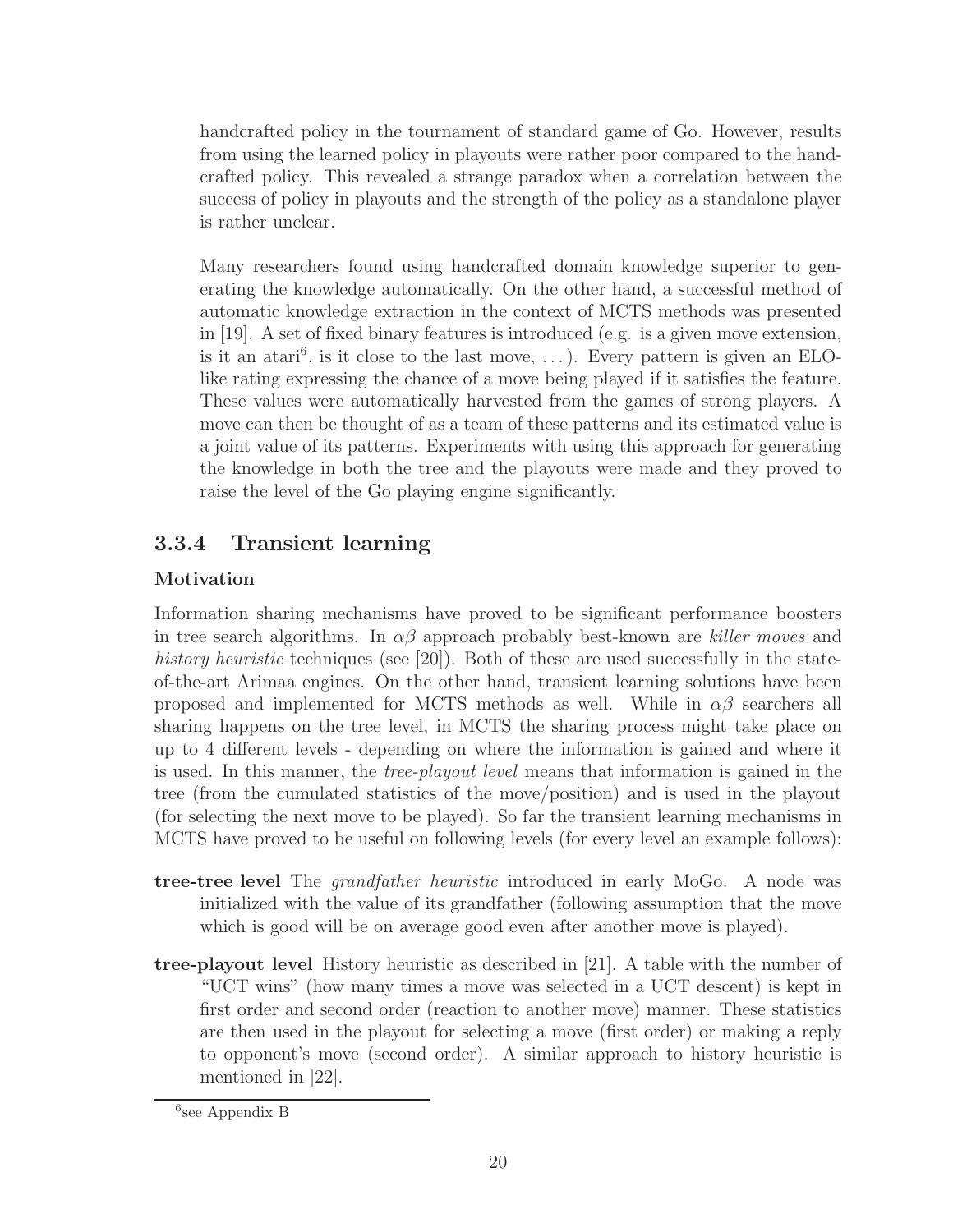handcrafted policy in the tournament of standard game of Go. However, results from using the learned policy in playouts were rather poor compared to the handcrafted policy. This revealed a strange paradox when a correlation between the success of policy in playouts and the strength of the policy as a standalone player is rather unclear.

Many researchers found using handcrafted domain knowledge superior to generating the knowledge automatically. On the other hand, a successful method of automatic knowledge extraction in the context of MCTS methods was presented in [19]. A set of fixed binary features is introduced (e.g. is a given move extension, is it an atari[6], is it close to the last move, ...). Every pattern is given an ELO-like rating expressing the chance of a move being played if it satisfies the feature. These values were automatically harvested from the games of strong players. A move can then be thought of as a team of these patterns and its estimated value is a joint value of its patterns. Experiments with using this approach for generating the knowledge in both the tree and the playouts were made and they proved to raise the level of the Go playing engine significantly.

### 3.3.4 Transient learning

**Motivation**

Information sharing mechanisms have proved to be significant performance boosters in tree search algorithms. In $\alpha\beta$ approach probably best-known are *killer moves* and *history heuristic* techniques (see [20]). Both of these are used successfully in the state-of-the-art Arimaa engines. On the other hand, transient learning solutions have been proposed and implemented for MCTS methods as well. While in $\alpha\beta$ searchers all sharing happens on the tree level, in MCTS the sharing process might take place on up to 4 different levels - depending on where the information is gained and where it is used. In this manner, the *tree-playout level* means that information is gained in the tree (from the cumulated statistics of the move/position) and is used in the playout (for selecting the next move to be played). So far the transient learning mechanisms in MCTS have proved to be useful on following levels (for every level an example follows):

**tree-tree level** The *grandfather heuristic* introduced in early MoGo. A node was initialized with the value of its grandfather (following assumption that the move which is good will be on average good even after another move is played).

**tree-playout level** History heuristic as described in [21]. A table with the number of "UCT wins" (how many times a move was selected in a UCT descent) is kept in first order and second order (reaction to another move) manner. These statistics are then used in the playout for selecting a move (first order) or making a reply to opponent's move (second order). A similar approach to history heuristic is mentioned in [22].

[6] see Appendix B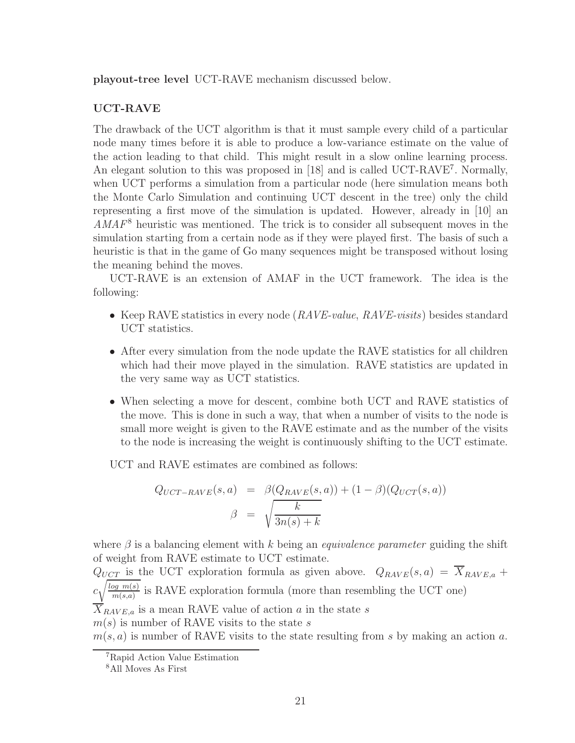**playout-tree level** UCT-RAVE mechanism discussed below.

### UCT-RAVE

The drawback of the UCT algorithm is that it must sample every child of a particular node many times before it is able to produce a low-variance estimate on the value of the action leading to that child. This might result in a slow online learning process. An elegant solution to this was proposed in [18] and is called UCT-RAVE[7]. Normally, when UCT performs a simulation from a particular node (here simulation means both the Monte Carlo Simulation and continuing UCT descent in the tree) only the child representing a first move of the simulation is updated. However, already in [10] an *AMAF*[8] heuristic was mentioned. The trick is to consider all subsequent moves in the simulation starting from a certain node as if they were played first. The basis of such a heuristic is that in the game of Go many sequences might be transposed without losing the meaning behind the moves.

UCT-RAVE is an extension of AMAF in the UCT framework. The idea is the following:

- Keep RAVE statistics in every node (*RAVE-value*, *RAVE-visits*) besides standard UCT statistics.
- After every simulation from the node update the RAVE statistics for all children which had their move played in the simulation. RAVE statistics are updated in the very same way as UCT statistics.
- When selecting a move for descent, combine both UCT and RAVE statistics of the move. This is done in such a way, that when a number of visits to the node is small more weight is given to the RAVE estimate and as the number of the visits to the node is increasing the weight is continuously shifting to the UCT estimate.

UCT and RAVE estimates are combined as follows:

$$
\begin{aligned}
Q_{UCT-RAVE}(s,a) &= \beta(Q_{RAVE}(s,a)) + (1-\beta)(Q_{UCT}(s,a)) \\
\beta &= \sqrt{\frac{k}{3n(s)+k}}
\end{aligned}
$$

where $\beta$ is a balancing element with $k$ being an *equivalence parameter* guiding the shift of weight from RAVE estimate to UCT estimate.
$Q_{UCT}$ is the UCT exploration formula as given above. $Q_{RAVE}(s,a) = \overline{X}_{RAVE,a} + c\sqrt{\frac{log\ m(s)}{m(s,a)}}$ is RAVE exploration formula (more than resembling the UCT one)
$\overline{X}_{RAVE,a}$ is a mean RAVE value of action $a$ in the state $s$
$m(s)$ is number of RAVE visits to the state $s$
$m(s,a)$ is number of RAVE visits to the state resulting from $s$ by making an action $a$.

[7] Rapid Action Value Estimation

[8] All Moves As First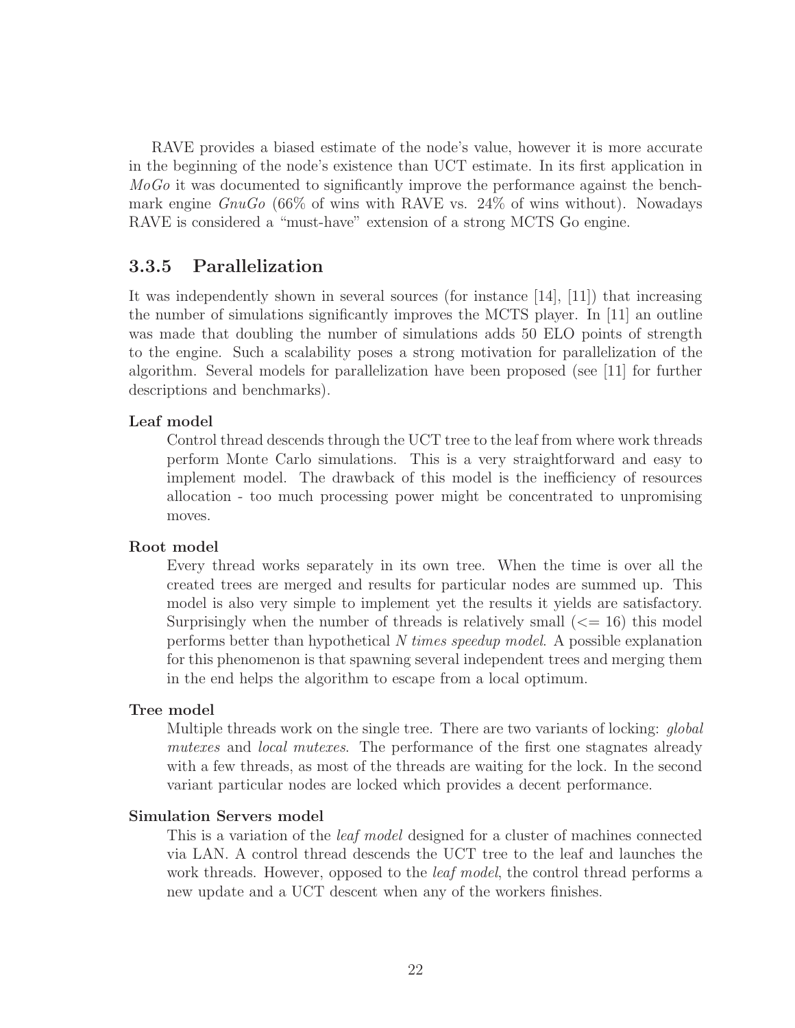RAVE provides a biased estimate of the node's value, however it is more accurate in the beginning of the node's existence than UCT estimate. In its first application in *MoGo* it was documented to significantly improve the performance against the benchmark engine *GnuGo* (66% of wins with RAVE vs. 24% of wins without). Nowadays RAVE is considered a "must-have" extension of a strong MCTS Go engine.

### 3.3.5 Parallelization

It was independently shown in several sources (for instance [14], [11]) that increasing the number of simulations significantly improves the MCTS player. In [11] an outline was made that doubling the number of simulations adds 50 ELO points of strength to the engine. Such a scalability poses a strong motivation for parallelization of the algorithm. Several models for parallelization have been proposed (see [11] for further descriptions and benchmarks).

**Leaf model**

Control thread descends through the UCT tree to the leaf from where work threads perform Monte Carlo simulations. This is a very straightforward and easy to implement model. The drawback of this model is the inefficiency of resources allocation - too much processing power might be concentrated to unpromising moves.

**Root model**

Every thread works separately in its own tree. When the time is over all the created trees are merged and results for particular nodes are summed up. This model is also very simple to implement yet the results it yields are satisfactory. Surprisingly when the number of threads is relatively small ($<= 16$) this model performs better than hypothetical *N times speedup model*. A possible explanation for this phenomenon is that spawning several independent trees and merging them in the end helps the algorithm to escape from a local optimum.

**Tree model**

Multiple threads work on the single tree. There are two variants of locking: *global mutexes* and *local mutexes*. The performance of the first one stagnates already with a few threads, as most of the threads are waiting for the lock. In the second variant particular nodes are locked which provides a decent performance.

**Simulation Servers model**

This is a variation of the *leaf model* designed for a cluster of machines connected via LAN. A control thread descends the UCT tree to the leaf and launches the work threads. However, opposed to the *leaf model*, the control thread performs a new update and a UCT descent when any of the workers finishes.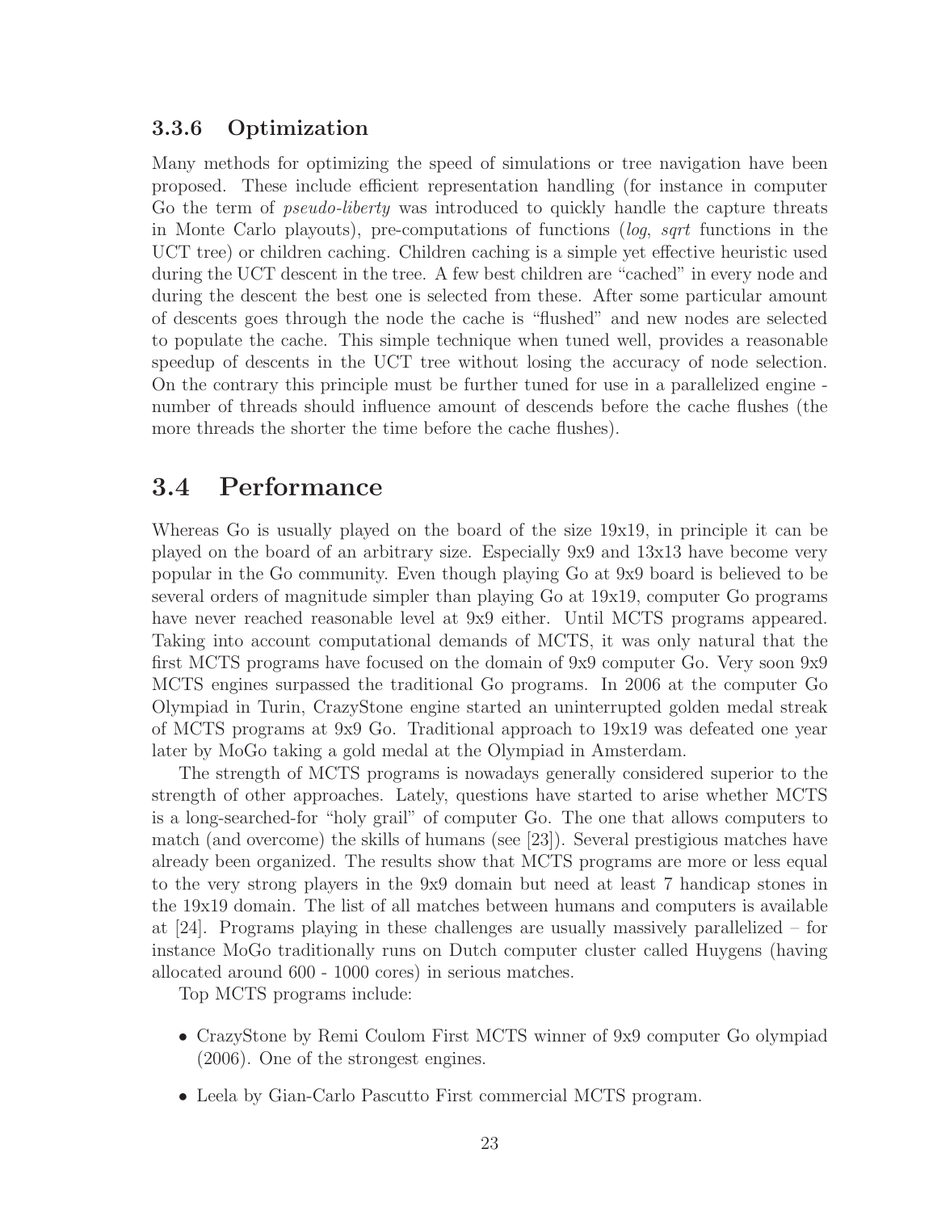### 3.3.6 Optimization

Many methods for optimizing the speed of simulations or tree navigation have been proposed. These include efficient representation handling (for instance in computer Go the term of *pseudo-liberty* was introduced to quickly handle the capture threats in Monte Carlo playouts), pre-computations of functions (*log*, *sqrt* functions in the UCT tree) or children caching. Children caching is a simple yet effective heuristic used during the UCT descent in the tree. A few best children are "cached" in every node and during the descent the best one is selected from these. After some particular amount of descents goes through the node the cache is "flushed" and new nodes are selected to populate the cache. This simple technique when tuned well, provides a reasonable speedup of descents in the UCT tree without losing the accuracy of node selection. On the contrary this principle must be further tuned for use in a parallelized engine - number of threads should influence amount of descends before the cache flushes (the more threads the shorter the time before the cache flushes).

## 3.4 Performance

Whereas Go is usually played on the board of the size 19x19, in principle it can be played on the board of an arbitrary size. Especially 9x9 and 13x13 have become very popular in the Go community. Even though playing Go at 9x9 board is believed to be several orders of magnitude simpler than playing Go at 19x19, computer Go programs have never reached reasonable level at 9x9 either. Until MCTS programs appeared. Taking into account computational demands of MCTS, it was only natural that the first MCTS programs have focused on the domain of 9x9 computer Go. Very soon 9x9 MCTS engines surpassed the traditional Go programs. In 2006 at the computer Go Olympiad in Turin, CrazyStone engine started an uninterrupted golden medal streak of MCTS programs at 9x9 Go. Traditional approach to 19x19 was defeated one year later by MoGo taking a gold medal at the Olympiad in Amsterdam.

The strength of MCTS programs is nowadays generally considered superior to the strength of other approaches. Lately, questions have started to arise whether MCTS is a long-searched-for "holy grail" of computer Go. The one that allows computers to match (and overcome) the skills of humans (see [23]). Several prestigious matches have already been organized. The results show that MCTS programs are more or less equal to the very strong players in the 9x9 domain but need at least 7 handicap stones in the 19x19 domain. The list of all matches between humans and computers is available at [24]. Programs playing in these challenges are usually massively parallelized – for instance MoGo traditionally runs on Dutch computer cluster called Huygens (having allocated around 600 - 1000 cores) in serious matches.

Top MCTS programs include:

- CrazyStone by Remi Coulom First MCTS winner of 9x9 computer Go olympiad (2006). One of the strongest engines.
- Leela by Gian-Carlo Pascutto First commercial MCTS program.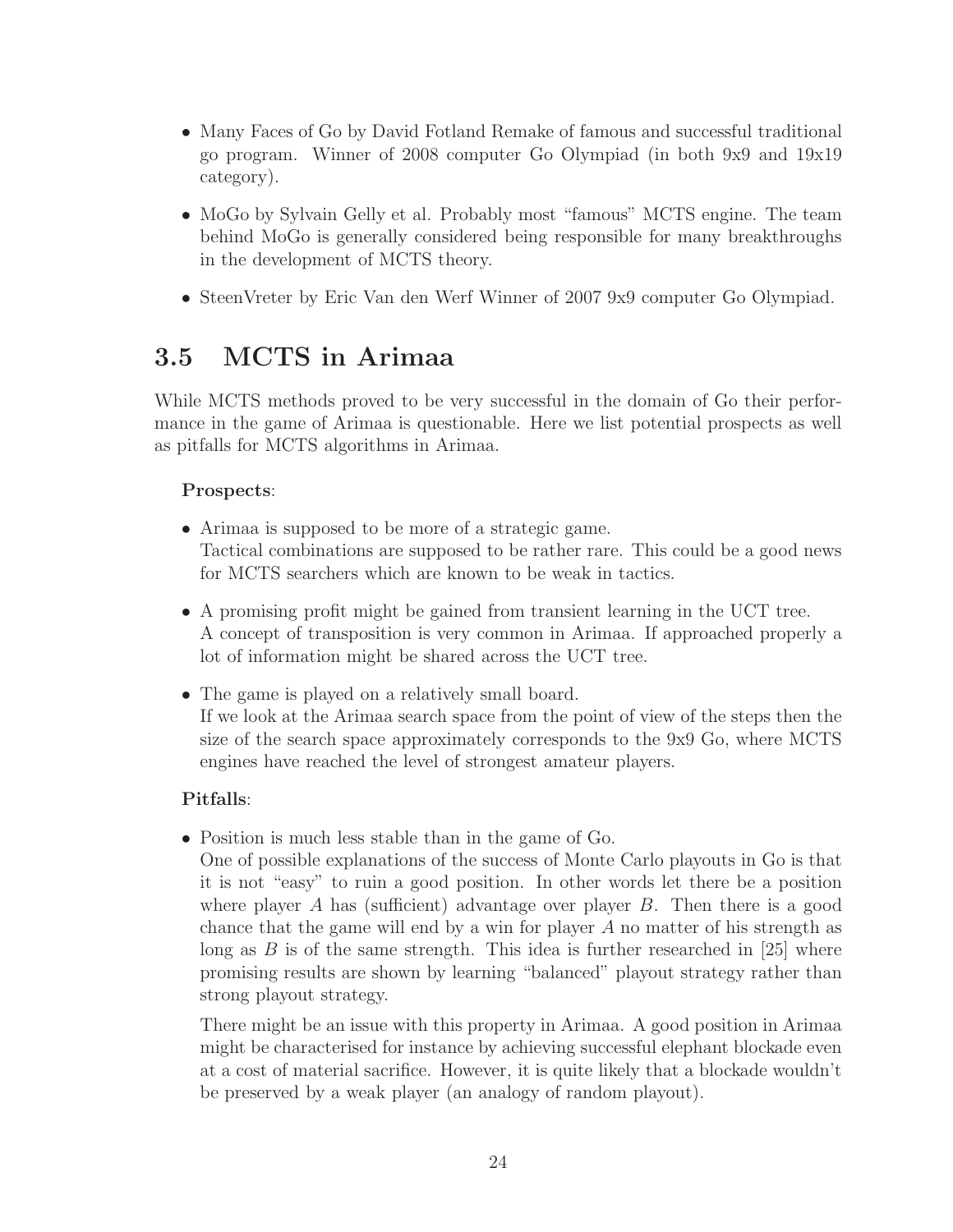- Many Faces of Go by David Fotland Remake of famous and successful traditional go program. Winner of 2008 computer Go Olympiad (in both 9x9 and 19x19 category).
- MoGo by Sylvain Gelly et al. Probably most "famous" MCTS engine. The team behind MoGo is generally considered being responsible for many breakthroughs in the development of MCTS theory.
- SteenVreter by Eric Van den Werf Winner of 2007 9x9 computer Go Olympiad.

## 3.5 MCTS in Arimaa

While MCTS methods proved to be very successful in the domain of Go their performance in the game of Arimaa is questionable. Here we list potential prospects as well as pitfalls for MCTS algorithms in Arimaa.

**Prospects**:

- Arimaa is supposed to be more of a strategic game.
  Tactical combinations are supposed to be rather rare. This could be a good news for MCTS searchers which are known to be weak in tactics.
- A promising profit might be gained from transient learning in the UCT tree.
  A concept of transposition is very common in Arimaa. If approached properly a lot of information might be shared across the UCT tree.
- The game is played on a relatively small board.
  If we look at the Arimaa search space from the point of view of the steps then the size of the search space approximately corresponds to the 9x9 Go, where MCTS engines have reached the level of strongest amateur players.

**Pitfalls**:

- Position is much less stable than in the game of Go.
  One of possible explanations of the success of Monte Carlo playouts in Go is that it is not "easy" to ruin a good position. In other words let there be a position where player $A$ has (sufficient) advantage over player $B$. Then there is a good chance that the game will end by a win for player $A$ no matter of his strength as long as $B$ is of the same strength. This idea is further researched in [25] where promising results are shown by learning "balanced" playout strategy rather than strong playout strategy.

  There might be an issue with this property in Arimaa. A good position in Arimaa might be characterised for instance by achieving successful elephant blockade even at a cost of material sacrifice. However, it is quite likely that a blockade wouldn't be preserved by a weak player (an analogy of random playout).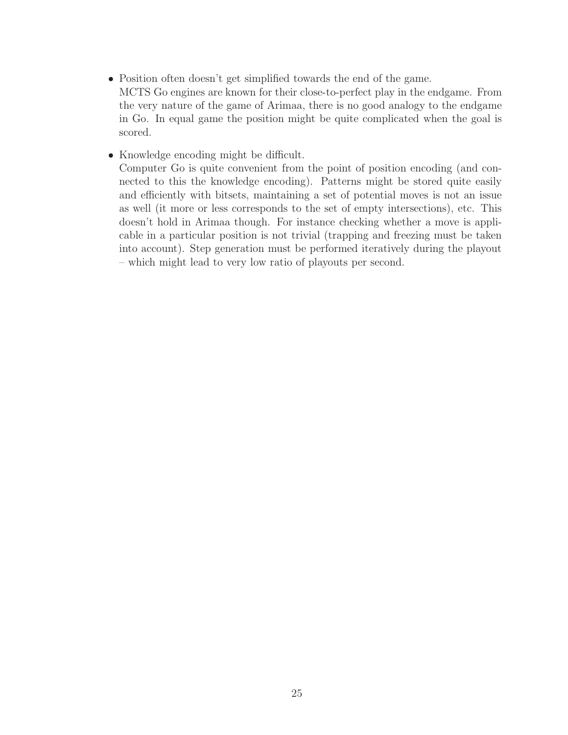- Position often doesn't get simplified towards the end of the game.
  MCTS Go engines are known for their close-to-perfect play in the endgame. From the very nature of the game of Arimaa, there is no good analogy to the endgame in Go. In equal game the position might be quite complicated when the goal is scored.

- Knowledge encoding might be difficult.
  Computer Go is quite convenient from the point of position encoding (and connected to this the knowledge encoding). Patterns might be stored quite easily and efficiently with bitsets, maintaining a set of potential moves is not an issue as well (it more or less corresponds to the set of empty intersections), etc. This doesn't hold in Arimaa though. For instance checking whether a move is applicable in a particular position is not trivial (trapping and freezing must be taken into account). Step generation must be performed iteratively during the playout – which might lead to very low ratio of playouts per second.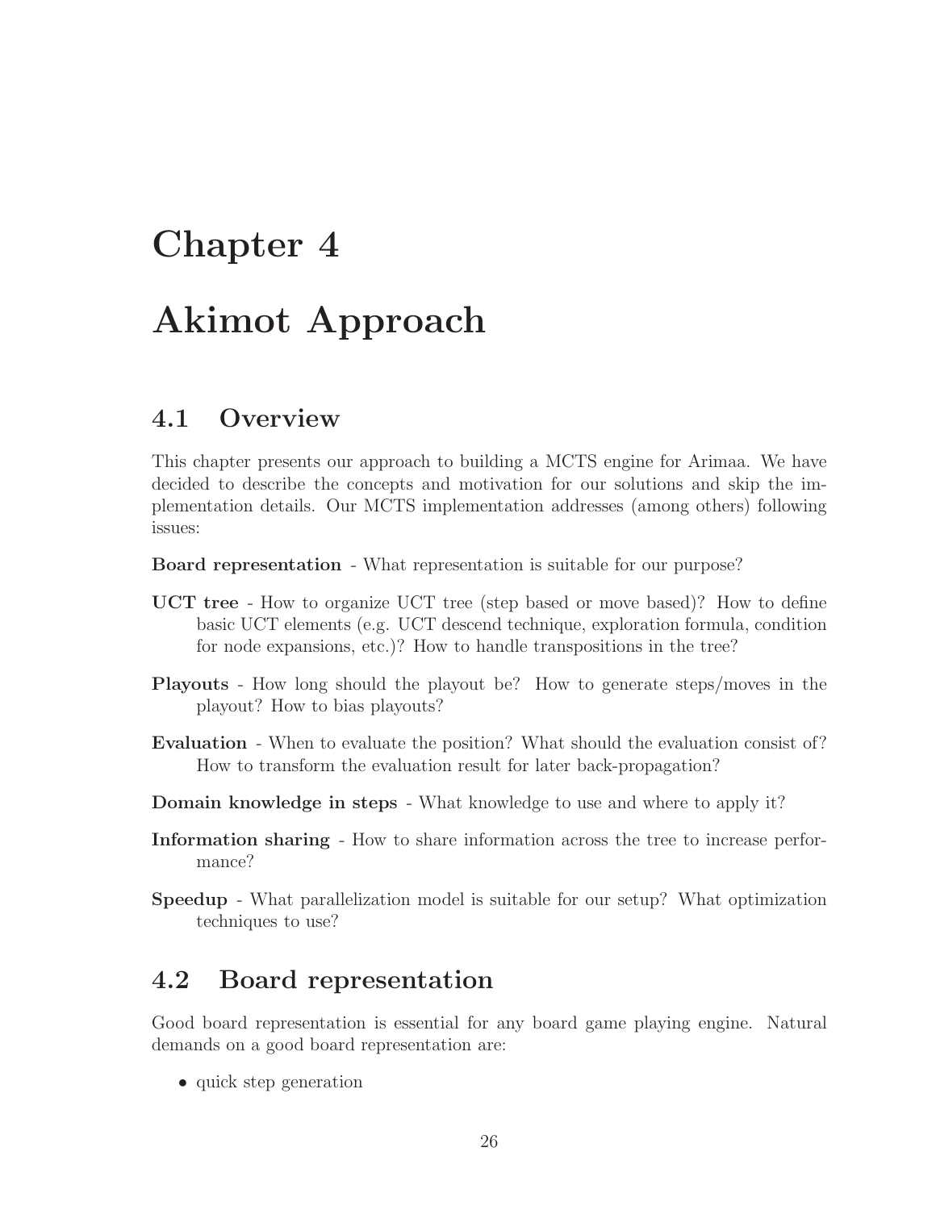# Chapter 4

# Akimot Approach

## 4.1 Overview

This chapter presents our approach to building a MCTS engine for Arimaa. We have decided to describe the concepts and motivation for our solutions and skip the implementation details. Our MCTS implementation addresses (among others) following issues:

**Board representation** - What representation is suitable for our purpose?

**UCT tree** - How to organize UCT tree (step based or move based)? How to define basic UCT elements (e.g. UCT descend technique, exploration formula, condition for node expansions, etc.)? How to handle transpositions in the tree?

**Playouts** - How long should the playout be? How to generate steps/moves in the playout? How to bias playouts?

**Evaluation** - When to evaluate the position? What should the evaluation consist of? How to transform the evaluation result for later back-propagation?

**Domain knowledge in steps** - What knowledge to use and where to apply it?

**Information sharing** - How to share information across the tree to increase performance?

**Speedup** - What parallelization model is suitable for our setup? What optimization techniques to use?

## 4.2 Board representation

Good board representation is essential for any board game playing engine. Natural demands on a good board representation are:

- quick step generation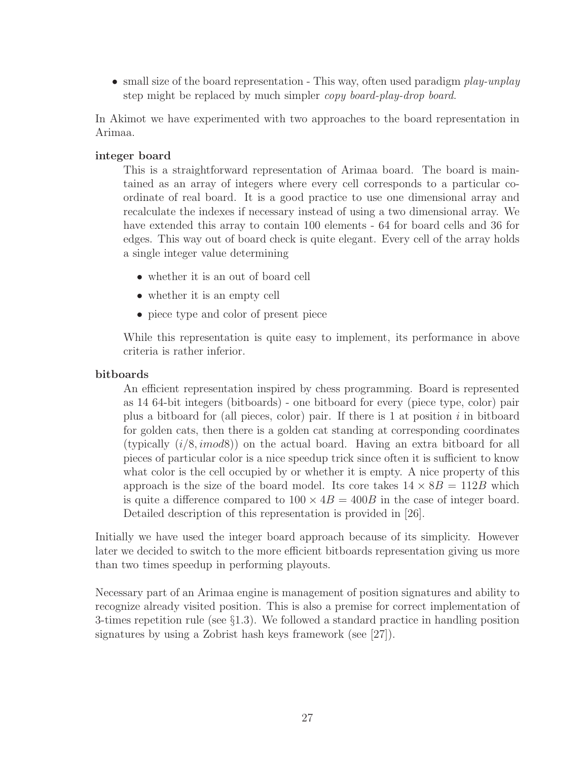- small size of the board representation - This way, often used paradigm *play-unplay* step might be replaced by much simpler *copy board-play-drop board*.

In Akimot we have experimented with two approaches to the board representation in Arimaa.

**integer board**

This is a straightforward representation of Arimaa board. The board is maintained as an array of integers where every cell corresponds to a particular coordinate of real board. It is a good practice to use one dimensional array and recalculate the indexes if necessary instead of using a two dimensional array. We have extended this array to contain 100 elements - 64 for board cells and 36 for edges. This way out of board check is quite elegant. Every cell of the array holds a single integer value determining

- whether it is an out of board cell
- whether it is an empty cell
- piece type and color of present piece

While this representation is quite easy to implement, its performance in above criteria is rather inferior.

**bitboards**

An efficient representation inspired by chess programming. Board is represented as 14 64-bit integers (bitboards) - one bitboard for every (piece type, color) pair plus a bitboard for (all pieces, color) pair. If there is 1 at position $i$ in bitboard for golden cats, then there is a golden cat standing at corresponding coordinates (typically $(i/8, i mod 8)$) on the actual board. Having an extra bitboard for all pieces of particular color is a nice speedup trick since often it is sufficient to know what color is the cell occupied by or whether it is empty. A nice property of this approach is the size of the board model. Its core takes $14 \times 8B = 112B$ which is quite a difference compared to $100 \times 4B = 400B$ in the case of integer board. Detailed description of this representation is provided in [26].

Initially we have used the integer board approach because of its simplicity. However later we decided to switch to the more efficient bitboards representation giving us more than two times speedup in performing playouts.

Necessary part of an Arimaa engine is management of position signatures and ability to recognize already visited position. This is also a premise for correct implementation of 3-times repetition rule (see §1.3). We followed a standard practice in handling position signatures by using a Zobrist hash keys framework (see [27]).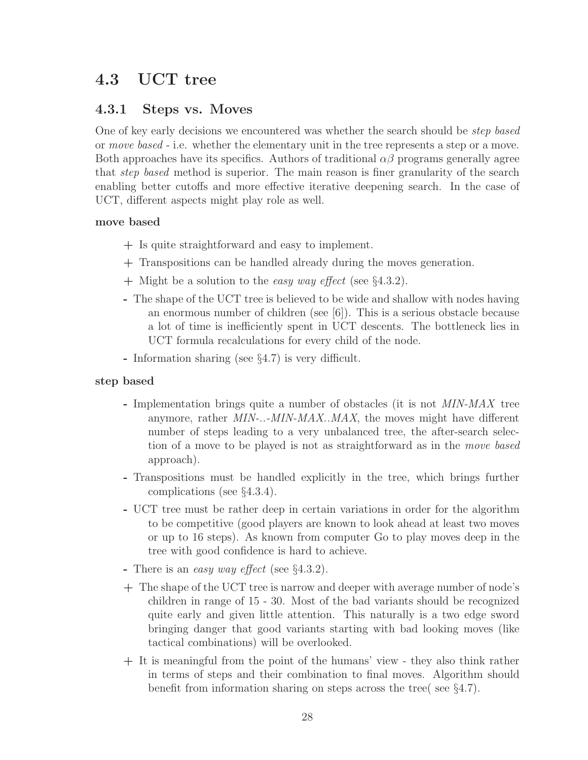## 4.3 UCT tree

### 4.3.1 Steps vs. Moves

One of key early decisions we encountered was whether the search should be *step based* or *move based* - i.e. whether the elementary unit in the tree represents a step or a move. Both approaches have its specifics. Authors of traditional $\alpha\beta$ programs generally agree that *step based* method is superior. The main reason is finer granularity of the search enabling better cutoffs and more effective iterative deepening search. In the case of UCT, different aspects might play role as well.

**move based**

- \+ Is quite straightforward and easy to implement.
- \+ Transpositions can be handled already during the moves generation.
- \+ Might be a solution to the *easy way effect* (see §4.3.2).
- \- The shape of the UCT tree is believed to be wide and shallow with nodes having an enormous number of children (see [6]). This is a serious obstacle because a lot of time is inefficiently spent in UCT descents. The bottleneck lies in UCT formula recalculations for every child of the node.
- \- Information sharing (see §4.7) is very difficult.

**step based**

- \- Implementation brings quite a number of obstacles (it is not *MIN-MAX* tree anymore, rather *MIN-..-MIN-MAX..MAX*, the moves might have different number of steps leading to a very unbalanced tree, the after-search selection of a move to be played is not as straightforward as in the *move based* approach).
- \- Transpositions must be handled explicitly in the tree, which brings further complications (see §4.3.4).
- \- UCT tree must be rather deep in certain variations in order for the algorithm to be competitive (good players are known to look ahead at least two moves or up to 16 steps). As known from computer Go to play moves deep in the tree with good confidence is hard to achieve.
- \- There is an *easy way effect* (see §4.3.2).
- \+ The shape of the UCT tree is narrow and deeper with average number of node's children in range of 15 - 30. Most of the bad variants should be recognized quite early and given little attention. This naturally is a two edge sword bringing danger that good variants starting with bad looking moves (like tactical combinations) will be overlooked.
- \+ It is meaningful from the point of the humans' view - they also think rather in terms of steps and their combination to final moves. Algorithm should benefit from information sharing on steps across the tree( see §4.7).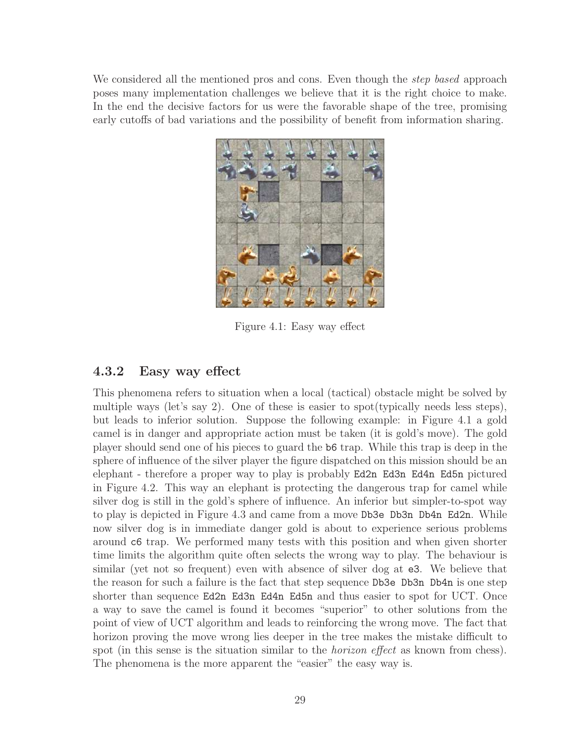We considered all the mentioned pros and cons. Even though the *step based* approach poses many implementation challenges we believe that it is the right choice to make. In the end the decisive factors for us were the favorable shape of the tree, promising early cutoffs of bad variations and the possibility of benefit from information sharing.

Figure 4.1: Easy way effect

### 4.3.2 Easy way effect

This phenomena refers to situation when a local (tactical) obstacle might be solved by multiple ways (let's say 2). One of these is easier to spot(typically needs less steps), but leads to inferior solution. Suppose the following example: in Figure 4.1 a gold camel is in danger and appropriate action must be taken (it is gold's move). The gold player should send one of his pieces to guard the `b6` trap. While this trap is deep in the sphere of influence of the silver player the figure dispatched on this mission should be an elephant - therefore a proper way to play is probably `Ed2n Ed3n Ed4n Ed5n` pictured in Figure 4.2. This way an elephant is protecting the dangerous trap for camel while silver dog is still in the gold's sphere of influence. An inferior but simpler-to-spot way to play is depicted in Figure 4.3 and came from a move `Db3e Db3n Db4n Ed2n`. While now silver dog is in immediate danger gold is about to experience serious problems around `c6` trap. We performed many tests with this position and when given shorter time limits the algorithm quite often selects the wrong way to play. The behaviour is similar (yet not so frequent) even with absence of silver dog at `e3`. We believe that the reason for such a failure is the fact that step sequence `Db3e Db3n Db4n` is one step shorter than sequence `Ed2n Ed3n Ed4n Ed5n` and thus easier to spot for UCT. Once a way to save the camel is found it becomes "superior" to other solutions from the point of view of UCT algorithm and leads to reinforcing the wrong move. The fact that horizon proving the move wrong lies deeper in the tree makes the mistake difficult to spot (in this sense is the situation similar to the *horizon effect* as known from chess). The phenomena is the more apparent the "easier" the easy way is.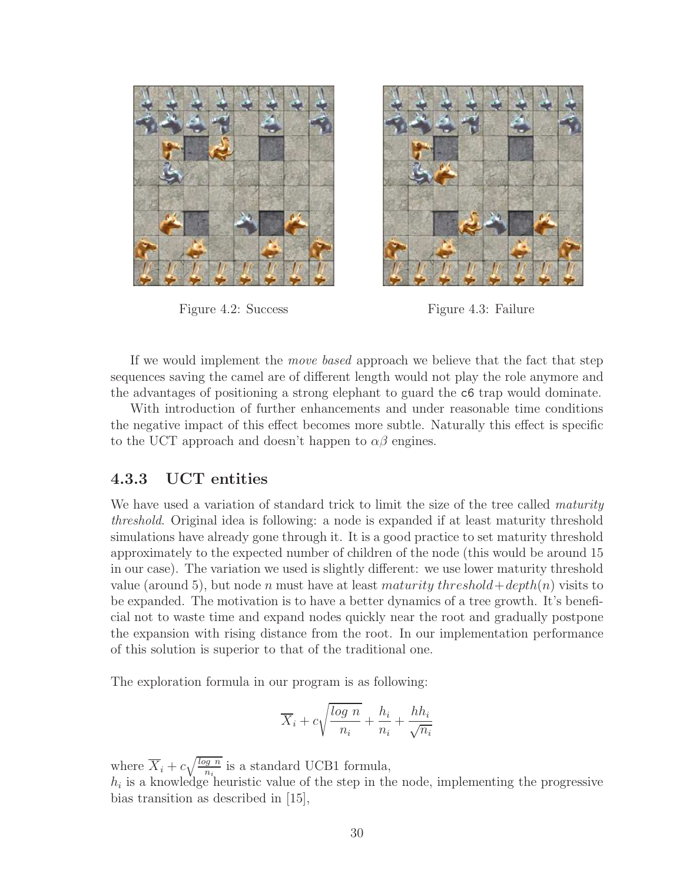Figure 4.2: Success

Figure 4.3: Failure

If we would implement the *move based* approach we believe that the fact that step sequences saving the camel are of different length would not play the role anymore and the advantages of positioning a strong elephant to guard the c6 trap would dominate.

With introduction of further enhancements and under reasonable time conditions the negative impact of this effect becomes more subtle. Naturally this effect is specific to the UCT approach and doesn't happen to $\alpha\beta$ engines.

### 4.3.3 UCT entities

We have used a variation of standard trick to limit the size of the tree called *maturity threshold*. Original idea is following: a node is expanded if at least maturity threshold simulations have already gone through it. It is a good practice to set maturity threshold approximately to the expected number of children of the node (this would be around 15 in our case). The variation we used is slightly different: we use lower maturity threshold value (around 5), but node $n$ must have at least *maturity threshold*+*depth*($n$) visits to be expanded. The motivation is to have a better dynamics of a tree growth. It's beneficial not to waste time and expand nodes quickly near the root and gradually postpone the expansion with rising distance from the root. In our implementation performance of this solution is superior to that of the traditional one.

The exploration formula in our program is as following:

$$\overline{X}_i + c\sqrt{\frac{log\ n}{n_i}} + \frac{h_i}{n_i} + \frac{hh_i}{\sqrt{n_i}}$$

where $\overline{X}_i + c\sqrt{\frac{log\ n}{n_i}}$ is a standard UCB1 formula,
$h_i$ is a knowledge heuristic value of the step in the node, implementing the progressive bias transition as described in [15],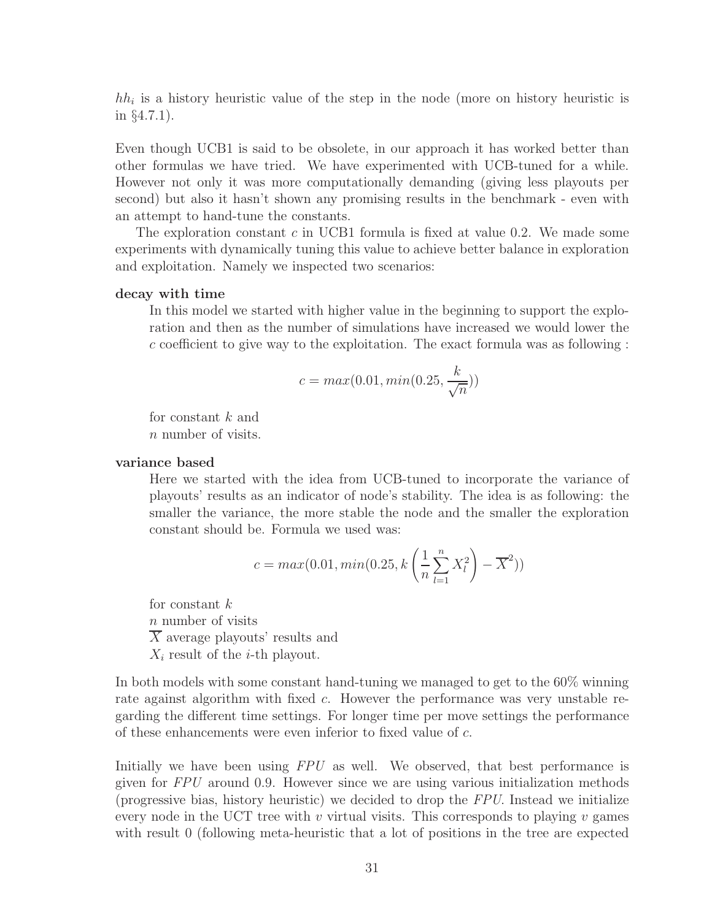$hh_i$ is a history heuristic value of the step in the node (more on history heuristic is in §4.7.1).

Even though UCB1 is said to be obsolete, in our approach it has worked better than other formulas we have tried. We have experimented with UCB-tuned for a while. However not only it was more computationally demanding (giving less playouts per second) but also it hasn't shown any promising results in the benchmark - even with an attempt to hand-tune the constants.

The exploration constant $c$ in UCB1 formula is fixed at value 0.2. We made some experiments with dynamically tuning this value to achieve better balance in exploration and exploitation. Namely we inspected two scenarios:

**decay with time**

In this model we started with higher value in the beginning to support the exploration and then as the number of simulations have increased we would lower the $c$ coefficient to give way to the exploitation. The exact formula was as following :

$$c = max(0.01, min(0.25, \frac{k}{\sqrt{n}}))$$

for constant $k$ and
$n$ number of visits.

**variance based**

Here we started with the idea from UCB-tuned to incorporate the variance of playouts' results as an indicator of node's stability. The idea is as following: the smaller the variance, the more stable the node and the smaller the exploration constant should be. Formula we used was:

$$c = max(0.01, min(0.25, k\left(\frac{1}{n}\sum_{l=1}^{n} X_l^2\right) - \overline{X}^2))$$

for constant $k$
$n$ number of visits
$\overline{X}$ average playouts' results and
$X_i$ result of the $i$-th playout.

In both models with some constant hand-tuning we managed to get to the 60% winning rate against algorithm with fixed $c$. However the performance was very unstable regarding the different time settings. For longer time per move settings the performance of these enhancements were even inferior to fixed value of $c$.

Initially we have been using *FPU* as well. We observed, that best performance is given for *FPU* around 0.9. However since we are using various initialization methods (progressive bias, history heuristic) we decided to drop the *FPU*. Instead we initialize every node in the UCT tree with $v$ virtual visits. This corresponds to playing $v$ games with result 0 (following meta-heuristic that a lot of positions in the tree are expected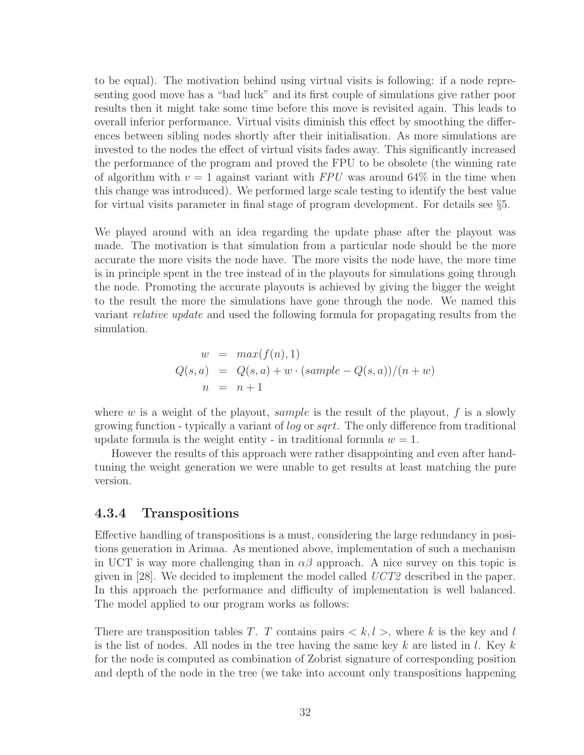to be equal). The motivation behind using virtual visits is following: if a node representing good move has a "bad luck" and its first couple of simulations give rather poor results then it might take some time before this move is revisited again. This leads to overall inferior performance. Virtual visits diminish this effect by smoothing the differences between sibling nodes shortly after their initialisation. As more simulations are invested to the nodes the effect of virtual visits fades away. This significantly increased the performance of the program and proved the FPU to be obsolete (the winning rate of algorithm with $v = 1$ against variant with $FPU$ was around 64% in the time when this change was introduced). We performed large scale testing to identify the best value for virtual visits parameter in final stage of program development. For details see §5.

We played around with an idea regarding the update phase after the playout was made. The motivation is that simulation from a particular node should be the more accurate the more visits the node have. The more visits the node have, the more time is in principle spent in the tree instead of in the playouts for simulations going through the node. Promoting the accurate playouts is achieved by giving the bigger the weight to the result the more the simulations have gone through the node. We named this variant *relative update* and used the following formula for propagating results from the simulation.

$$
\begin{aligned}
w &= max(f(n), 1) \\
Q(s,a) &= Q(s,a) + w \cdot (sample - Q(s,a))/(n + w) \\
n &= n + 1
\end{aligned}
$$

where $w$ is a weight of the playout, *sample* is the result of the playout, $f$ is a slowly growing function - typically a variant of *log* or *sqrt*. The only difference from traditional update formula is the weight entity - in traditional formula $w = 1$.

However the results of this approach were rather disappointing and even after hand-tuning the weight generation we were unable to get results at least matching the pure version.

### 4.3.4 Transpositions

Effective handling of transpositions is a must, considering the large redundancy in positions generation in Arimaa. As mentioned above, implementation of such a mechanism in UCT is way more challenging than in $\alpha\beta$ approach. A nice survey on this topic is given in [28]. We decided to implement the model called *UCT2* described in the paper. In this approach the performance and difficulty of implementation is well balanced. The model applied to our program works as follows:

There are transposition tables $T$. $T$ contains pairs $< k, l >$, where $k$ is the key and $l$ is the list of nodes. All nodes in the tree having the same key $k$ are listed in $l$. Key $k$ for the node is computed as combination of Zobrist signature of corresponding position and depth of the node in the tree (we take into account only transpositions happening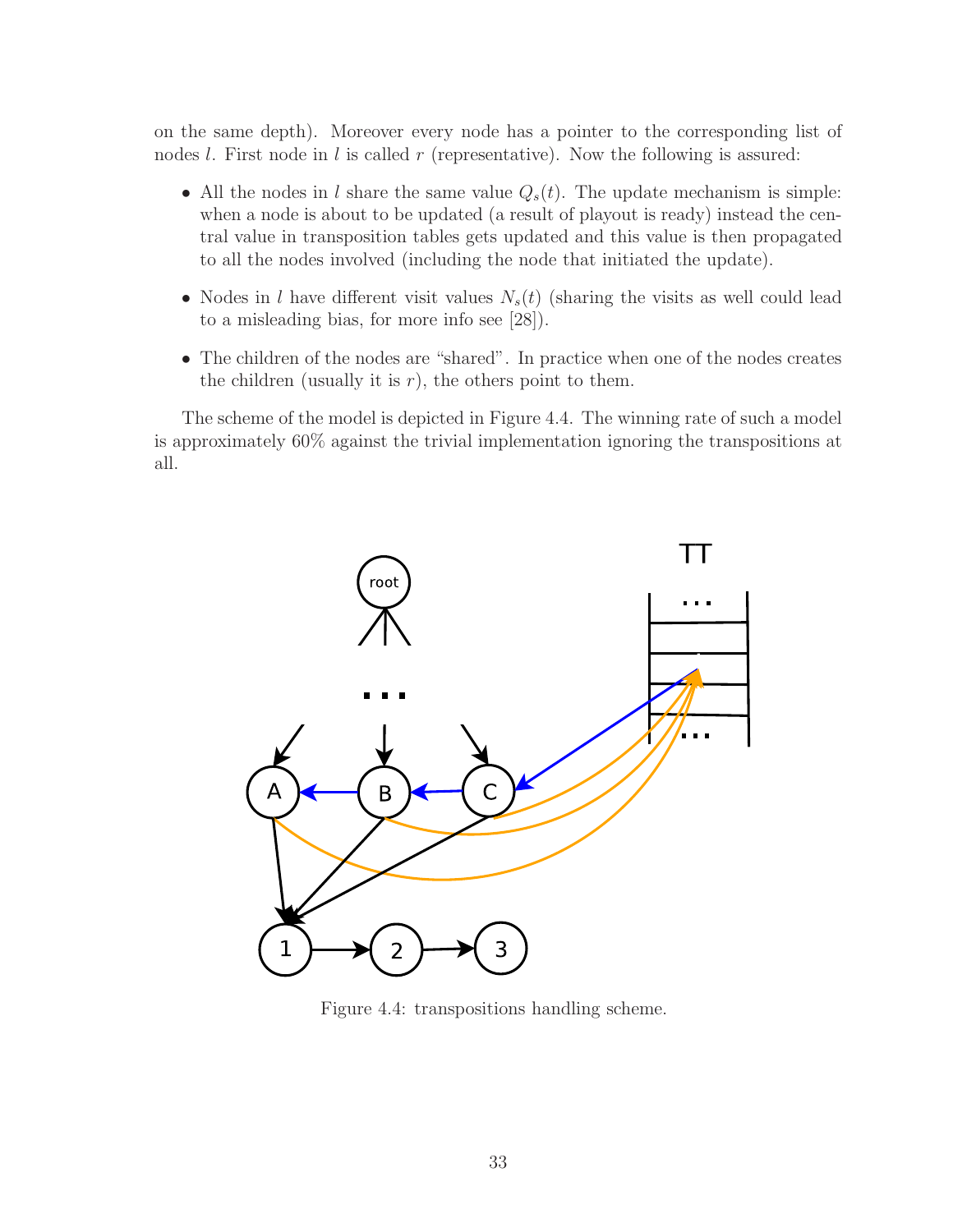on the same depth). Moreover every node has a pointer to the corresponding list of nodes $l$. First node in $l$ is called $r$ (representative). Now the following is assured:

- All the nodes in $l$ share the same value $Q_s(t)$. The update mechanism is simple: when a node is about to be updated (a result of playout is ready) instead the central value in transposition tables gets updated and this value is then propagated to all the nodes involved (including the node that initiated the update).
- Nodes in $l$ have different visit values $N_s(t)$ (sharing the visits as well could lead to a misleading bias, for more info see [28]).
- The children of the nodes are "shared". In practice when one of the nodes creates the children (usually it is $r$), the others point to them.

The scheme of the model is depicted in Figure 4.4. The winning rate of such a model is approximately 60% against the trivial implementation ignoring the transpositions at all.

Figure 4.4: transpositions handling scheme.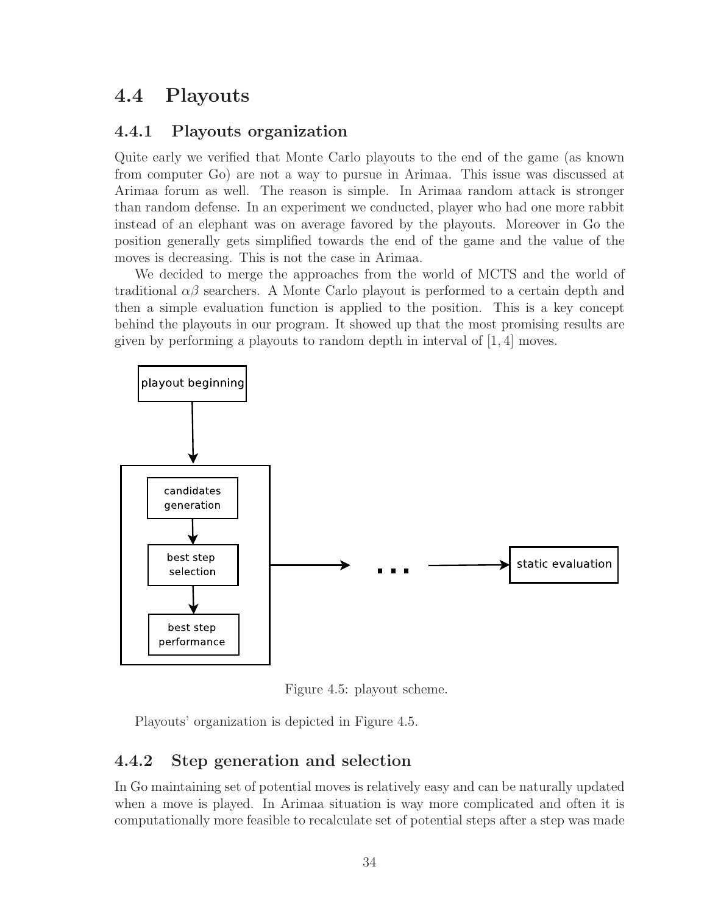## 4.4 Playouts

### 4.4.1 Playouts organization

Quite early we verified that Monte Carlo playouts to the end of the game (as known from computer Go) are not a way to pursue in Arimaa. This issue was discussed at Arimaa forum as well. The reason is simple. In Arimaa random attack is stronger than random defense. In an experiment we conducted, player who had one more rabbit instead of an elephant was on average favored by the playouts. Moreover in Go the position generally gets simplified towards the end of the game and the value of the moves is decreasing. This is not the case in Arimaa.

We decided to merge the approaches from the world of MCTS and the world of traditional $\alpha\beta$ searchers. A Monte Carlo playout is performed to a certain depth and then a simple evaluation function is applied to the position. This is a key concept behind the playouts in our program. It showed up that the most promising results are given by performing a playouts to random depth in interval of $[1, 4]$ moves.

Figure 4.5: playout scheme.

Playouts' organization is depicted in Figure 4.5.

### 4.4.2 Step generation and selection

In Go maintaining set of potential moves is relatively easy and can be naturally updated when a move is played. In Arimaa situation is way more complicated and often it is computationally more feasible to recalculate set of potential steps after a step was made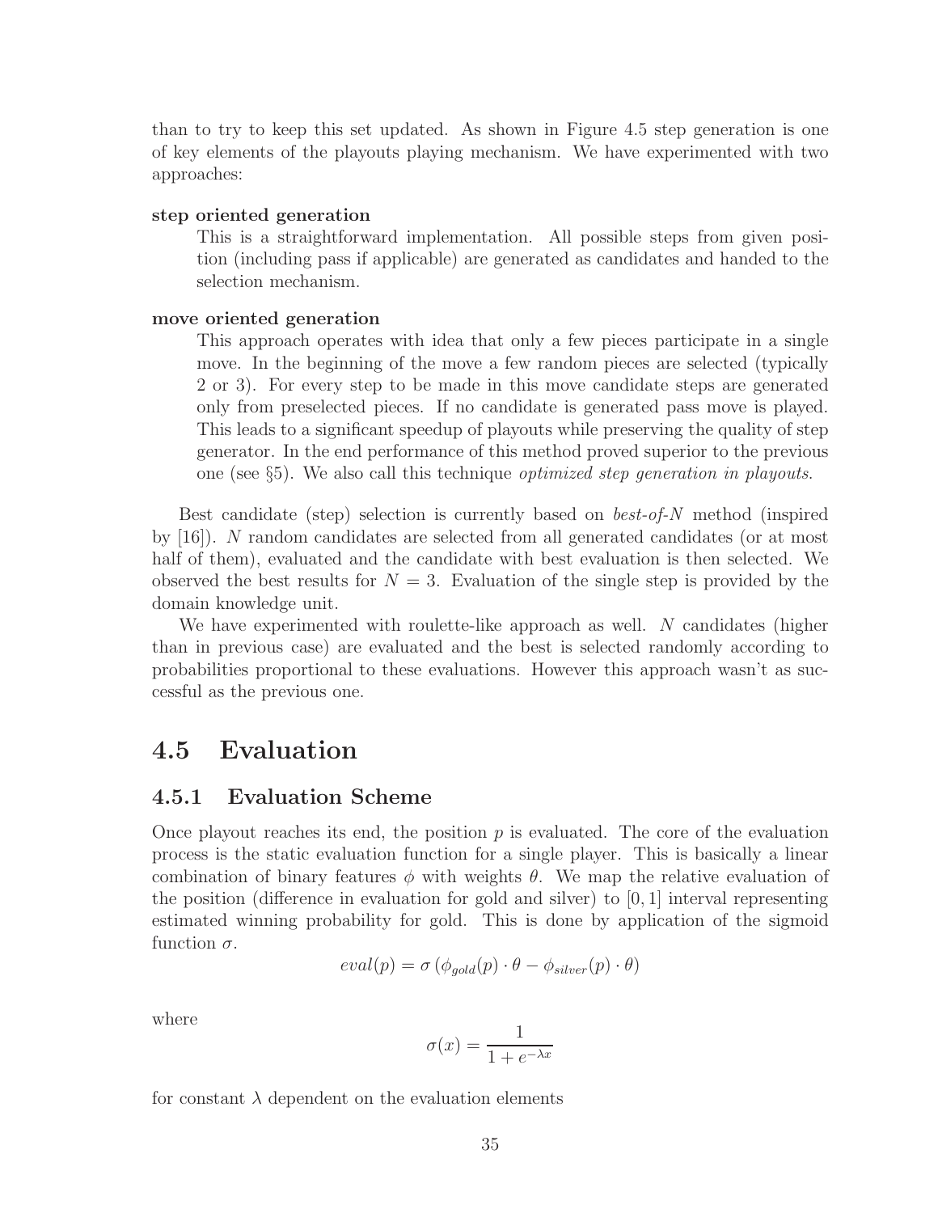than to try to keep this set updated. As shown in Figure 4.5 step generation is one of key elements of the playouts playing mechanism. We have experimented with two approaches:

**step oriented generation**
This is a straightforward implementation. All possible steps from given position (including pass if applicable) are generated as candidates and handed to the selection mechanism.

**move oriented generation**
This approach operates with idea that only a few pieces participate in a single move. In the beginning of the move a few random pieces are selected (typically 2 or 3). For every step to be made in this move candidate steps are generated only from preselected pieces. If no candidate is generated pass move is played. This leads to a significant speedup of playouts while preserving the quality of step generator. In the end performance of this method proved superior to the previous one (see §5). We also call this technique *optimized step generation in playouts*.

Best candidate (step) selection is currently based on *best-of-N* method (inspired by [16]). $N$ random candidates are selected from all generated candidates (or at most half of them), evaluated and the candidate with best evaluation is then selected. We observed the best results for $N = 3$. Evaluation of the single step is provided by the domain knowledge unit.

We have experimented with roulette-like approach as well. $N$ candidates (higher than in previous case) are evaluated and the best is selected randomly according to probabilities proportional to these evaluations. However this approach wasn't as successful as the previous one.

## 4.5 Evaluation

### 4.5.1 Evaluation Scheme

Once playout reaches its end, the position $p$ is evaluated. The core of the evaluation process is the static evaluation function for a single player. This is basically a linear combination of binary features $\phi$ with weights $\theta$. We map the relative evaluation of the position (difference in evaluation for gold and silver) to $[0, 1]$ interval representing estimated winning probability for gold. This is done by application of the sigmoid function $\sigma$.

$$eval(p) = \sigma\left(\phi_{gold}(p) \cdot \theta - \phi_{silver}(p) \cdot \theta\right)$$

where

$$\sigma(x) = \frac{1}{1 + e^{-\lambda x}}$$

for constant $\lambda$ dependent on the evaluation elements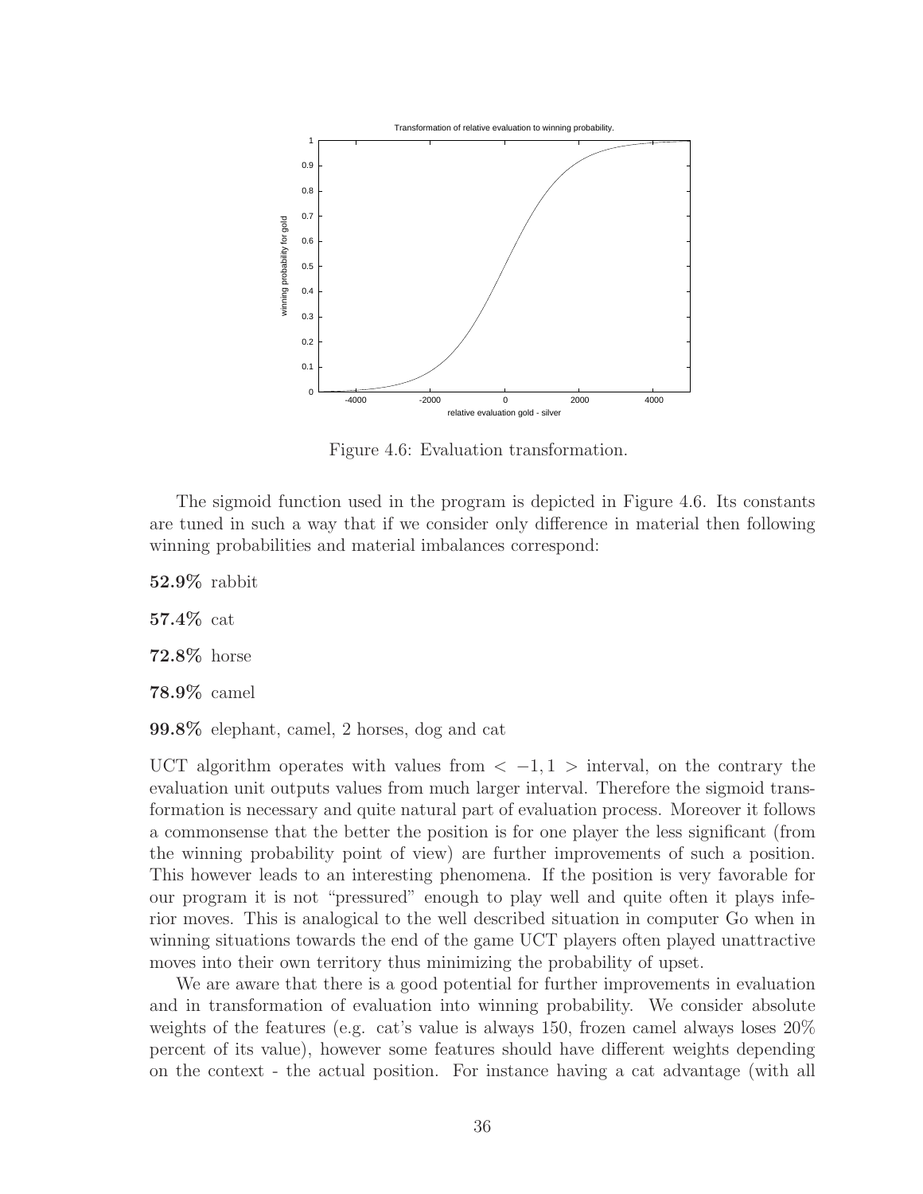Figure 4.6: Evaluation transformation.

The sigmoid function used in the program is depicted in Figure 4.6. Its constants are tuned in such a way that if we consider only difference in material then following winning probabilities and material imbalances correspond:

**52.9%** rabbit

**57.4%** cat

**72.8%** horse

**78.9%** camel

**99.8%** elephant, camel, 2 horses, dog and cat

UCT algorithm operates with values from $< -1, 1 >$ interval, on the contrary the evaluation unit outputs values from much larger interval. Therefore the sigmoid transformation is necessary and quite natural part of evaluation process. Moreover it follows a commonsense that the better the position is for one player the less significant (from the winning probability point of view) are further improvements of such a position. This however leads to an interesting phenomena. If the position is very favorable for our program it is not "pressured" enough to play well and quite often it plays inferior moves. This is analogical to the well described situation in computer Go when in winning situations towards the end of the game UCT players often played unattractive moves into their own territory thus minimizing the probability of upset.

We are aware that there is a good potential for further improvements in evaluation and in transformation of evaluation into winning probability. We consider absolute weights of the features (e.g. cat's value is always 150, frozen camel always loses 20% percent of its value), however some features should have different weights depending on the context - the actual position. For instance having a cat advantage (with all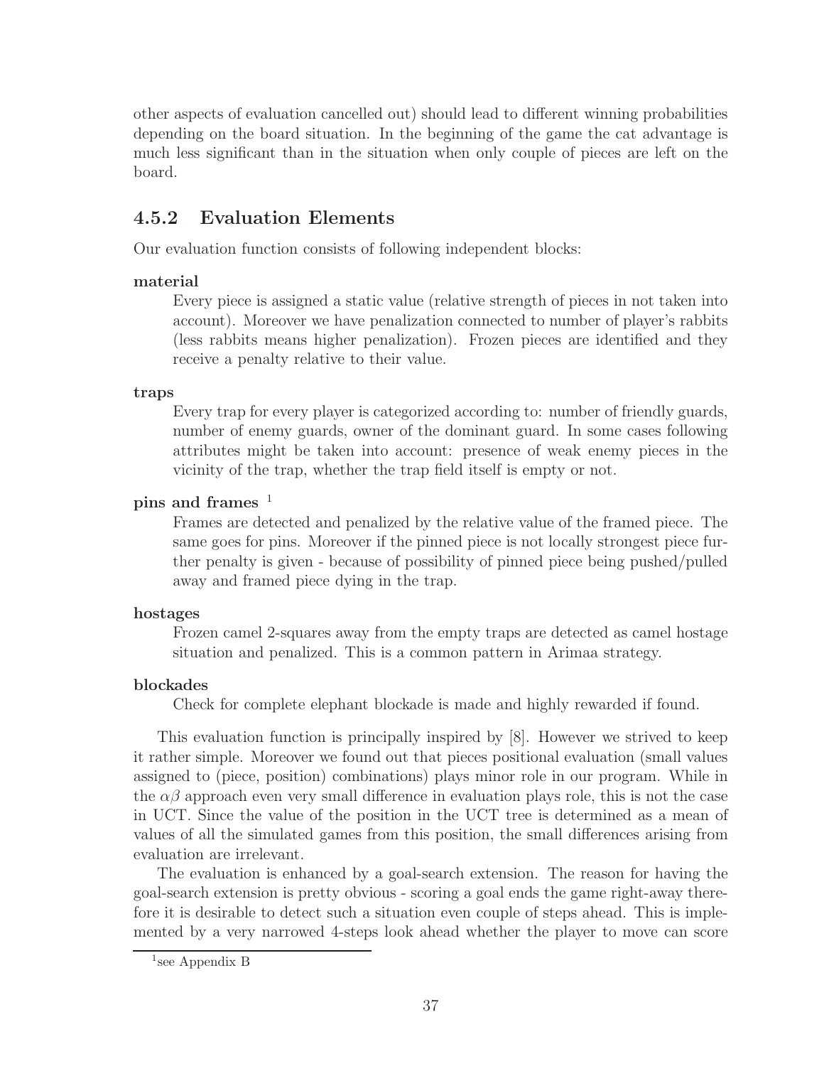other aspects of evaluation cancelled out) should lead to different winning probabilities depending on the board situation. In the beginning of the game the cat advantage is much less significant than in the situation when only couple of pieces are left on the board.

### 4.5.2 Evaluation Elements

Our evaluation function consists of following independent blocks:

**material**

Every piece is assigned a static value (relative strength of pieces in not taken into account). Moreover we have penalization connected to number of player's rabbits (less rabbits means higher penalization). Frozen pieces are identified and they receive a penalty relative to their value.

**traps**

Every trap for every player is categorized according to: number of friendly guards, number of enemy guards, owner of the dominant guard. In some cases following attributes might be taken into account: presence of weak enemy pieces in the vicinity of the trap, whether the trap field itself is empty or not.

**pins and frames** [1]

Frames are detected and penalized by the relative value of the framed piece. The same goes for pins. Moreover if the pinned piece is not locally strongest piece further penalty is given - because of possibility of pinned piece being pushed/pulled away and framed piece dying in the trap.

**hostages**

Frozen camel 2-squares away from the empty traps are detected as camel hostage situation and penalized. This is a common pattern in Arimaa strategy.

**blockades**

Check for complete elephant blockade is made and highly rewarded if found.

This evaluation function is principally inspired by [8]. However we strived to keep it rather simple. Moreover we found out that pieces positional evaluation (small values assigned to (piece, position) combinations) plays minor role in our program. While in the $\alpha\beta$ approach even very small difference in evaluation plays role, this is not the case in UCT. Since the value of the position in the UCT tree is determined as a mean of values of all the simulated games from this position, the small differences arising from evaluation are irrelevant.

The evaluation is enhanced by a goal-search extension. The reason for having the goal-search extension is pretty obvious - scoring a goal ends the game right-away therefore it is desirable to detect such a situation even couple of steps ahead. This is implemented by a very narrowed 4-steps look ahead whether the player to move can score

[1] see Appendix B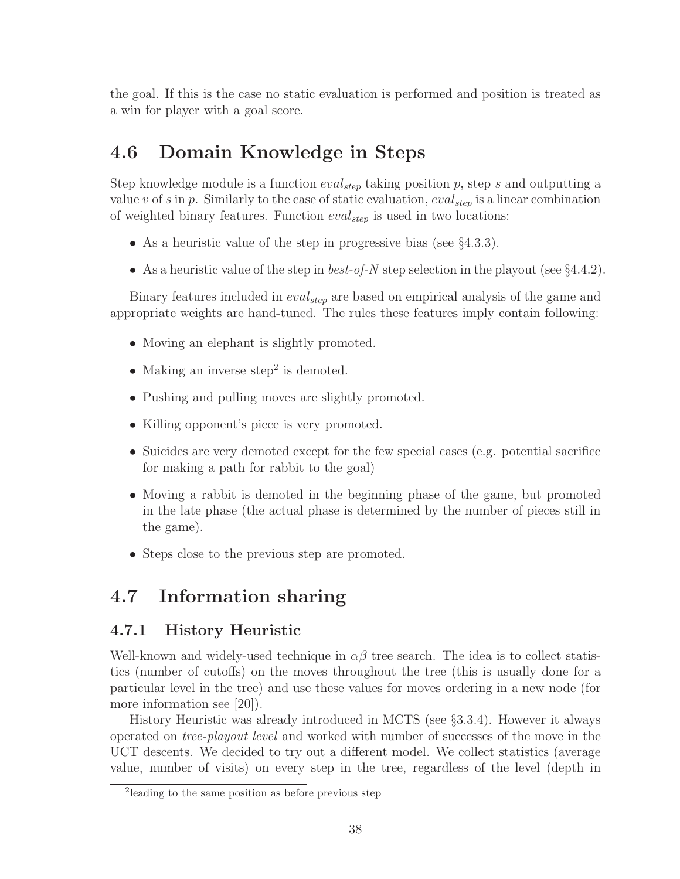the goal. If this is the case no static evaluation is performed and position is treated as a win for player with a goal score.

## 4.6 Domain Knowledge in Steps

Step knowledge module is a function $eval_{step}$ taking position $p$, step $s$ and outputting a value $v$ of $s$ in $p$. Similarly to the case of static evaluation, $eval_{step}$ is a linear combination of weighted binary features. Function $eval_{step}$ is used in two locations:

- As a heuristic value of the step in progressive bias (see §4.3.3).
- As a heuristic value of the step in *best-of-N* step selection in the playout (see §4.4.2).

Binary features included in $eval_{step}$ are based on empirical analysis of the game and appropriate weights are hand-tuned. The rules these features imply contain following:

- Moving an elephant is slightly promoted.
- Making an inverse step[2] is demoted.
- Pushing and pulling moves are slightly promoted.
- Killing opponent's piece is very promoted.
- Suicides are very demoted except for the few special cases (e.g. potential sacrifice for making a path for rabbit to the goal)
- Moving a rabbit is demoted in the beginning phase of the game, but promoted in the late phase (the actual phase is determined by the number of pieces still in the game).
- Steps close to the previous step are promoted.

## 4.7 Information sharing

### 4.7.1 History Heuristic

Well-known and widely-used technique in $\alpha\beta$ tree search. The idea is to collect statistics (number of cutoffs) on the moves throughout the tree (this is usually done for a particular level in the tree) and use these values for moves ordering in a new node (for more information see [20]).

History Heuristic was already introduced in MCTS (see §3.3.4). However it always operated on *tree-playout level* and worked with number of successes of the move in the UCT descents. We decided to try out a different model. We collect statistics (average value, number of visits) on every step in the tree, regardless of the level (depth in

[2] leading to the same position as before previous step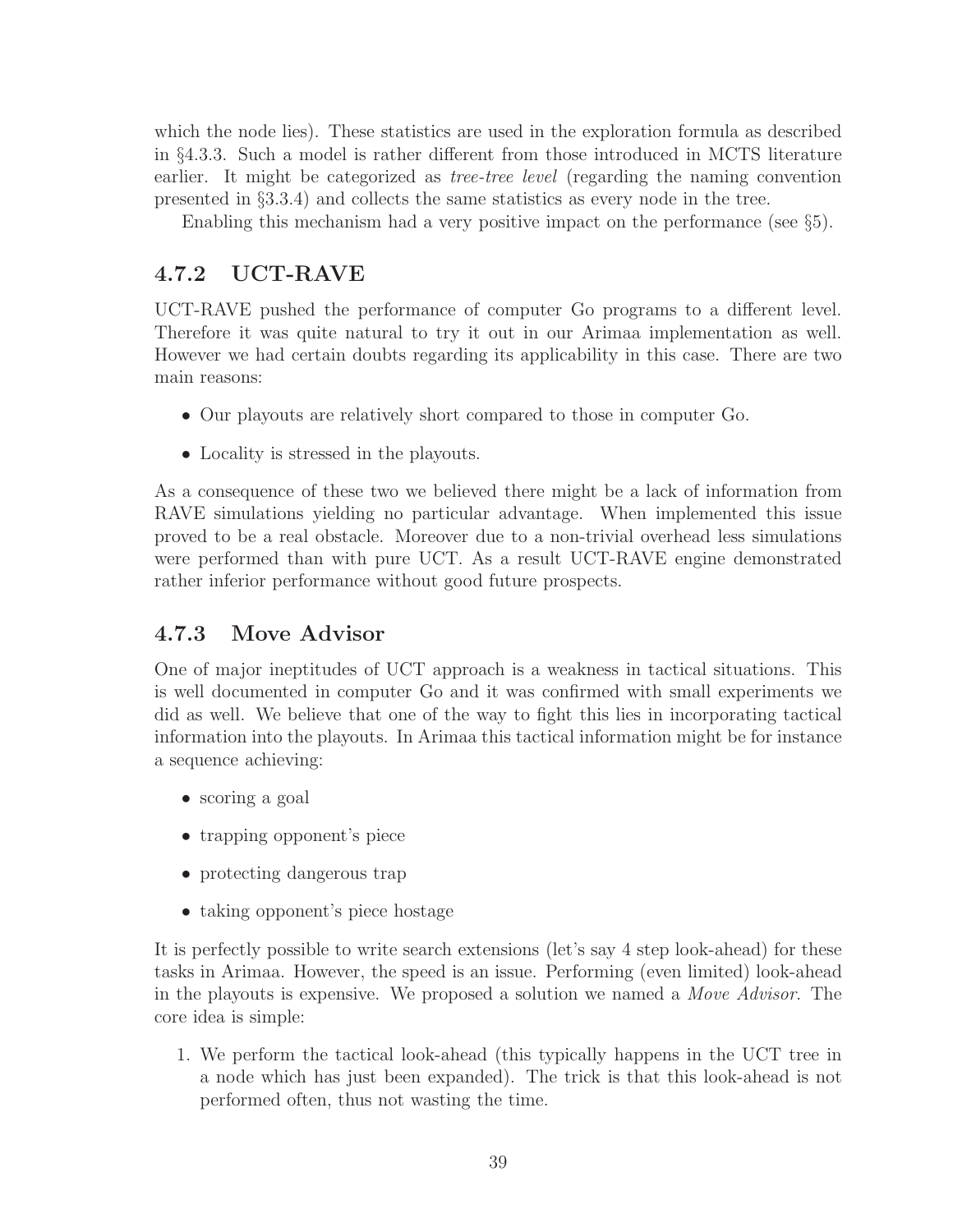which the node lies). These statistics are used in the exploration formula as described in §4.3.3. Such a model is rather different from those introduced in MCTS literature earlier. It might be categorized as *tree-tree level* (regarding the naming convention presented in §3.3.4) and collects the same statistics as every node in the tree.

Enabling this mechanism had a very positive impact on the performance (see §5).

### 4.7.2 UCT-RAVE

UCT-RAVE pushed the performance of computer Go programs to a different level. Therefore it was quite natural to try it out in our Arimaa implementation as well. However we had certain doubts regarding its applicability in this case. There are two main reasons:

- Our playouts are relatively short compared to those in computer Go.
- Locality is stressed in the playouts.

As a consequence of these two we believed there might be a lack of information from RAVE simulations yielding no particular advantage. When implemented this issue proved to be a real obstacle. Moreover due to a non-trivial overhead less simulations were performed than with pure UCT. As a result UCT-RAVE engine demonstrated rather inferior performance without good future prospects.

### 4.7.3 Move Advisor

One of major ineptitudes of UCT approach is a weakness in tactical situations. This is well documented in computer Go and it was confirmed with small experiments we did as well. We believe that one of the way to fight this lies in incorporating tactical information into the playouts. In Arimaa this tactical information might be for instance a sequence achieving:

- scoring a goal
- trapping opponent's piece
- protecting dangerous trap
- taking opponent's piece hostage

It is perfectly possible to write search extensions (let's say 4 step look-ahead) for these tasks in Arimaa. However, the speed is an issue. Performing (even limited) look-ahead in the playouts is expensive. We proposed a solution we named a *Move Advisor*. The core idea is simple:

1. We perform the tactical look-ahead (this typically happens in the UCT tree in a node which has just been expanded). The trick is that this look-ahead is not performed often, thus not wasting the time.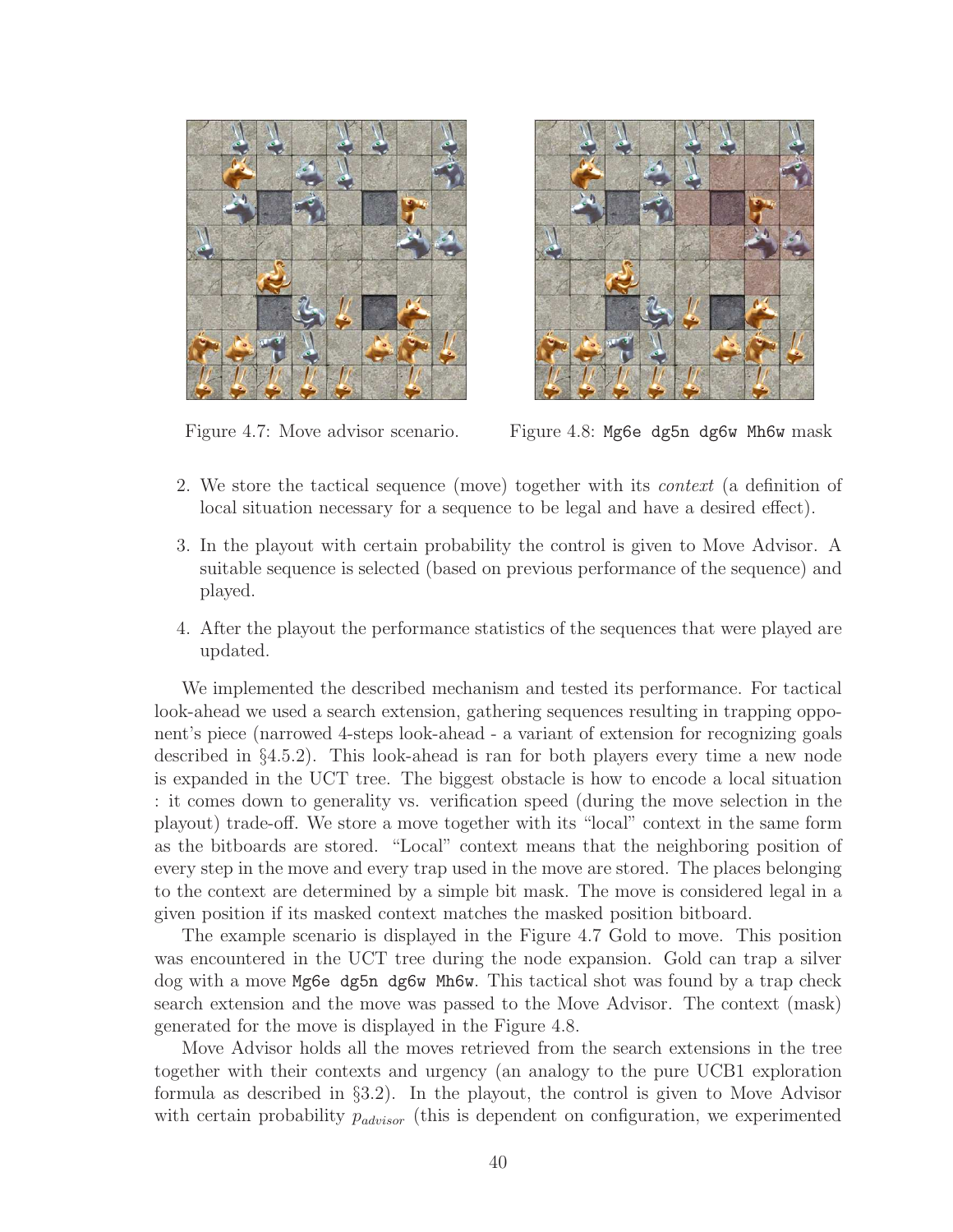Figure 4.7: Move advisor scenario.

Figure 4.8: `Mg6e dg5n dg6w Mh6w` mask

2. We store the tactical sequence (move) together with its *context* (a definition of local situation necessary for a sequence to be legal and have a desired effect).

3. In the playout with certain probability the control is given to Move Advisor. A suitable sequence is selected (based on previous performance of the sequence) and played.

4. After the playout the performance statistics of the sequences that were played are updated.

We implemented the described mechanism and tested its performance. For tactical look-ahead we used a search extension, gathering sequences resulting in trapping opponent's piece (narrowed 4-steps look-ahead - a variant of extension for recognizing goals described in §4.5.2). This look-ahead is ran for both players every time a new node is expanded in the UCT tree. The biggest obstacle is how to encode a local situation : it comes down to generality vs. verification speed (during the move selection in the playout) trade-off. We store a move together with its "local" context in the same form as the bitboards are stored. "Local" context means that the neighboring position of every step in the move and every trap used in the move are stored. The places belonging to the context are determined by a simple bit mask. The move is considered legal in a given position if its masked context matches the masked position bitboard.

The example scenario is displayed in the Figure 4.7 Gold to move. This position was encountered in the UCT tree during the node expansion. Gold can trap a silver dog with a move `Mg6e dg5n dg6w Mh6w`. This tactical shot was found by a trap check search extension and the move was passed to the Move Advisor. The context (mask) generated for the move is displayed in the Figure 4.8.

Move Advisor holds all the moves retrieved from the search extensions in the tree together with their contexts and urgency (an analogy to the pure UCB1 exploration formula as described in §3.2). In the playout, the control is given to Move Advisor with certain probability $p_{advisor}$ (this is dependent on configuration, we experimented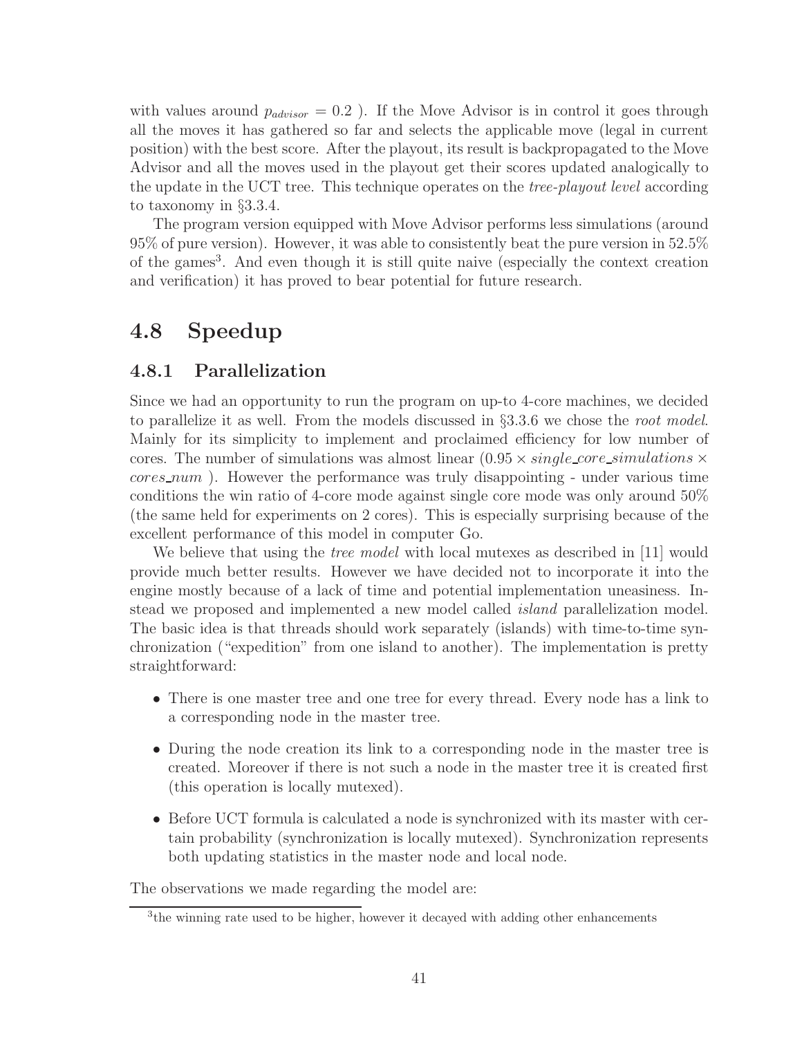with values around $p_{advisor} = 0.2$ ). If the Move Advisor is in control it goes through all the moves it has gathered so far and selects the applicable move (legal in current position) with the best score. After the playout, its result is backpropagated to the Move Advisor and all the moves used in the playout get their scores updated analogically to the update in the UCT tree. This technique operates on the *tree-playout level* according to taxonomy in §3.3.4.

The program version equipped with Move Advisor performs less simulations (around 95% of pure version). However, it was able to consistently beat the pure version in 52.5% of the games[3]. And even though it is still quite naive (especially the context creation and verification) it has proved to bear potential for future research.

## 4.8 Speedup

### 4.8.1 Parallelization

Since we had an opportunity to run the program on up-to 4-core machines, we decided to parallelize it as well. From the models discussed in §3.3.6 we chose the *root model*. Mainly for its simplicity to implement and proclaimed efficiency for low number of cores. The number of simulations was almost linear ($0.95 \times single\_core\_simulations \times cores\_num$ ). However the performance was truly disappointing - under various time conditions the win ratio of 4-core mode against single core mode was only around 50% (the same held for experiments on 2 cores). This is especially surprising because of the excellent performance of this model in computer Go.

We believe that using the *tree model* with local mutexes as described in [11] would provide much better results. However we have decided not to incorporate it into the engine mostly because of a lack of time and potential implementation uneasiness. Instead we proposed and implemented a new model called *island* parallelization model. The basic idea is that threads should work separately (islands) with time-to-time synchronization ("expedition" from one island to another). The implementation is pretty straightforward:

- There is one master tree and one tree for every thread. Every node has a link to a corresponding node in the master tree.
- During the node creation its link to a corresponding node in the master tree is created. Moreover if there is not such a node in the master tree it is created first (this operation is locally mutexed).
- Before UCT formula is calculated a node is synchronized with its master with certain probability (synchronization is locally mutexed). Synchronization represents both updating statistics in the master node and local node.

The observations we made regarding the model are:

[3] the winning rate used to be higher, however it decayed with adding other enhancements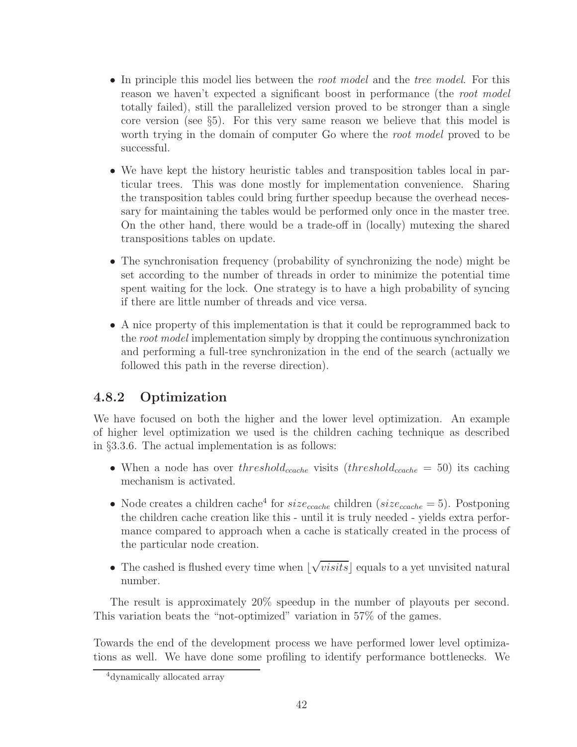- In principle this model lies between the *root model* and the *tree model*. For this reason we haven't expected a significant boost in performance (the *root model* totally failed), still the parallelized version proved to be stronger than a single core version (see §5). For this very same reason we believe that this model is worth trying in the domain of computer Go where the *root model* proved to be successful.

- We have kept the history heuristic tables and transposition tables local in particular trees. This was done mostly for implementation convenience. Sharing the transposition tables could bring further speedup because the overhead necessary for maintaining the tables would be performed only once in the master tree. On the other hand, there would be a trade-off in (locally) mutexing the shared transpositions tables on update.

- The synchronisation frequency (probability of synchronizing the node) might be set according to the number of threads in order to minimize the potential time spent waiting for the lock. One strategy is to have a high probability of syncing if there are little number of threads and vice versa.

- A nice property of this implementation is that it could be reprogrammed back to the *root model* implementation simply by dropping the continuous synchronization and performing a full-tree synchronization in the end of the search (actually we followed this path in the reverse direction).

### 4.8.2 Optimization

We have focused on both the higher and the lower level optimization. An example of higher level optimization we used is the children caching technique as described in §3.3.6. The actual implementation is as follows:

- When a node has over $threshold_{ccache}$ visits ($threshold_{ccache} = 50$) its caching mechanism is activated.

- Node creates a children cache[4] for $size_{ccache}$ children ($size_{ccache} = 5$). Postponing the children cache creation like this - until it is truly needed - yields extra performance compared to approach when a cache is statically created in the process of the particular node creation.

- The cashed is flushed every time when $\lfloor \sqrt{visits} \rfloor$ equals to a yet unvisited natural number.

The result is approximately 20% speedup in the number of playouts per second. This variation beats the "not-optimized" variation in 57% of the games.

Towards the end of the development process we have performed lower level optimizations as well. We have done some profiling to identify performance bottlenecks. We

[4] dynamically allocated array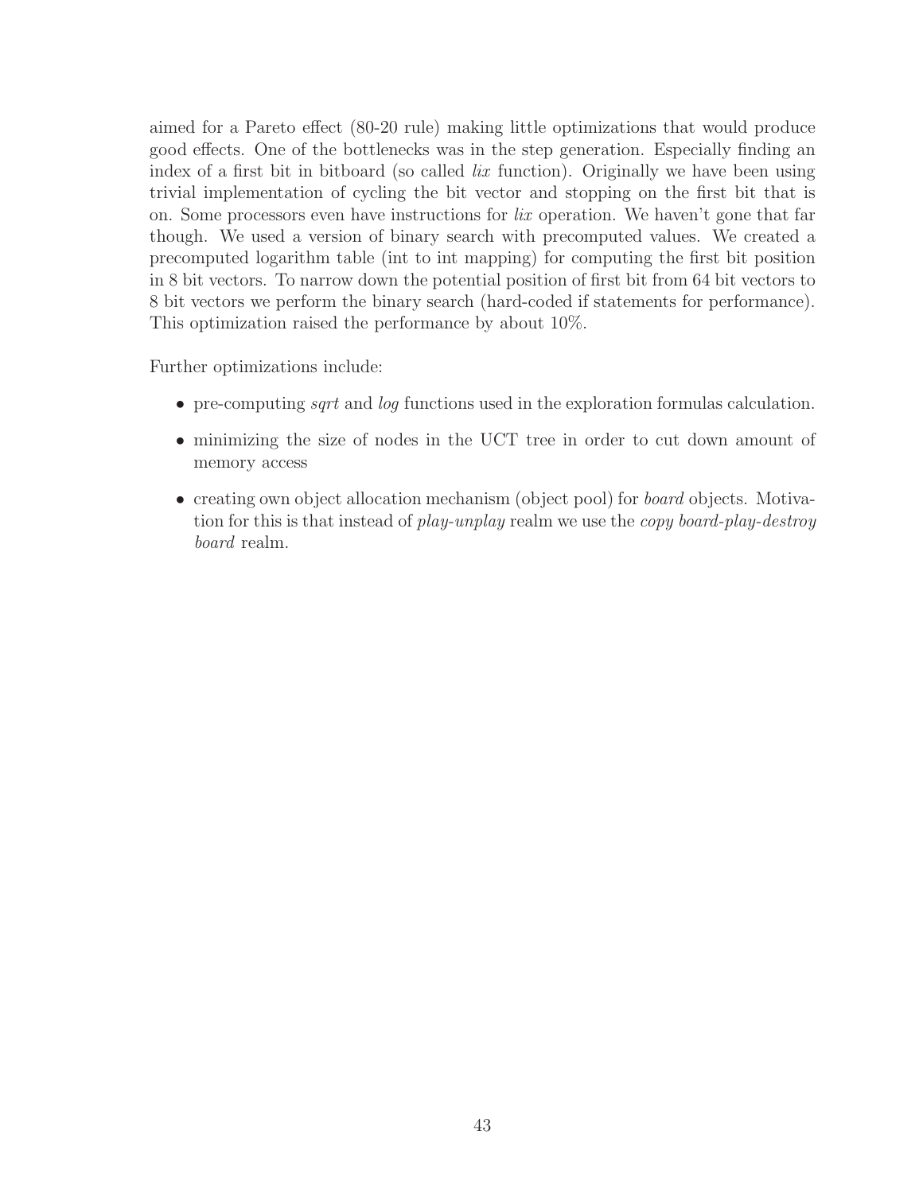aimed for a Pareto effect (80-20 rule) making little optimizations that would produce good effects. One of the bottlenecks was in the step generation. Especially finding an index of a first bit in bitboard (so called *lix* function). Originally we have been using trivial implementation of cycling the bit vector and stopping on the first bit that is on. Some processors even have instructions for *lix* operation. We haven't gone that far though. We used a version of binary search with precomputed values. We created a precomputed logarithm table (int to int mapping) for computing the first bit position in 8 bit vectors. To narrow down the potential position of first bit from 64 bit vectors to 8 bit vectors we perform the binary search (hard-coded if statements for performance). This optimization raised the performance by about 10%.

Further optimizations include:

- pre-computing *sqrt* and *log* functions used in the exploration formulas calculation.
- minimizing the size of nodes in the UCT tree in order to cut down amount of memory access
- creating own object allocation mechanism (object pool) for *board* objects. Motivation for this is that instead of *play-unplay* realm we use the *copy board-play-destroy board* realm.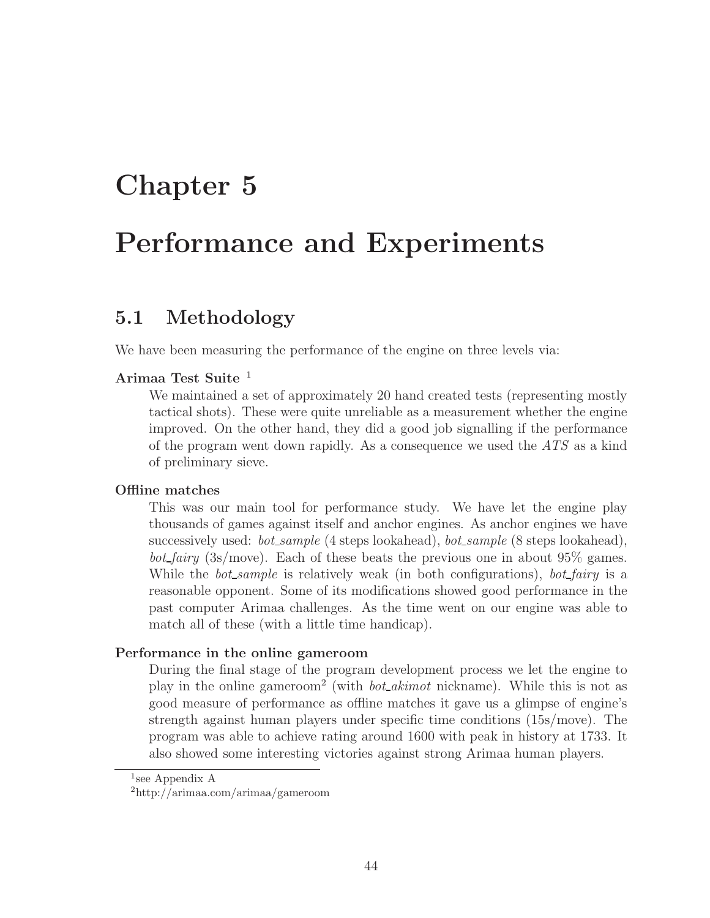# Chapter 5

# Performance and Experiments

## 5.1 Methodology

We have been measuring the performance of the engine on three levels via:

**Arimaa Test Suite** [1]

We maintained a set of approximately 20 hand created tests (representing mostly tactical shots). These were quite unreliable as a measurement whether the engine improved. On the other hand, they did a good job signalling if the performance of the program went down rapidly. As a consequence we used the *ATS* as a kind of preliminary sieve.

**Offline matches**

This was our main tool for performance study. We have let the engine play thousands of games against itself and anchor engines. As anchor engines we have successively used: *bot_sample* (4 steps lookahead), *bot_sample* (8 steps lookahead), *bot_fairy* (3s/move). Each of these beats the previous one in about 95% games. While the *bot_sample* is relatively weak (in both configurations), *bot_fairy* is a reasonable opponent. Some of its modifications showed good performance in the past computer Arimaa challenges. As the time went on our engine was able to match all of these (with a little time handicap).

**Performance in the online gameroom**

During the final stage of the program development process we let the engine to play in the online gameroom[2] (with *bot_akimot* nickname). While this is not as good measure of performance as offline matches it gave us a glimpse of engine's strength against human players under specific time conditions (15s/move). The program was able to achieve rating around 1600 with peak in history at 1733. It also showed some interesting victories against strong Arimaa human players.

---

[1] see Appendix A

[2] http://arimaa.com/arimaa/gameroom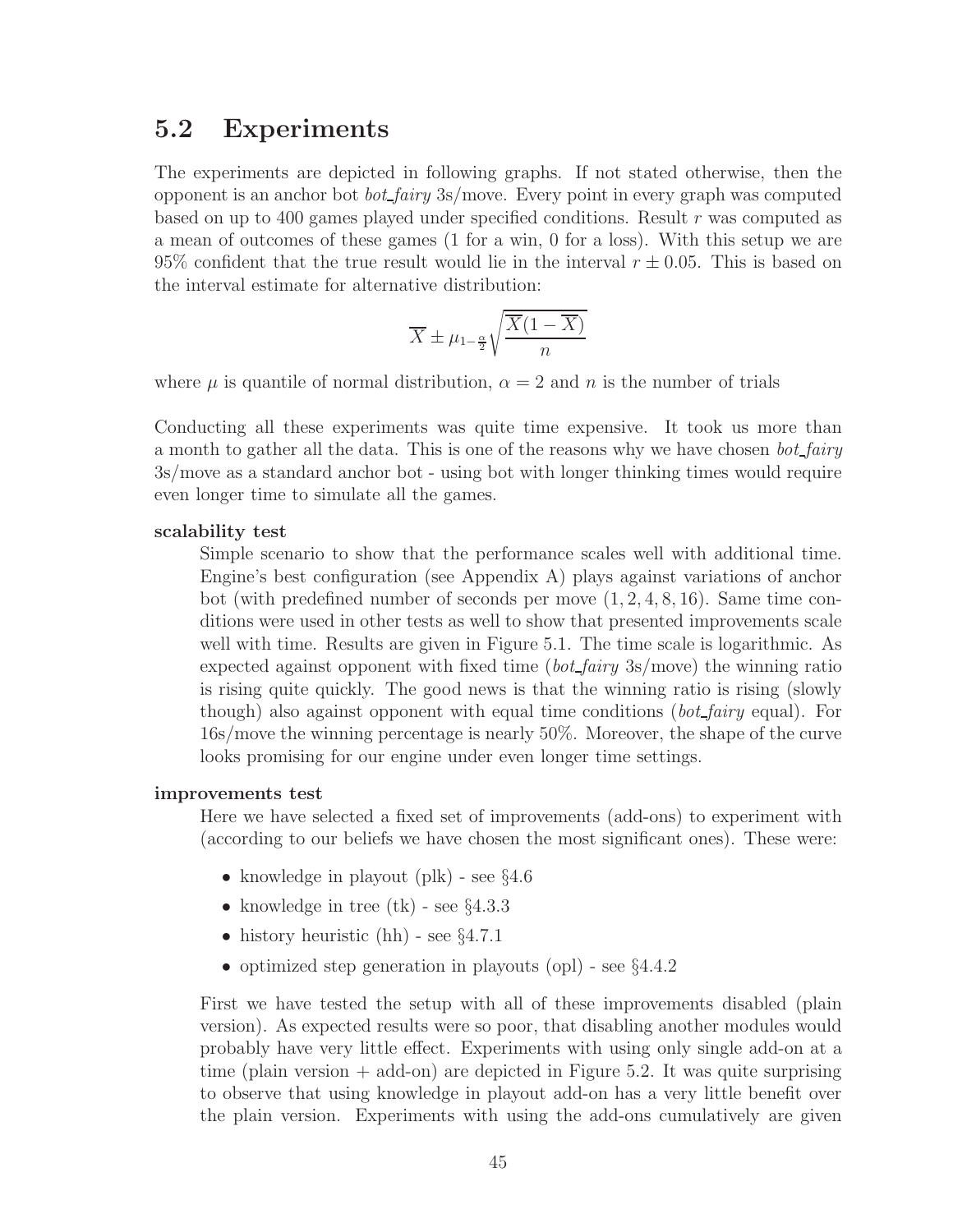## 5.2 Experiments

The experiments are depicted in following graphs. If not stated otherwise, then the opponent is an anchor bot *bot_fairy* 3s/move. Every point in every graph was computed based on up to 400 games played under specified conditions. Result $r$ was computed as a mean of outcomes of these games (1 for a win, 0 for a loss). With this setup we are 95% confident that the true result would lie in the interval $r \pm 0.05$. This is based on the interval estimate for alternative distribution:

$$\overline{X} \pm \mu_{1-\frac{\alpha}{2}} \sqrt{\frac{\overline{X}(1-\overline{X})}{n}}$$

where $\mu$ is quantile of normal distribution, $\alpha = 2$ and $n$ is the number of trials

Conducting all these experiments was quite time expensive. It took us more than a month to gather all the data. This is one of the reasons why we have chosen *bot_fairy* 3s/move as a standard anchor bot - using bot with longer thinking times would require even longer time to simulate all the games.

**scalability test**
: Simple scenario to show that the performance scales well with additional time. Engine's best configuration (see Appendix A) plays against variations of anchor bot (with predefined number of seconds per move $(1, 2, 4, 8, 16)$. Same time conditions were used in other tests as well to show that presented improvements scale well with time. Results are given in Figure 5.1. The time scale is logarithmic. As expected against opponent with fixed time (*bot_fairy* 3s/move) the winning ratio is rising quite quickly. The good news is that the winning ratio is rising (slowly though) also against opponent with equal time conditions (*bot_fairy* equal). For 16s/move the winning percentage is nearly 50%. Moreover, the shape of the curve looks promising for our engine under even longer time settings.

**improvements test**
: Here we have selected a fixed set of improvements (add-ons) to experiment with (according to our beliefs we have chosen the most significant ones). These were:

- knowledge in playout (plk) - see §4.6
- knowledge in tree (tk) - see §4.3.3
- history heuristic (hh) - see §4.7.1
- optimized step generation in playouts (opl) - see §4.4.2

First we have tested the setup with all of these improvements disabled (plain version). As expected results were so poor, that disabling another modules would probably have very little effect. Experiments with using only single add-on at a time (plain version + add-on) are depicted in Figure 5.2. It was quite surprising to observe that using knowledge in playout add-on has a very little benefit over the plain version. Experiments with using the add-ons cumulatively are given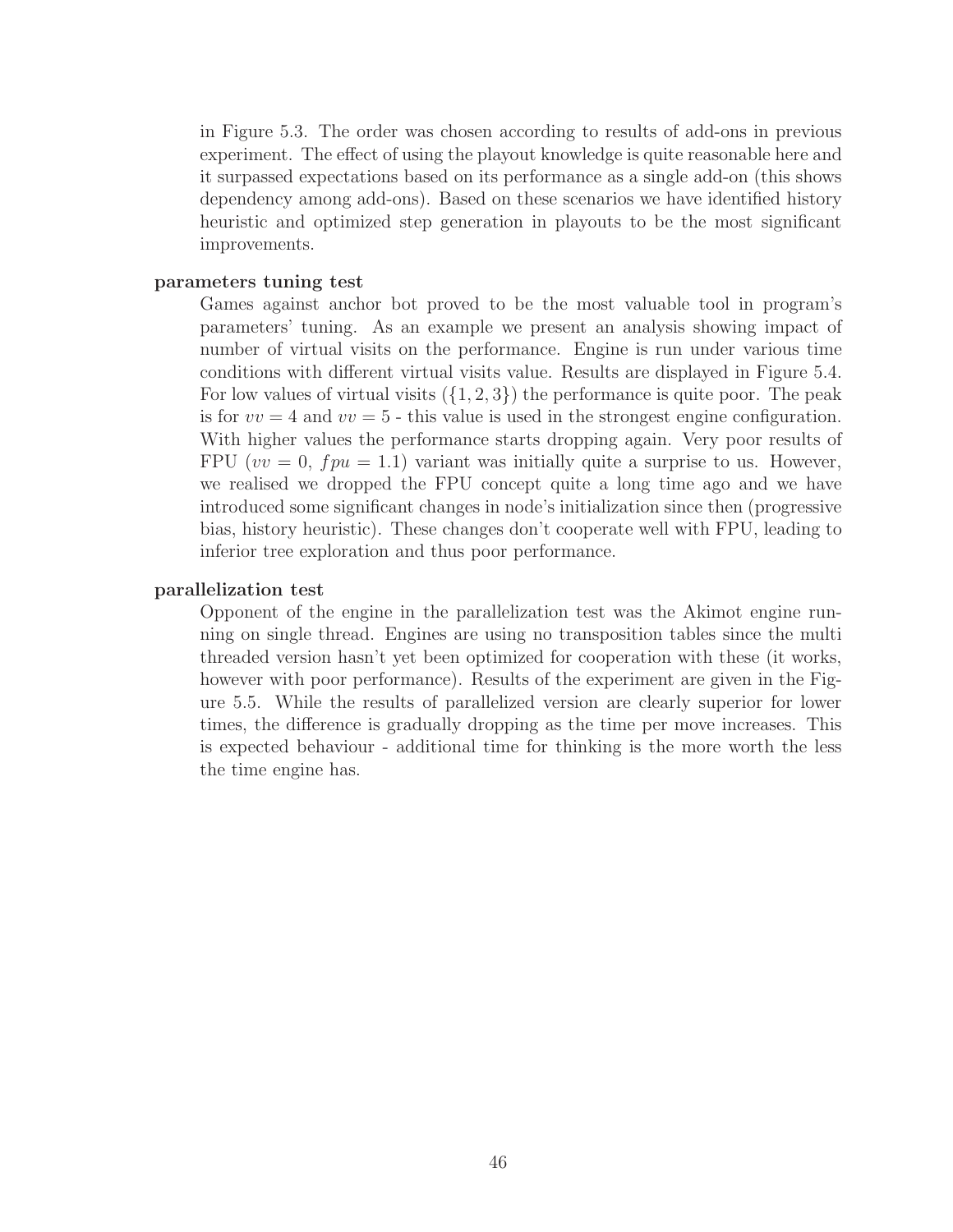in Figure 5.3. The order was chosen according to results of add-ons in previous experiment. The effect of using the playout knowledge is quite reasonable here and it surpassed expectations based on its performance as a single add-on (this shows dependency among add-ons). Based on these scenarios we have identified history heuristic and optimized step generation in playouts to be the most significant improvements.

**parameters tuning test**

Games against anchor bot proved to be the most valuable tool in program's parameters' tuning. As an example we present an analysis showing impact of number of virtual visits on the performance. Engine is run under various time conditions with different virtual visits value. Results are displayed in Figure 5.4. For low values of virtual visits ($\{1, 2, 3\}$) the performance is quite poor. The peak is for $vv = 4$ and $vv = 5$ - this value is used in the strongest engine configuration. With higher values the performance starts dropping again. Very poor results of FPU ($vv = 0$, $fpu = 1.1$) variant was initially quite a surprise to us. However, we realised we dropped the FPU concept quite a long time ago and we have introduced some significant changes in node's initialization since then (progressive bias, history heuristic). These changes don't cooperate well with FPU, leading to inferior tree exploration and thus poor performance.

**parallelization test**

Opponent of the engine in the parallelization test was the Akimot engine running on single thread. Engines are using no transposition tables since the multi threaded version hasn't yet been optimized for cooperation with these (it works, however with poor performance). Results of the experiment are given in the Figure 5.5. While the results of parallelized version are clearly superior for lower times, the difference is gradually dropping as the time per move increases. This is expected behaviour - additional time for thinking is the more worth the less the time engine has.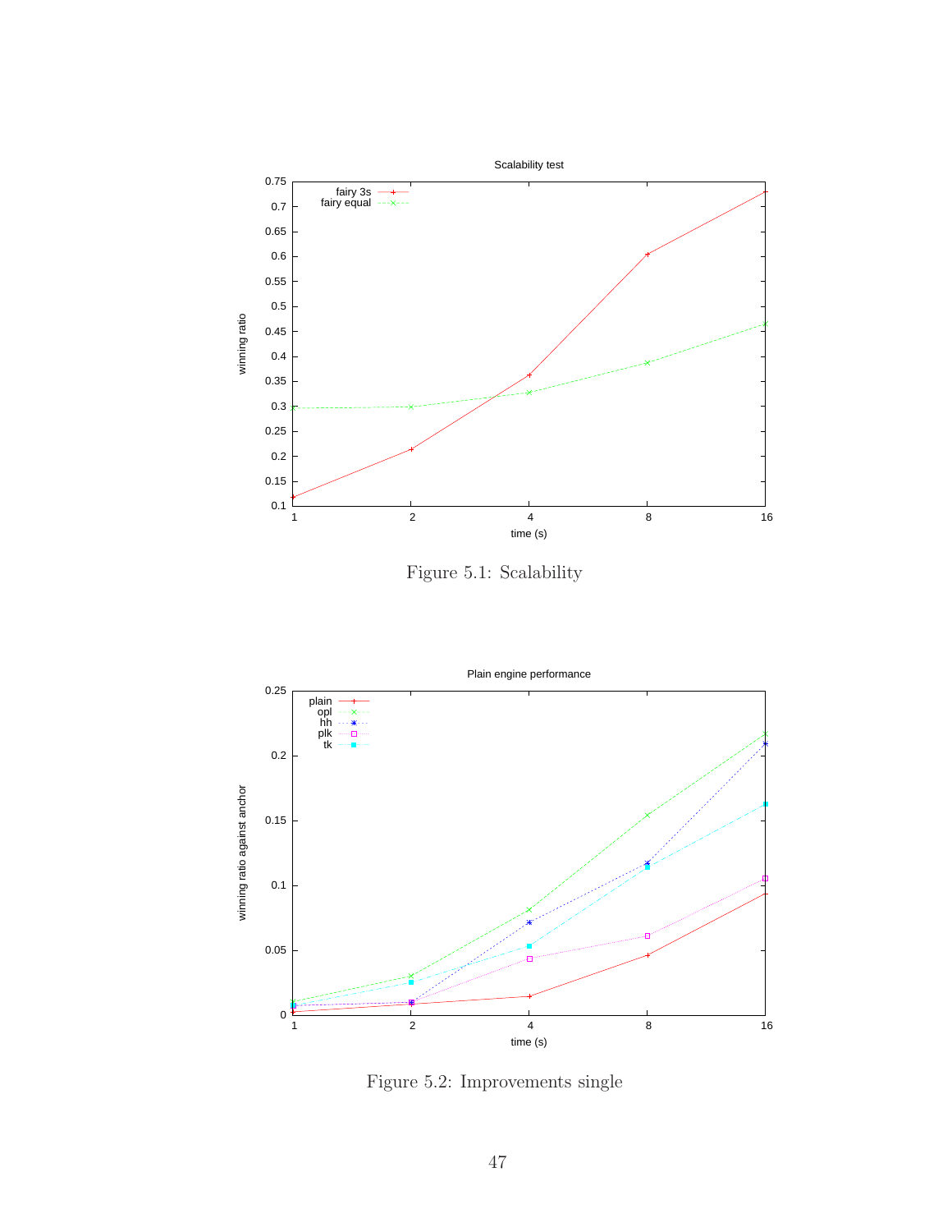Figure 5.1: Scalability

Figure 5.2: Improvements single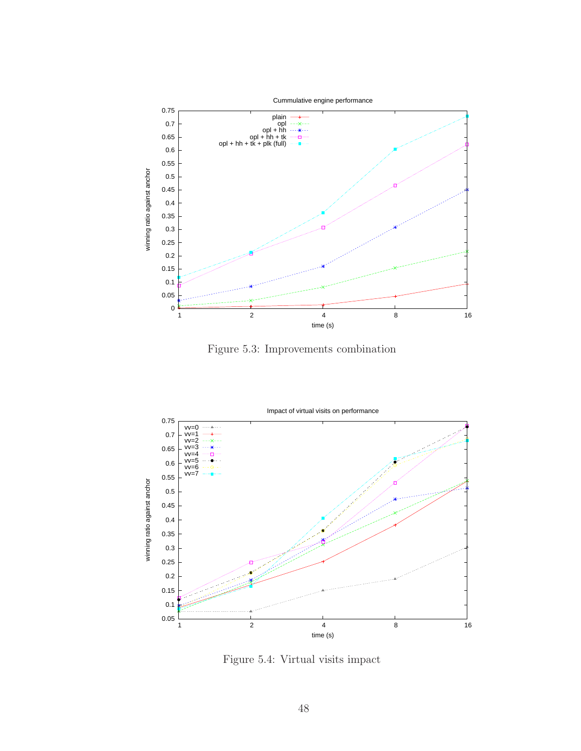Figure 5.3: Improvements combination

Figure 5.4: Virtual visits impact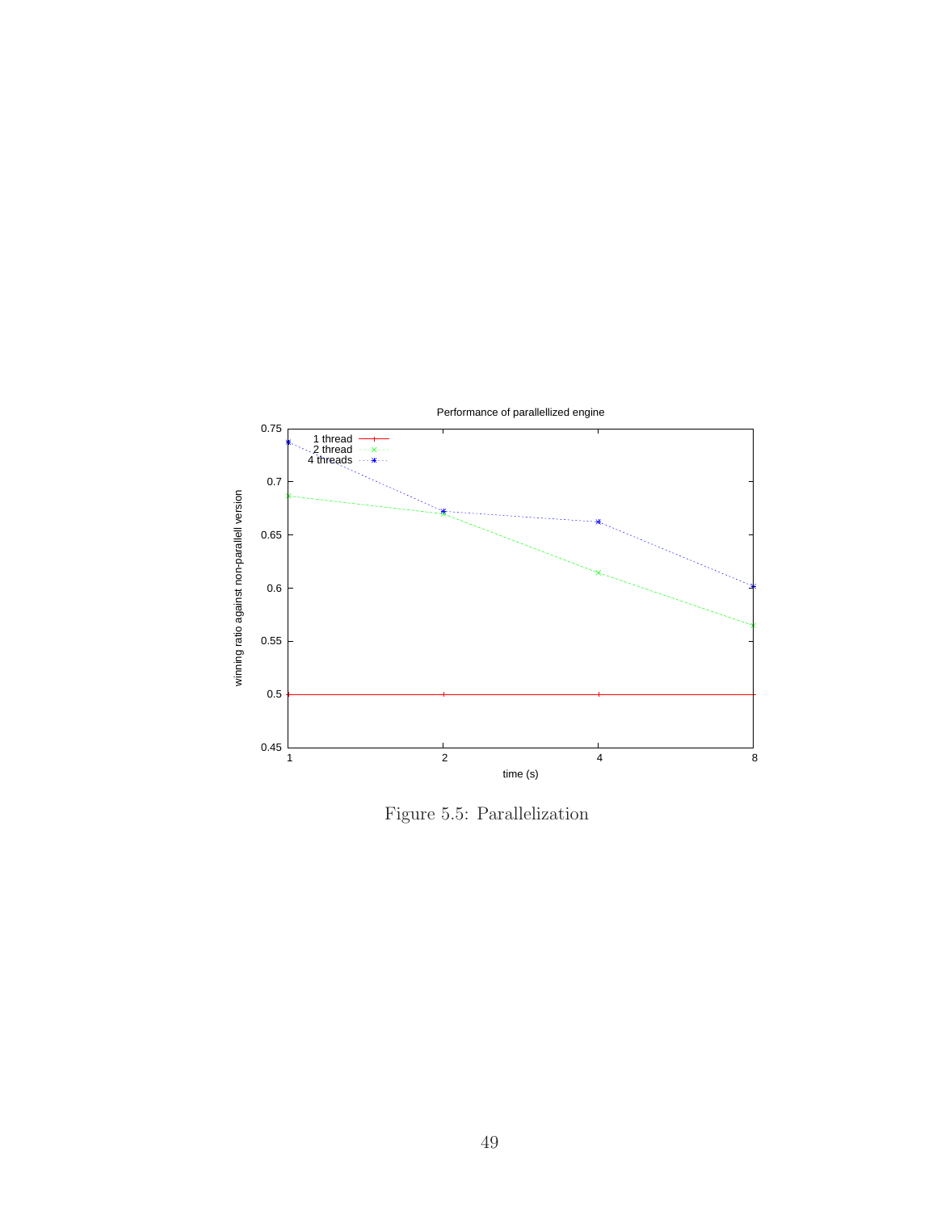Figure 5.5: Parallelization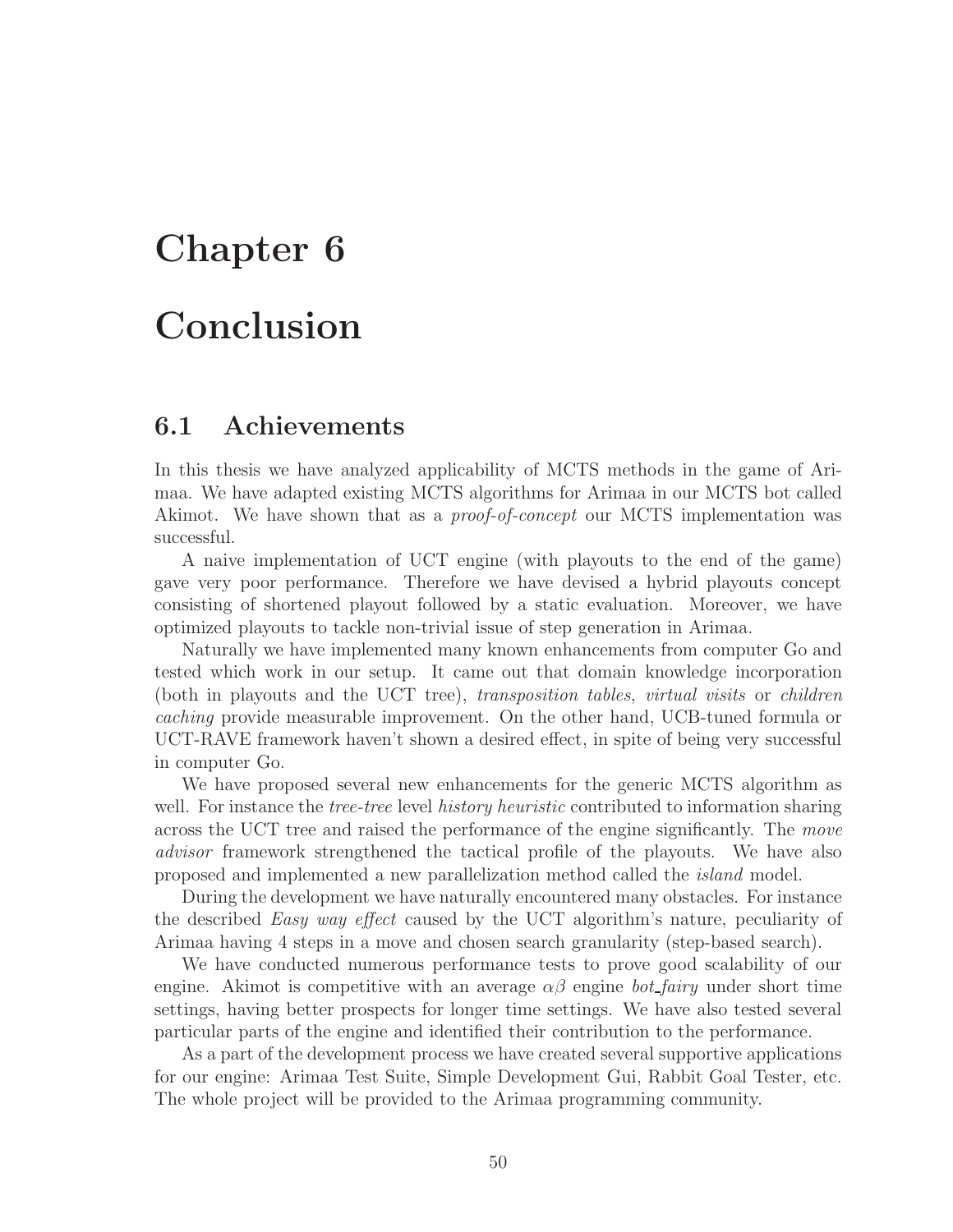# Chapter 6

# Conclusion

## 6.1 Achievements

In this thesis we have analyzed applicability of MCTS methods in the game of Arimaa. We have adapted existing MCTS algorithms for Arimaa in our MCTS bot called Akimot. We have shown that as a *proof-of-concept* our MCTS implementation was successful.

A naive implementation of UCT engine (with playouts to the end of the game) gave very poor performance. Therefore we have devised a hybrid playouts concept consisting of shortened playout followed by a static evaluation. Moreover, we have optimized playouts to tackle non-trivial issue of step generation in Arimaa.

Naturally we have implemented many known enhancements from computer Go and tested which work in our setup. It came out that domain knowledge incorporation (both in playouts and the UCT tree), *transposition tables*, *virtual visits* or *children caching* provide measurable improvement. On the other hand, UCB-tuned formula or UCT-RAVE framework haven't shown a desired effect, in spite of being very successful in computer Go.

We have proposed several new enhancements for the generic MCTS algorithm as well. For instance the *tree-tree* level *history heuristic* contributed to information sharing across the UCT tree and raised the performance of the engine significantly. The *move advisor* framework strengthened the tactical profile of the playouts. We have also proposed and implemented a new parallelization method called the *island* model.

During the development we have naturally encountered many obstacles. For instance the described *Easy way effect* caused by the UCT algorithm's nature, peculiarity of Arimaa having 4 steps in a move and chosen search granularity (step-based search).

We have conducted numerous performance tests to prove good scalability of our engine. Akimot is competitive with an average $\alpha\beta$ engine *bot_fairy* under short time settings, having better prospects for longer time settings. We have also tested several particular parts of the engine and identified their contribution to the performance.

As a part of the development process we have created several supportive applications for our engine: Arimaa Test Suite, Simple Development Gui, Rabbit Goal Tester, etc. The whole project will be provided to the Arimaa programming community.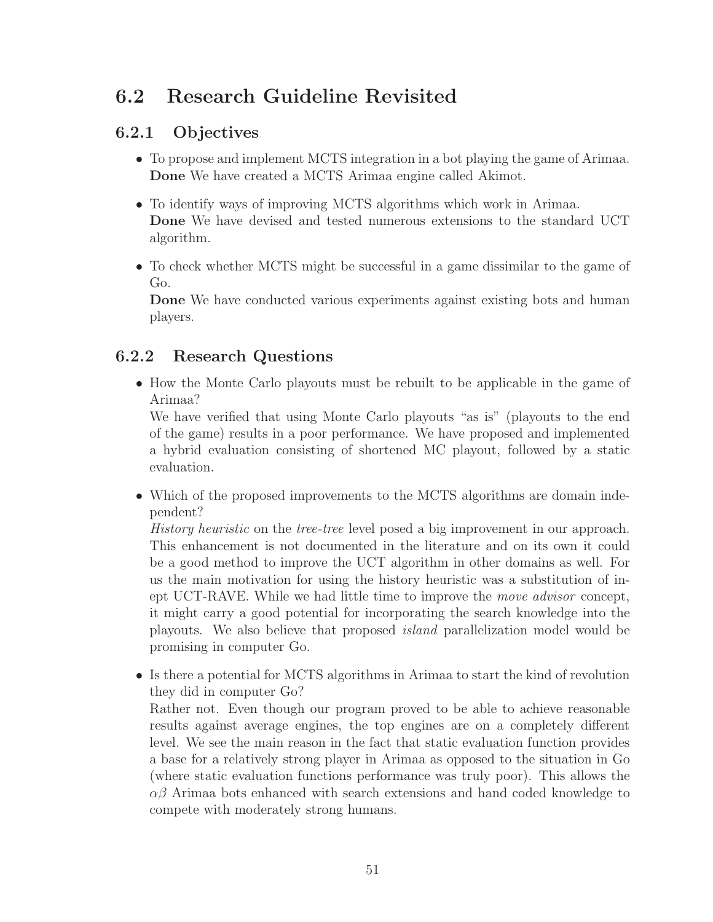## 6.2 Research Guideline Revisited

### 6.2.1 Objectives

- To propose and implement MCTS integration in a bot playing the game of Arimaa.
  **Done** We have created a MCTS Arimaa engine called Akimot.
- To identify ways of improving MCTS algorithms which work in Arimaa.
  **Done** We have devised and tested numerous extensions to the standard UCT algorithm.
- To check whether MCTS might be successful in a game dissimilar to the game of Go.
  **Done** We have conducted various experiments against existing bots and human players.

### 6.2.2 Research Questions

- How the Monte Carlo playouts must be rebuilt to be applicable in the game of Arimaa?
  We have verified that using Monte Carlo playouts "as is" (playouts to the end of the game) results in a poor performance. We have proposed and implemented a hybrid evaluation consisting of shortened MC playout, followed by a static evaluation.
- Which of the proposed improvements to the MCTS algorithms are domain independent?
  *History heuristic* on the *tree-tree* level posed a big improvement in our approach. This enhancement is not documented in the literature and on its own it could be a good method to improve the UCT algorithm in other domains as well. For us the main motivation for using the history heuristic was a substitution of inept UCT-RAVE. While we had little time to improve the *move advisor* concept, it might carry a good potential for incorporating the search knowledge into the playouts. We also believe that proposed *island* parallelization model would be promising in computer Go.
- Is there a potential for MCTS algorithms in Arimaa to start the kind of revolution they did in computer Go?
  Rather not. Even though our program proved to be able to achieve reasonable results against average engines, the top engines are on a completely different level. We see the main reason in the fact that static evaluation function provides a base for a relatively strong player in Arimaa as opposed to the situation in Go (where static evaluation functions performance was truly poor). This allows the $\alpha\beta$ Arimaa bots enhanced with search extensions and hand coded knowledge to compete with moderately strong humans.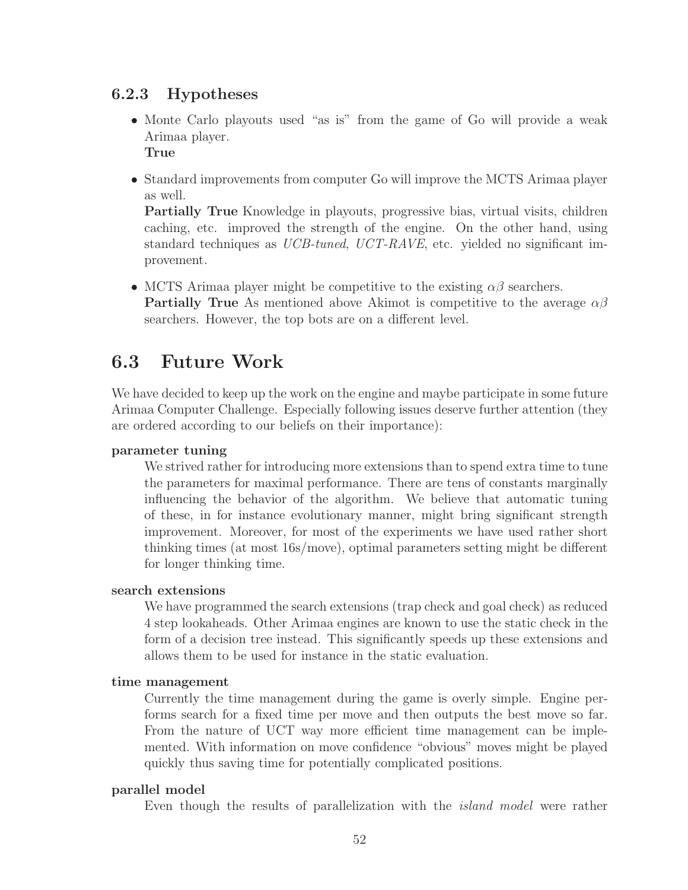### 6.2.3 Hypotheses

- Monte Carlo playouts used "as is" from the game of Go will provide a weak Arimaa player.
  **True**

- Standard improvements from computer Go will improve the MCTS Arimaa player as well.
  **Partially True** Knowledge in playouts, progressive bias, virtual visits, children caching, etc. improved the strength of the engine. On the other hand, using standard techniques as *UCB-tuned*, *UCT-RAVE*, etc. yielded no significant improvement.

- MCTS Arimaa player might be competitive to the existing $\alpha\beta$ searchers.
  **Partially True** As mentioned above Akimot is competitive to the average $\alpha\beta$ searchers. However, the top bots are on a different level.

## 6.3 Future Work

We have decided to keep up the work on the engine and maybe participate in some future Arimaa Computer Challenge. Especially following issues deserve further attention (they are ordered according to our beliefs on their importance):

**parameter tuning**
: We strived rather for introducing more extensions than to spend extra time to tune the parameters for maximal performance. There are tens of constants marginally influencing the behavior of the algorithm. We believe that automatic tuning of these, in for instance evolutionary manner, might bring significant strength improvement. Moreover, for most of the experiments we have used rather short thinking times (at most 16s/move), optimal parameters setting might be different for longer thinking time.

**search extensions**
: We have programmed the search extensions (trap check and goal check) as reduced 4 step lookaheads. Other Arimaa engines are known to use the static check in the form of a decision tree instead. This significantly speeds up these extensions and allows them to be used for instance in the static evaluation.

**time management**
: Currently the time management during the game is overly simple. Engine performs search for a fixed time per move and then outputs the best move so far. From the nature of UCT way more efficient time management can be implemented. With information on move confidence "obvious" moves might be played quickly thus saving time for potentially complicated positions.

**parallel model**
: Even though the results of parallelization with the *island model* were rather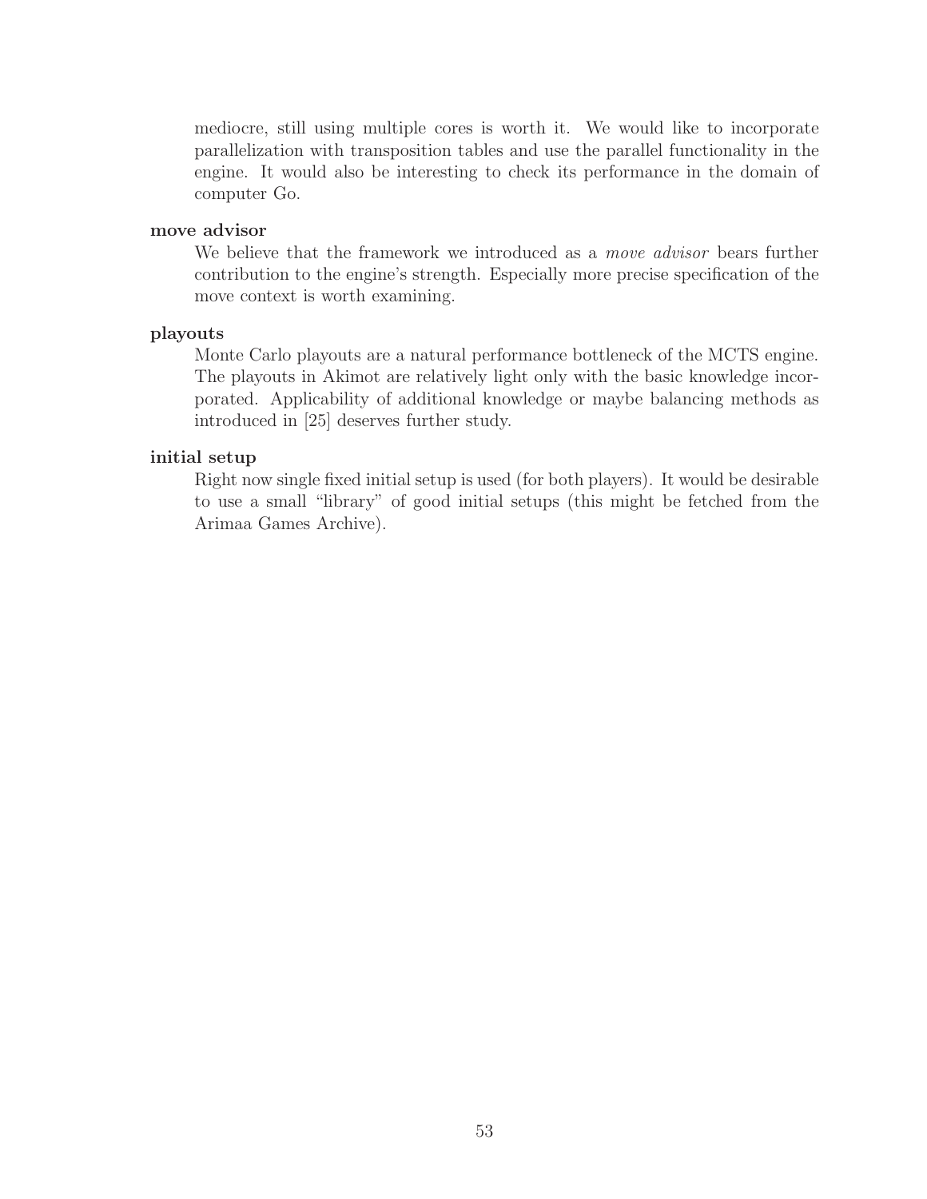mediocre, still using multiple cores is worth it. We would like to incorporate parallelization with transposition tables and use the parallel functionality in the engine. It would also be interesting to check its performance in the domain of computer Go.

**move advisor**

We believe that the framework we introduced as a *move advisor* bears further contribution to the engine's strength. Especially more precise specification of the move context is worth examining.

**playouts**

Monte Carlo playouts are a natural performance bottleneck of the MCTS engine. The playouts in Akimot are relatively light only with the basic knowledge incorporated. Applicability of additional knowledge or maybe balancing methods as introduced in [25] deserves further study.

**initial setup**

Right now single fixed initial setup is used (for both players). It would be desirable to use a small "library" of good initial setups (this might be fetched from the Arimaa Games Archive).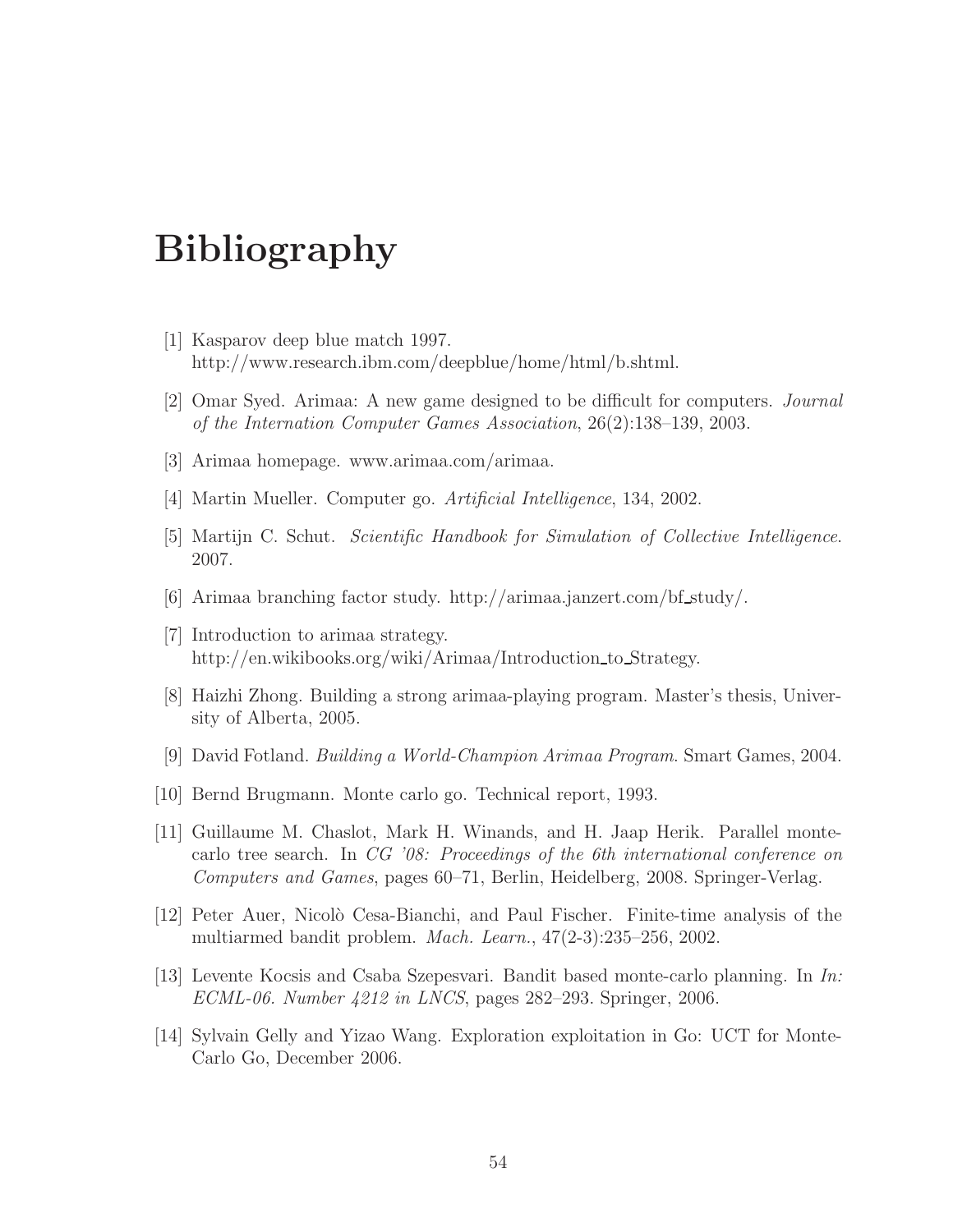# Bibliography

[1] Kasparov deep blue match 1997. http://www.research.ibm.com/deepblue/home/html/b.shtml.

[2] Omar Syed. Arimaa: A new game designed to be difficult for computers. *Journal of the Internation Computer Games Association*, 26(2):138–139, 2003.

[3] Arimaa homepage. www.arimaa.com/arimaa.

[4] Martin Mueller. Computer go. *Artificial Intelligence*, 134, 2002.

[5] Martijn C. Schut. *Scientific Handbook for Simulation of Collective Intelligence*. 2007.

[6] Arimaa branching factor study. http://arimaa.janzert.com/bf_study/.

[7] Introduction to arimaa strategy. http://en.wikibooks.org/wiki/Arimaa/Introduction_to_Strategy.

[8] Haizhi Zhong. Building a strong arimaa-playing program. Master's thesis, University of Alberta, 2005.

[9] David Fotland. *Building a World-Champion Arimaa Program*. Smart Games, 2004.

[10] Bernd Brugmann. Monte carlo go. Technical report, 1993.

[11] Guillaume M. Chaslot, Mark H. Winands, and H. Jaap Herik. Parallel monte-carlo tree search. In *CG '08: Proceedings of the 6th international conference on Computers and Games*, pages 60–71, Berlin, Heidelberg, 2008. Springer-Verlag.

[12] Peter Auer, Nicolò Cesa-Bianchi, and Paul Fischer. Finite-time analysis of the multiarmed bandit problem. *Mach. Learn.*, 47(2-3):235–256, 2002.

[13] Levente Kocsis and Csaba Szepesvari. Bandit based monte-carlo planning. In *In: ECML-06. Number 4212 in LNCS*, pages 282–293. Springer, 2006.

[14] Sylvain Gelly and Yizao Wang. Exploration exploitation in Go: UCT for Monte-Carlo Go, December 2006.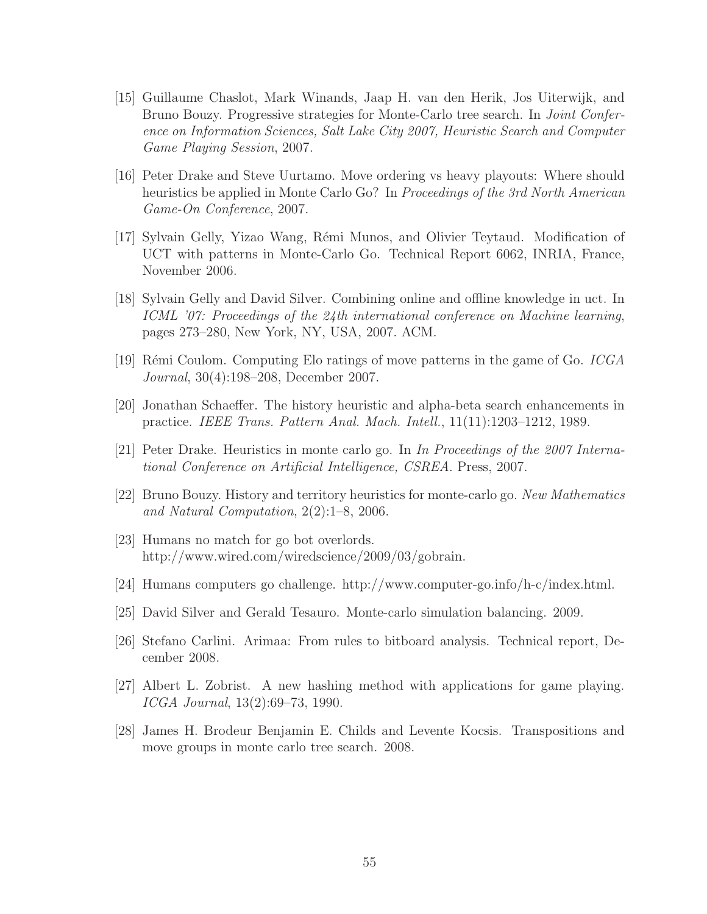[15] Guillaume Chaslot, Mark Winands, Jaap H. van den Herik, Jos Uiterwijk, and Bruno Bouzy. Progressive strategies for Monte-Carlo tree search. In *Joint Conference on Information Sciences, Salt Lake City 2007, Heuristic Search and Computer Game Playing Session*, 2007.

[16] Peter Drake and Steve Uurtamo. Move ordering vs heavy playouts: Where should heuristics be applied in Monte Carlo Go? In *Proceedings of the 3rd North American Game-On Conference*, 2007.

[17] Sylvain Gelly, Yizao Wang, Rémi Munos, and Olivier Teytaud. Modification of UCT with patterns in Monte-Carlo Go. Technical Report 6062, INRIA, France, November 2006.

[18] Sylvain Gelly and David Silver. Combining online and offline knowledge in uct. In *ICML '07: Proceedings of the 24th international conference on Machine learning*, pages 273–280, New York, NY, USA, 2007. ACM.

[19] Rémi Coulom. Computing Elo ratings of move patterns in the game of Go. *ICGA Journal*, 30(4):198–208, December 2007.

[20] Jonathan Schaeffer. The history heuristic and alpha-beta search enhancements in practice. *IEEE Trans. Pattern Anal. Mach. Intell.*, 11(11):1203–1212, 1989.

[21] Peter Drake. Heuristics in monte carlo go. In *In Proceedings of the 2007 International Conference on Artificial Intelligence, CSREA*. Press, 2007.

[22] Bruno Bouzy. History and territory heuristics for monte-carlo go. *New Mathematics and Natural Computation*, 2(2):1–8, 2006.

[23] Humans no match for go bot overlords. http://www.wired.com/wiredscience/2009/03/gobrain.

[24] Humans computers go challenge. http://www.computer-go.info/h-c/index.html.

[25] David Silver and Gerald Tesauro. Monte-carlo simulation balancing. 2009.

[26] Stefano Carlini. Arimaa: From rules to bitboard analysis. Technical report, December 2008.

[27] Albert L. Zobrist. A new hashing method with applications for game playing. *ICGA Journal*, 13(2):69–73, 1990.

[28] James H. Brodeur Benjamin E. Childs and Levente Kocsis. Transpositions and move groups in monte carlo tree search. 2008.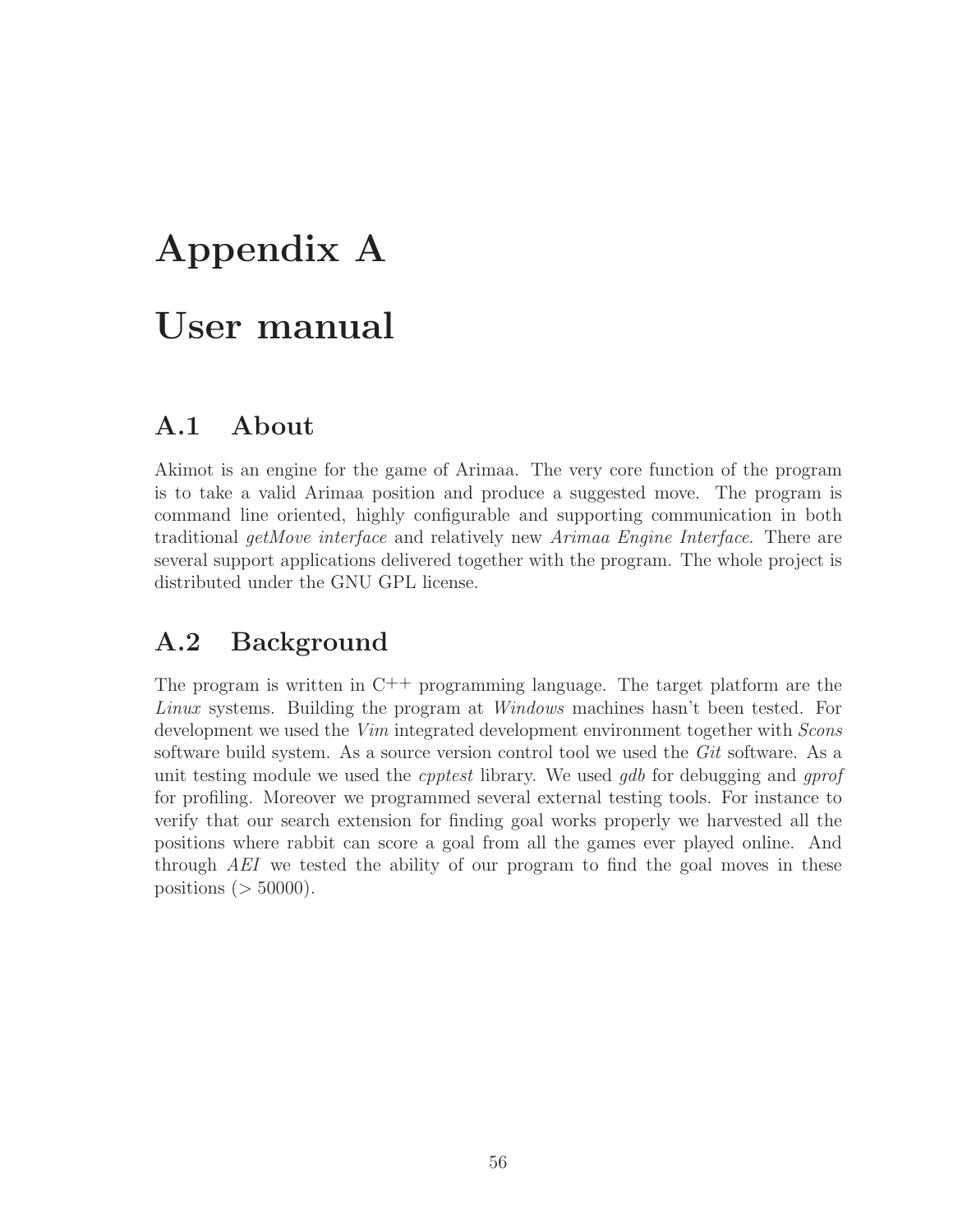# Appendix A

# User manual

## A.1 About

Akimot is an engine for the game of Arimaa. The very core function of the program is to take a valid Arimaa position and produce a suggested move. The program is command line oriented, highly configurable and supporting communication in both traditional *getMove interface* and relatively new *Arimaa Engine Interface*. There are several support applications delivered together with the program. The whole project is distributed under the GNU GPL license.

## A.2 Background

The program is written in C++ programming language. The target platform are the *Linux* systems. Building the program at *Windows* machines hasn't been tested. For development we used the *Vim* integrated development environment together with *Scons* software build system. As a source version control tool we used the *Git* software. As a unit testing module we used the *cpptest* library. We used *gdb* for debugging and *gprof* for profiling. Moreover we programmed several external testing tools. For instance to verify that our search extension for finding goal works properly we harvested all the positions where rabbit can score a goal from all the games ever played online. And through *AEI* we tested the ability of our program to find the goal moves in these positions ($> 50000$).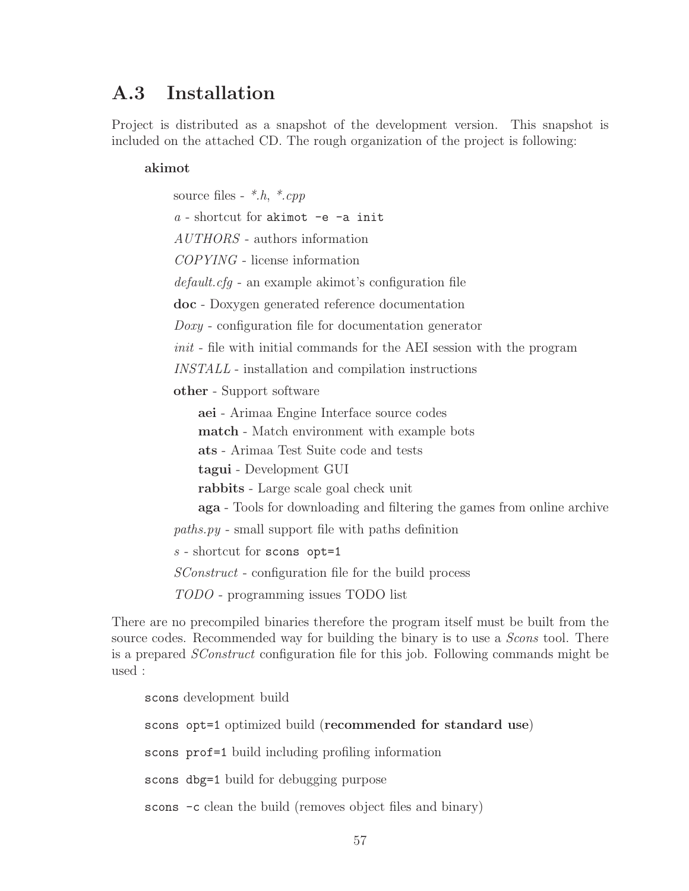## A.3 Installation

Project is distributed as a snapshot of the development version. This snapshot is included on the attached CD. The rough organization of the project is following:

**akimot**

- source files - *\*.h*, *\*.cpp*
- *a* - shortcut for `akimot -e -a init`
- *AUTHORS* - authors information
- *COPYING* - license information
- *default.cfg* - an example akimot's configuration file
- **doc** - Doxygen generated reference documentation
- *Doxy* - configuration file for documentation generator
- *init* - file with initial commands for the AEI session with the program
- *INSTALL* - installation and compilation instructions
- **other** - Support software
  - **aei** - Arimaa Engine Interface source codes
  - **match** - Match environment with example bots
  - **ats** - Arimaa Test Suite code and tests
  - **tagui** - Development GUI
  - **rabbits** - Large scale goal check unit
  - **aga** - Tools for downloading and filtering the games from online archive
- *paths.py* - small support file with paths definition
- *s* - shortcut for `scons opt=1`
- *SConstruct* - configuration file for the build process
- *TODO* - programming issues TODO list

There are no precompiled binaries therefore the program itself must be built from the source codes. Recommended way for building the binary is to use a *Scons* tool. There is a prepared *SConstruct* configuration file for this job. Following commands might be used :

`scons` development build

`scons opt=1` optimized build (**recommended for standard use**)

`scons prof=1` build including profiling information

`scons dbg=1` build for debugging purpose

`scons -c` clean the build (removes object files and binary)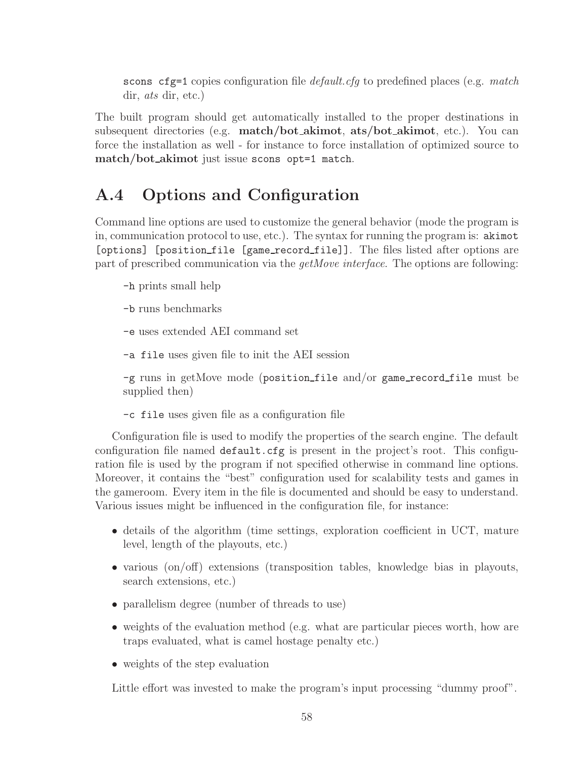`scons cfg=1` copies configuration file *default.cfg* to predefined places (e.g. *match* dir, *ats* dir, etc.)

The built program should get automatically installed to the proper destinations in subsequent directories (e.g. **match/bot_akimot**, **ats/bot_akimot**, etc.). You can force the installation as well - for instance to force installation of optimized source to **match/bot_akimot** just issue `scons opt=1 match`.

## A.4 Options and Configuration

Command line options are used to customize the general behavior (mode the program is in, communication protocol to use, etc.). The syntax for running the program is: `akimot [options] [position_file [game_record_file]]`. The files listed after options are part of prescribed communication via the *getMove interface*. The options are following:

`-h` prints small help

`-b` runs benchmarks

`-e` uses extended AEI command set

`-a file` uses given file to init the AEI session

`-g` runs in getMove mode (`position_file` and/or `game_record_file` must be supplied then)

`-c file` uses given file as a configuration file

Configuration file is used to modify the properties of the search engine. The default configuration file named `default.cfg` is present in the project's root. This configuration file is used by the program if not specified otherwise in command line options. Moreover, it contains the "best" configuration used for scalability tests and games in the gameroom. Every item in the file is documented and should be easy to understand. Various issues might be influenced in the configuration file, for instance:

- details of the algorithm (time settings, exploration coefficient in UCT, mature level, length of the playouts, etc.)
- various (on/off) extensions (transposition tables, knowledge bias in playouts, search extensions, etc.)
- parallelism degree (number of threads to use)
- weights of the evaluation method (e.g. what are particular pieces worth, how are traps evaluated, what is camel hostage penalty etc.)
- weights of the step evaluation

Little effort was invested to make the program's input processing "dummy proof".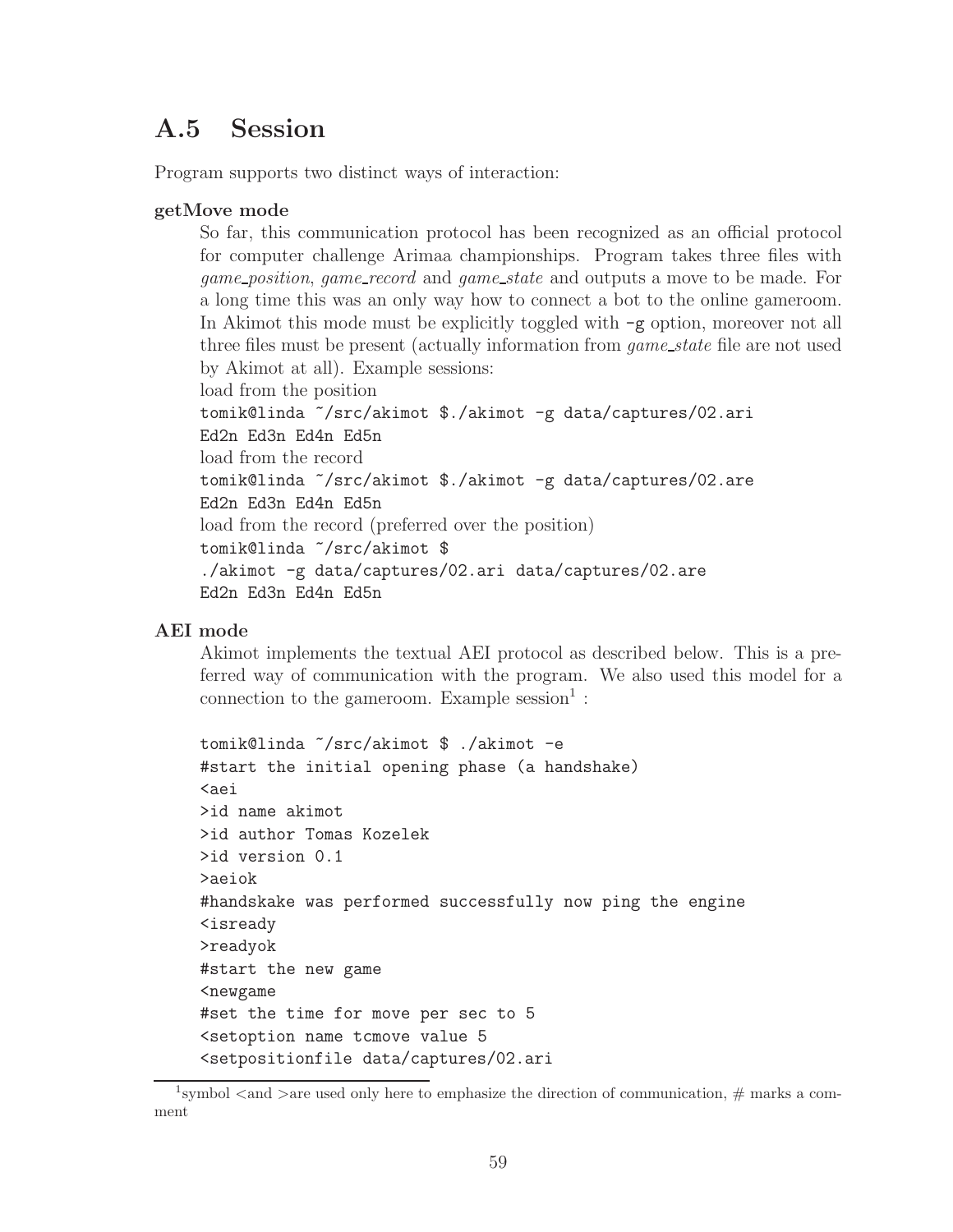## A.5 Session

Program supports two distinct ways of interaction:

**getMove mode**

So far, this communication protocol has been recognized as an official protocol for computer challenge Arimaa championships. Program takes three files with *game_position*, *game_record* and *game_state* and outputs a move to be made. For a long time this was an only way how to connect a bot to the online gameroom. In Akimot this mode must be explicitly toggled with `-g` option, moreover not all three files must be present (actually information from *game_state* file are not used by Akimot at all). Example sessions:

load from the position

```
tomik@linda ~/src/akimot $./akimot -g data/captures/02.ari
Ed2n Ed3n Ed4n Ed5n
```

load from the record

```
tomik@linda ~/src/akimot $./akimot -g data/captures/02.are
Ed2n Ed3n Ed4n Ed5n
```

load from the record (preferred over the position)

```
tomik@linda ~/src/akimot $
./akimot -g data/captures/02.ari data/captures/02.are
Ed2n Ed3n Ed4n Ed5n
```

**AEI mode**

Akimot implements the textual AEI protocol as described below. This is a preferred way of communication with the program. We also used this model for a connection to the gameroom. Example session[1] :

```
tomik@linda ~/src/akimot $ ./akimot -e
#start the initial opening phase (a handshake)
<aei
>id name akimot
>id author Tomas Kozelek
>id version 0.1
>aeiok
#handskake was performed successfully now ping the engine
<isready
>readyok
#start the new game
<newgame
#set the time for move per sec to 5
<setoption name tcmove value 5
<setpositionfile data/captures/02.ari
```

[1] symbol <and >are used only here to emphasize the direction of communication, # marks a comment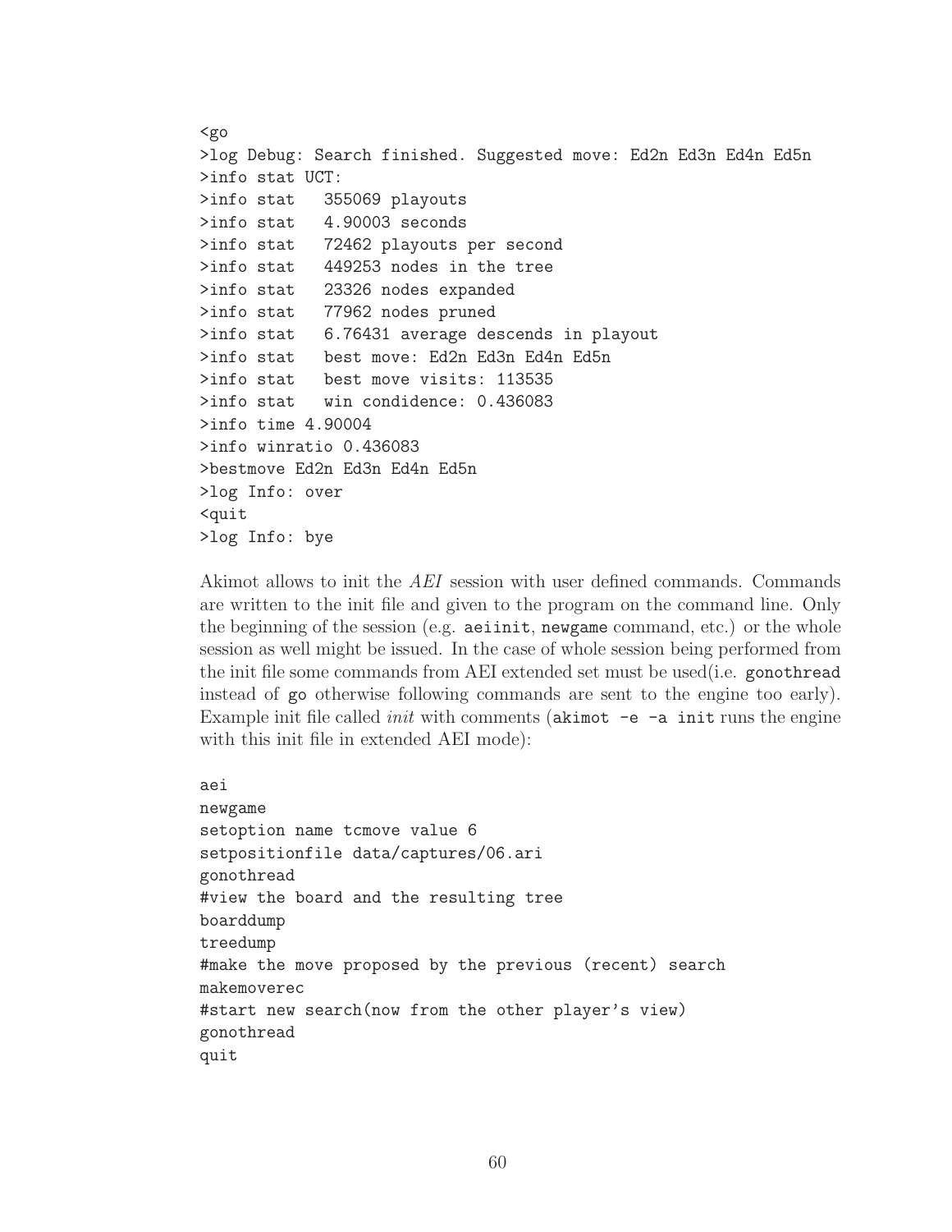```
<go
>log Debug: Search finished. Suggested move: Ed2n Ed3n Ed4n Ed5n
>info stat UCT:
>info stat   355069 playouts
>info stat   4.90003 seconds
>info stat   72462 playouts per second
>info stat   449253 nodes in the tree
>info stat   23326 nodes expanded
>info stat   77962 nodes pruned
>info stat   6.76431 average descends in playout
>info stat   best move: Ed2n Ed3n Ed4n Ed5n
>info stat   best move visits: 113535
>info stat   win condidence: 0.436083
>info time 4.90004
>info winratio 0.436083
>bestmove Ed2n Ed3n Ed4n Ed5n
>log Info: over
<quit
>log Info: bye
```

Akimot allows to init the *AEI* session with user defined commands. Commands are written to the init file and given to the program on the command line. Only the beginning of the session (e.g. `aeiinit`, `newgame` command, etc.) or the whole session as well might be issued. In the case of whole session being performed from the init file some commands from AEI extended set must be used(i.e. `gonothread` instead of `go` otherwise following commands are sent to the engine too early). Example init file called *init* with comments (`akimot -e -a init` runs the engine with this init file in extended AEI mode):

```
aei
newgame
setoption name tcmove value 6
setpositionfile data/captures/06.ari
gonothread
#view the board and the resulting tree
boarddump
treedump
#make the move proposed by the previous (recent) search
makemoverec
#start new search(now from the other player's view)
gonothread
quit
```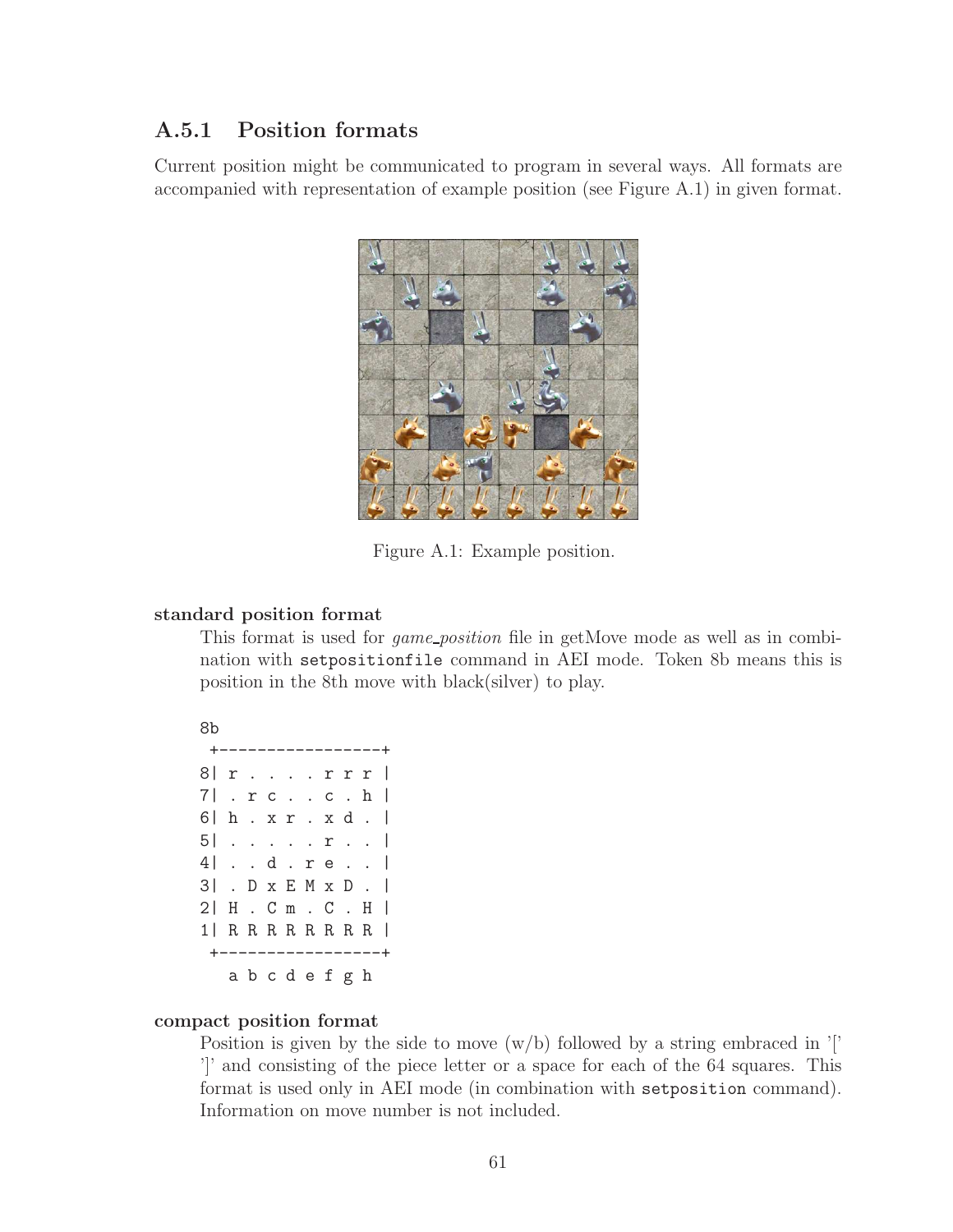### A.5.1 Position formats

Current position might be communicated to program in several ways. All formats are accompanied with representation of example position (see Figure A.1) in given format.

Figure A.1: Example position.

**standard position format**

This format is used for *game_position* file in getMove mode as well as in combination with `setpositionfile` command in AEI mode. Token 8b means this is position in the 8th move with black(silver) to play.

```
8b
 +-----------------+
8| r . . . . r r r |
7| . r c . . c . h |
6| h . x r . x d . |
5| . . . . . r . . |
4| . . d . r e . . |
3| . D x E M x D . |
2| H . C m . C . H |
1| R R R R R R R R |
 +-----------------+
   a b c d e f g h
```

**compact position format**

Position is given by the side to move (w/b) followed by a string embraced in '[' ']' and consisting of the piece letter or a space for each of the 64 squares. This format is used only in AEI mode (in combination with `setposition` command). Information on move number is not included.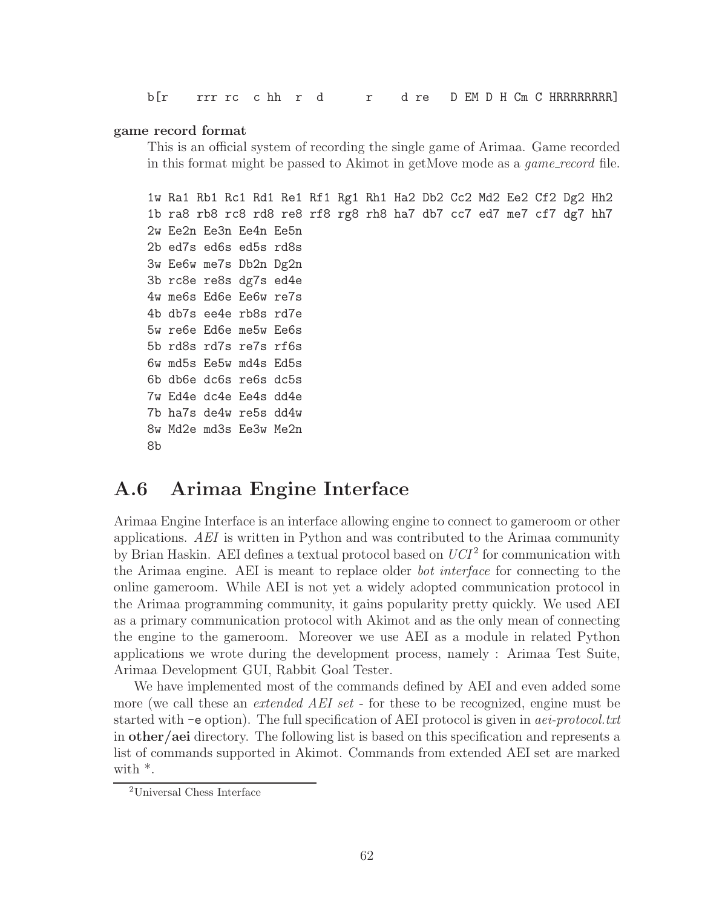```
b[r    rrr rc  c hh  r  d       r    d re   D EM D H Cm C HRRRRRRRR]
```

**game record format**

This is an official system of recording the single game of Arimaa. Game recorded in this format might be passed to Akimot in getMove mode as a *game_record* file.

```
1w Ra1 Rb1 Rc1 Rd1 Re1 Rf1 Rg1 Rh1 Ha2 Db2 Cc2 Md2 Ee2 Cf2 Dg2 Hh2
1b ra8 rb8 rc8 rd8 re8 rf8 rg8 rh8 ha7 db7 cc7 ed7 me7 cf7 dg7 hh7
2w Ee2n Ee3n Ee4n Ee5n
2b ed7s ed6s ed5s rd8s
3w Ee6w me7s Db2n Dg2n
3b rc8e re8s dg7s ed4e
4w me6s Ed6e Ee6w re7s
4b db7s ee4e rb8s rd7e
5w re6e Ed6e me5w Ee6s
5b rd8s rd7s re7s rf6s
6w md5s Ee5w md4s Ed5s
6b db6e dc6s re6s dc5s
7w Ed4e dc4e Ee4s dd4e
7b ha7s de4w re5s dd4w
8w Md2e md3s Ee3w Me2n
8b
```

## A.6 Arimaa Engine Interface

Arimaa Engine Interface is an interface allowing engine to connect to gameroom or other applications. *AEI* is written in Python and was contributed to the Arimaa community by Brian Haskin. AEI defines a textual protocol based on *UCI*[2] for communication with the Arimaa engine. AEI is meant to replace older *bot interface* for connecting to the online gameroom. While AEI is not yet a widely adopted communication protocol in the Arimaa programming community, it gains popularity pretty quickly. We used AEI as a primary communication protocol with Akimot and as the only mean of connecting the engine to the gameroom. Moreover we use AEI as a module in related Python applications we wrote during the development process, namely : Arimaa Test Suite, Arimaa Development GUI, Rabbit Goal Tester.

We have implemented most of the commands defined by AEI and even added some more (we call these an *extended AEI set* - for these to be recognized, engine must be started with `-e` option). The full specification of AEI protocol is given in *aei-protocol.txt* in **other/aei** directory. The following list is based on this specification and represents a list of commands supported in Akimot. Commands from extended AEI set are marked with *.

[2] Universal Chess Interface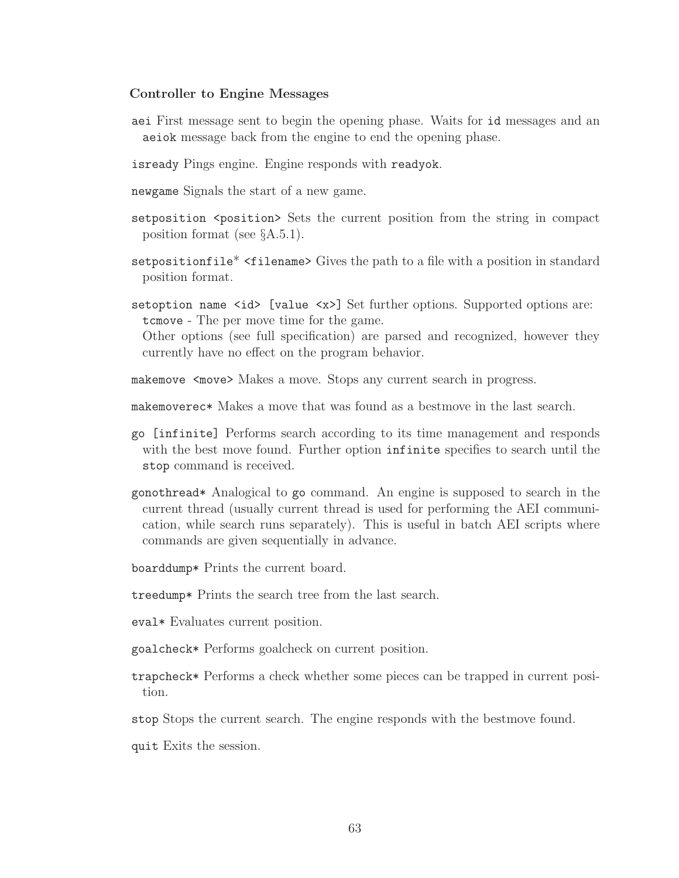**Controller to Engine Messages**

`aei` First message sent to begin the opening phase. Waits for `id` messages and an `aeiok` message back from the engine to end the opening phase.

`isready` Pings engine. Engine responds with `readyok`.

`newgame` Signals the start of a new game.

`setposition <position>` Sets the current position from the string in compact position format (see §A.5.1).

`setpositionfile`* `<filename>` Gives the path to a file with a position in standard position format.

`setoption name <id> [value <x>]` Set further options. Supported options are:
`tcmove` - The per move time for the game.
Other options (see full specification) are parsed and recognized, however they currently have no effect on the program behavior.

`makemove <move>` Makes a move. Stops any current search in progress.

`makemoverec*` Makes a move that was found as a bestmove in the last search.

`go [infinite]` Performs search according to its time management and responds with the best move found. Further option `infinite` specifies to search until the `stop` command is received.

`gonothread*` Analogical to `go` command. An engine is supposed to search in the current thread (usually current thread is used for performing the AEI communication, while search runs separately). This is useful in batch AEI scripts where commands are given sequentially in advance.

`boarddump*` Prints the current board.

`treedump*` Prints the search tree from the last search.

`eval*` Evaluates current position.

`goalcheck*` Performs goalcheck on current position.

`trapcheck*` Performs a check whether some pieces can be trapped in current position.

`stop` Stops the current search. The engine responds with the bestmove found.

`quit` Exits the session.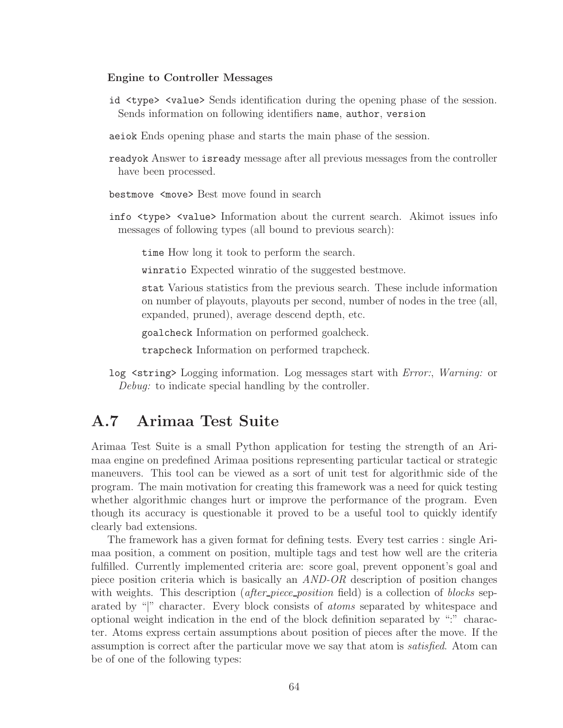**Engine to Controller Messages**

`id <type> <value>` Sends identification during the opening phase of the session. Sends information on following identifiers `name`, `author`, `version`

`aeiok` Ends opening phase and starts the main phase of the session.

`readyok` Answer to `isready` message after all previous messages from the controller have been processed.

`bestmove <move>` Best move found in search

`info <type> <value>` Information about the current search. Akimot issues info messages of following types (all bound to previous search):

> `time` How long it took to perform the search.
>
> `winratio` Expected winratio of the suggested bestmove.
>
> `stat` Various statistics from the previous search. These include information on number of playouts, playouts per second, number of nodes in the tree (all, expanded, pruned), average descend depth, etc.
>
> `goalcheck` Information on performed goalcheck.
>
> `trapcheck` Information on performed trapcheck.

`log <string>` Logging information. Log messages start with *Error:*, *Warning:* or *Debug:* to indicate special handling by the controller.

## A.7 Arimaa Test Suite

Arimaa Test Suite is a small Python application for testing the strength of an Arimaa engine on predefined Arimaa positions representing particular tactical or strategic maneuvers. This tool can be viewed as a sort of unit test for algorithmic side of the program. The main motivation for creating this framework was a need for quick testing whether algorithmic changes hurt or improve the performance of the program. Even though its accuracy is questionable it proved to be a useful tool to quickly identify clearly bad extensions.

The framework has a given format for defining tests. Every test carries : single Arimaa position, a comment on position, multiple tags and test how well are the criteria fulfilled. Currently implemented criteria are: score goal, prevent opponent's goal and piece position criteria which is basically an *AND-OR* description of position changes with weights. This description (*after_piece_position* field) is a collection of *blocks* separated by "|" character. Every block consists of *atoms* separated by whitespace and optional weight indication in the end of the block definition separated by ":" character. Atoms express certain assumptions about position of pieces after the move. If the assumption is correct after the particular move we say that atom is *satisfied*. Atom can be of one of the following types: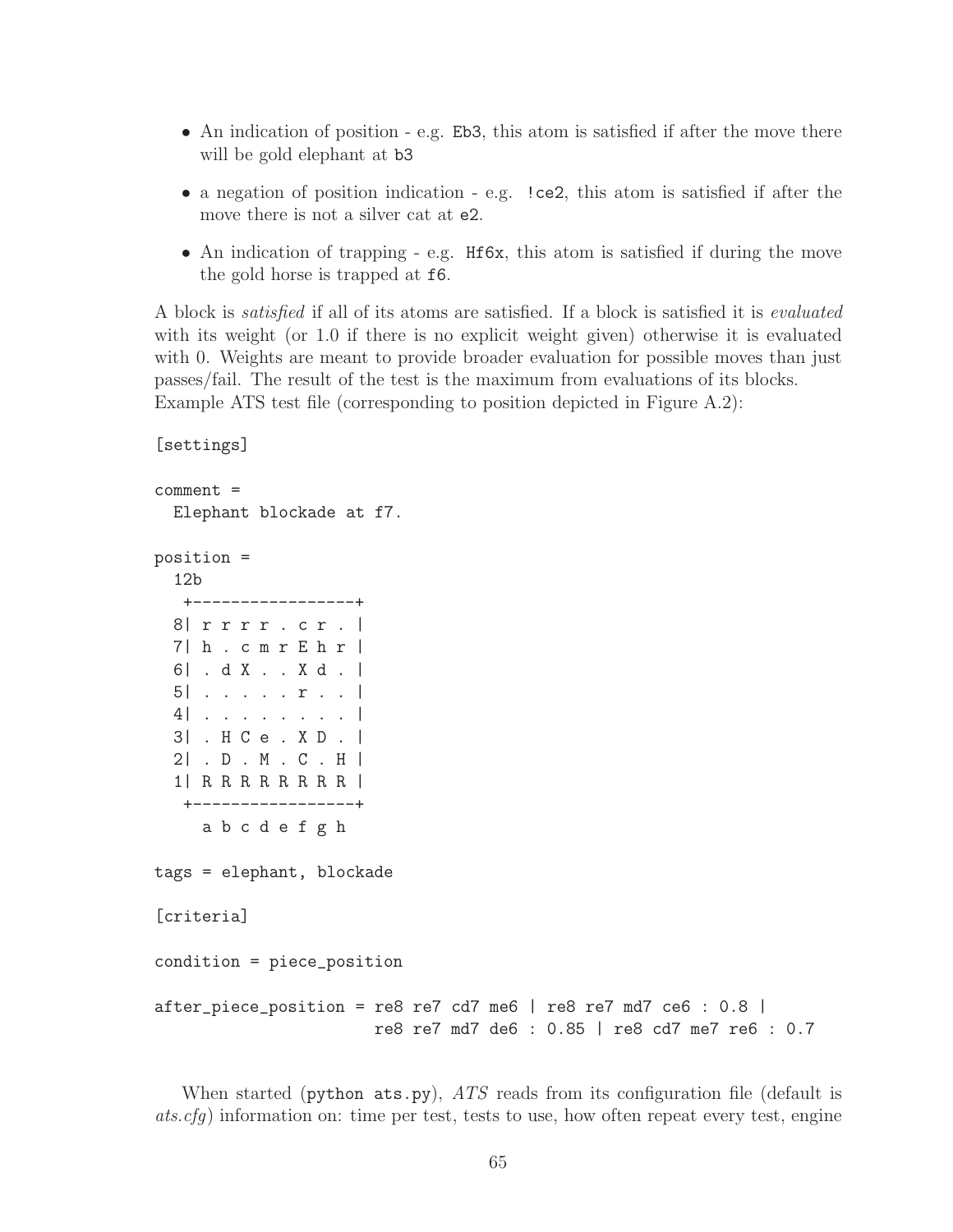- An indication of position - e.g. `Eb3`, this atom is satisfied if after the move there will be gold elephant at `b3`
- a negation of position indication - e.g. `!ce2`, this atom is satisfied if after the move there is not a silver cat at `e2`.
- An indication of trapping - e.g. `Hf6x`, this atom is satisfied if during the move the gold horse is trapped at `f6`.

A block is *satisfied* if all of its atoms are satisfied. If a block is satisfied it is *evaluated* with its weight (or 1.0 if there is no explicit weight given) otherwise it is evaluated with 0. Weights are meant to provide broader evaluation for possible moves than just passes/fail. The result of the test is the maximum from evaluations of its blocks. Example ATS test file (corresponding to position depicted in Figure A.2):

```
[settings]

comment =
  Elephant blockade at f7.

position =
  12b
   +-----------------+
  8| r r r r . c r . |
  7| h . c m r E h r |
  6| . d X . . X d . |
  5| . . . . . r . . |
  4| . . . . . . . . |
  3| . H C e . X D . |
  2| . D . M . C . H |
  1| R R R R R R R R |
   +-----------------+
     a b c d e f g h

tags = elephant, blockade

[criteria]

condition = piece_position

after_piece_position = re8 re7 cd7 me6 | re8 re7 md7 ce6 : 0.8 |
                       re8 re7 md7 de6 : 0.85 | re8 cd7 me7 re6 : 0.7
```

When started (`python ats.py`), *ATS* reads from its configuration file (default is *ats.cfg*) information on: time per test, tests to use, how often repeat every test, engine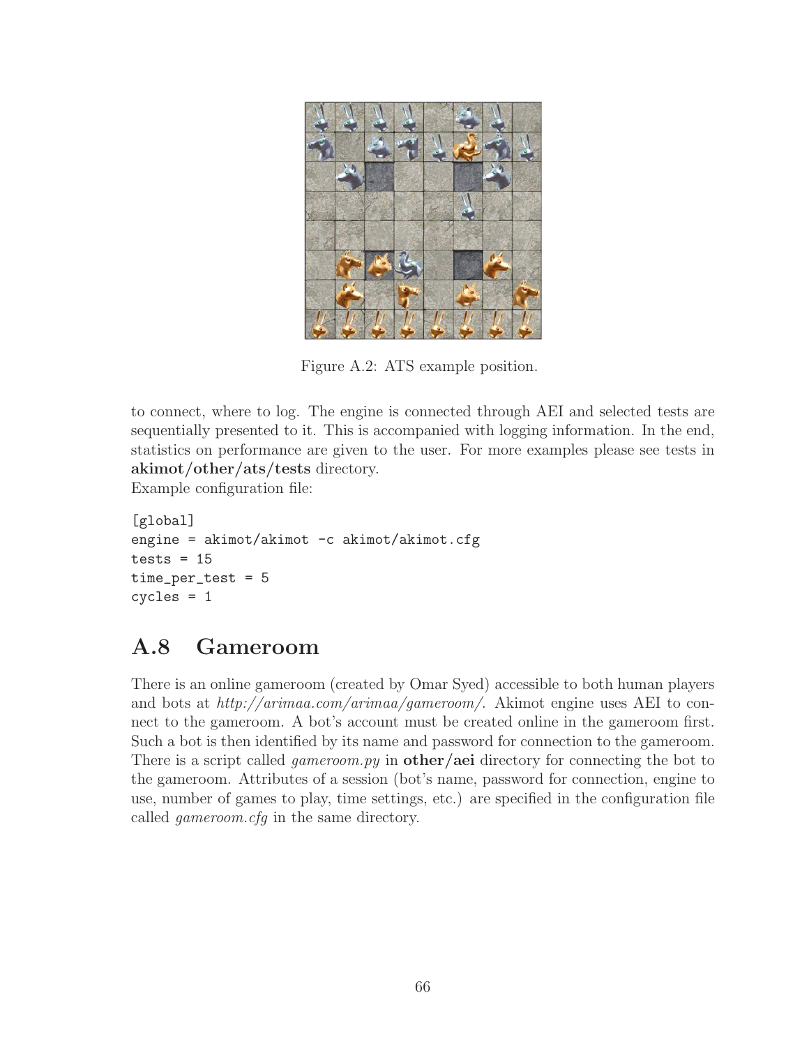Figure A.2: ATS example position.

to connect, where to log. The engine is connected through AEI and selected tests are sequentially presented to it. This is accompanied with logging information. In the end, statistics on performance are given to the user. For more examples please see tests in **akimot/other/ats/tests** directory.
Example configuration file:

```
[global]
engine = akimot/akimot -c akimot/akimot.cfg
tests = 15
time_per_test = 5
cycles = 1
```

## A.8 Gameroom

There is an online gameroom (created by Omar Syed) accessible to both human players and bots at *http://arimaa.com/arimaa/gameroom/*. Akimot engine uses AEI to connect to the gameroom. A bot's account must be created online in the gameroom first. Such a bot is then identified by its name and password for connection to the gameroom. There is a script called *gameroom.py* in **other/aei** directory for connecting the bot to the gameroom. Attributes of a session (bot's name, password for connection, engine to use, number of games to play, time settings, etc.) are specified in the configuration file called *gameroom.cfg* in the same directory.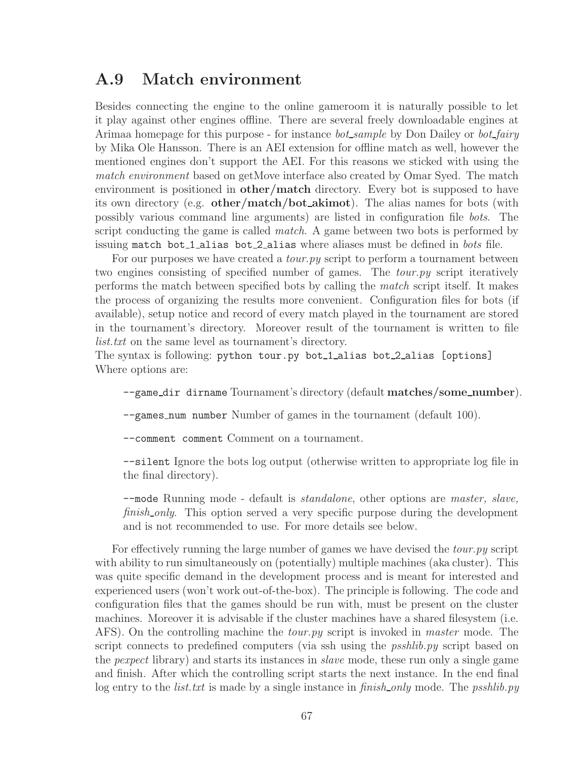## A.9 Match environment

Besides connecting the engine to the online gameroom it is naturally possible to let it play against other engines offline. There are several freely downloadable engines at Arimaa homepage for this purpose - for instance *bot_sample* by Don Dailey or *bot_fairy* by Mika Ole Hansson. There is an AEI extension for offline match as well, however the mentioned engines don't support the AEI. For this reasons we sticked with using the *match environment* based on getMove interface also created by Omar Syed. The match environment is positioned in **other/match** directory. Every bot is supposed to have its own directory (e.g. **other/match/bot_akimot**). The alias names for bots (with possibly various command line arguments) are listed in configuration file *bots*. The script conducting the game is called *match*. A game between two bots is performed by issuing `match bot_1_alias bot_2_alias` where aliases must be defined in *bots* file.

For our purposes we have created a *tour.py* script to perform a tournament between two engines consisting of specified number of games. The *tour.py* script iteratively performs the match between specified bots by calling the *match* script itself. It makes the process of organizing the results more convenient. Configuration files for bots (if available), setup notice and record of every match played in the tournament are stored in the tournament's directory. Moreover result of the tournament is written to file *list.txt* on the same level as tournament's directory.
The syntax is following: `python tour.py bot_1_alias bot_2_alias [options]`
Where options are:

`--game_dir dirname` Tournament's directory (default **matches/some_number**).

`--games_num number` Number of games in the tournament (default 100).

`--comment comment` Comment on a tournament.

`--silent` Ignore the bots log output (otherwise written to appropriate log file in the final directory).

`--mode` Running mode - default is *standalone*, other options are *master, slave, finish_only*. This option served a very specific purpose during the development and is not recommended to use. For more details see below.

For effectively running the large number of games we have devised the *tour.py* script with ability to run simultaneously on (potentially) multiple machines (aka cluster). This was quite specific demand in the development process and is meant for interested and experienced users (won't work out-of-the-box). The principle is following. The code and configuration files that the games should be run with, must be present on the cluster machines. Moreover it is advisable if the cluster machines have a shared filesystem (i.e. AFS). On the controlling machine the *tour.py* script is invoked in *master* mode. The script connects to predefined computers (via ssh using the *psshlib.py* script based on the *pexpect* library) and starts its instances in *slave* mode, these run only a single game and finish. After which the controlling script starts the next instance. In the end final log entry to the *list.txt* is made by a single instance in *finish_only* mode. The *psshlib.py*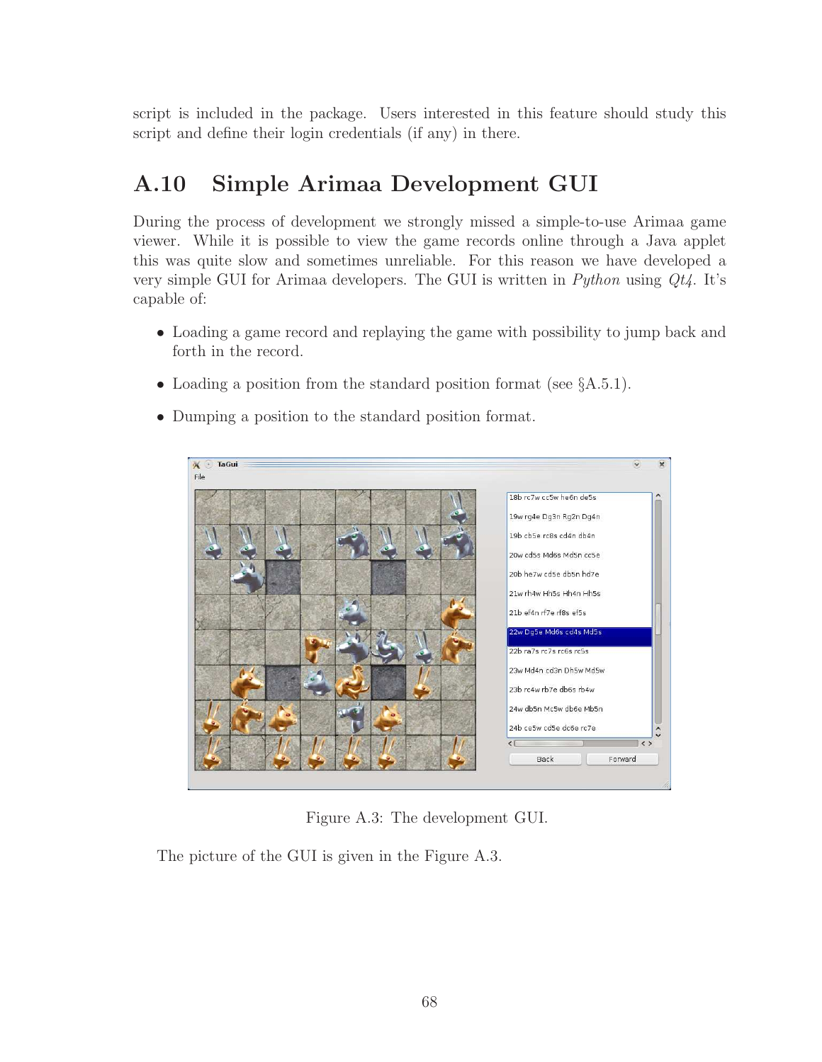script is included in the package. Users interested in this feature should study this script and define their login credentials (if any) in there.

## A.10 Simple Arimaa Development GUI

During the process of development we strongly missed a simple-to-use Arimaa game viewer. While it is possible to view the game records online through a Java applet this was quite slow and sometimes unreliable. For this reason we have developed a very simple GUI for Arimaa developers. The GUI is written in *Python* using *Qt4*. It's capable of:

- Loading a game record and replaying the game with possibility to jump back and forth in the record.
- Loading a position from the standard position format (see §A.5.1).
- Dumping a position to the standard position format.

Figure A.3: The development GUI.

The picture of the GUI is given in the Figure A.3.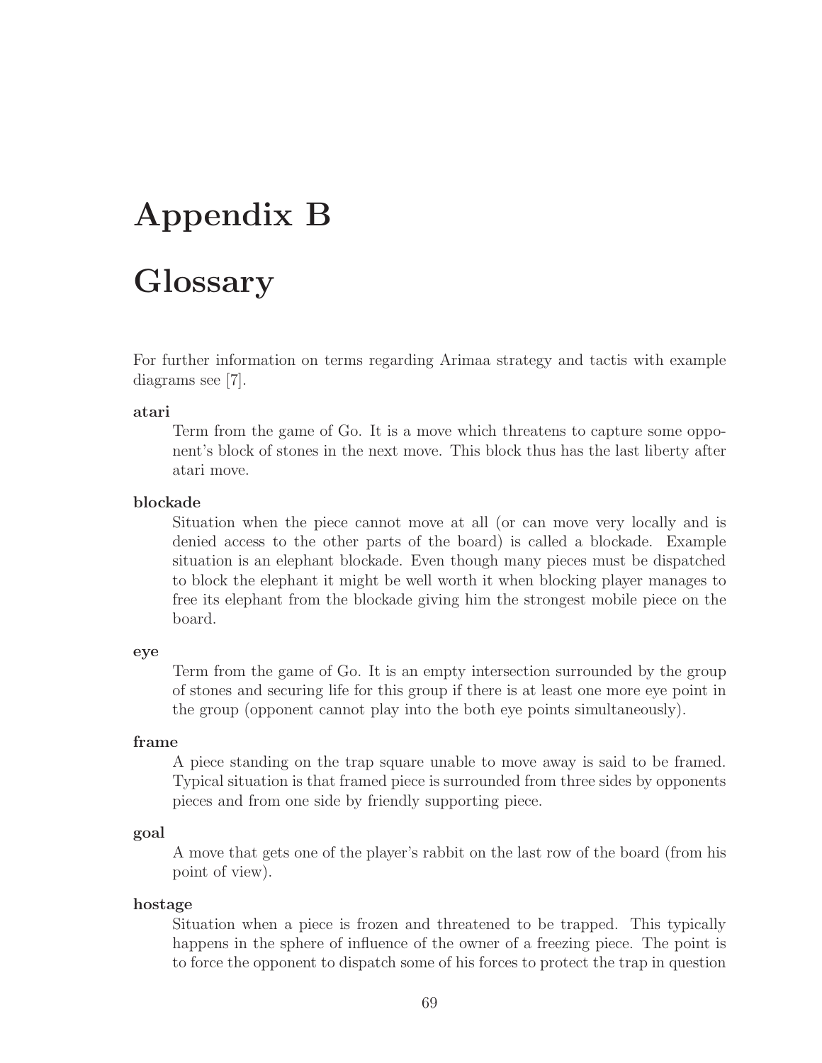# Appendix B

# Glossary

For further information on terms regarding Arimaa strategy and tactis with example diagrams see [7].

**atari**
: Term from the game of Go. It is a move which threatens to capture some opponent's block of stones in the next move. This block thus has the last liberty after atari move.

**blockade**
: Situation when the piece cannot move at all (or can move very locally and is denied access to the other parts of the board) is called a blockade. Example situation is an elephant blockade. Even though many pieces must be dispatched to block the elephant it might be well worth it when blocking player manages to free its elephant from the blockade giving him the strongest mobile piece on the board.

**eye**
: Term from the game of Go. It is an empty intersection surrounded by the group of stones and securing life for this group if there is at least one more eye point in the group (opponent cannot play into the both eye points simultaneously).

**frame**
: A piece standing on the trap square unable to move away is said to be framed. Typical situation is that framed piece is surrounded from three sides by opponents pieces and from one side by friendly supporting piece.

**goal**
: A move that gets one of the player's rabbit on the last row of the board (from his point of view).

**hostage**
: Situation when a piece is frozen and threatened to be trapped. This typically happens in the sphere of influence of the owner of a freezing piece. The point is to force the opponent to dispatch some of his forces to protect the trap in question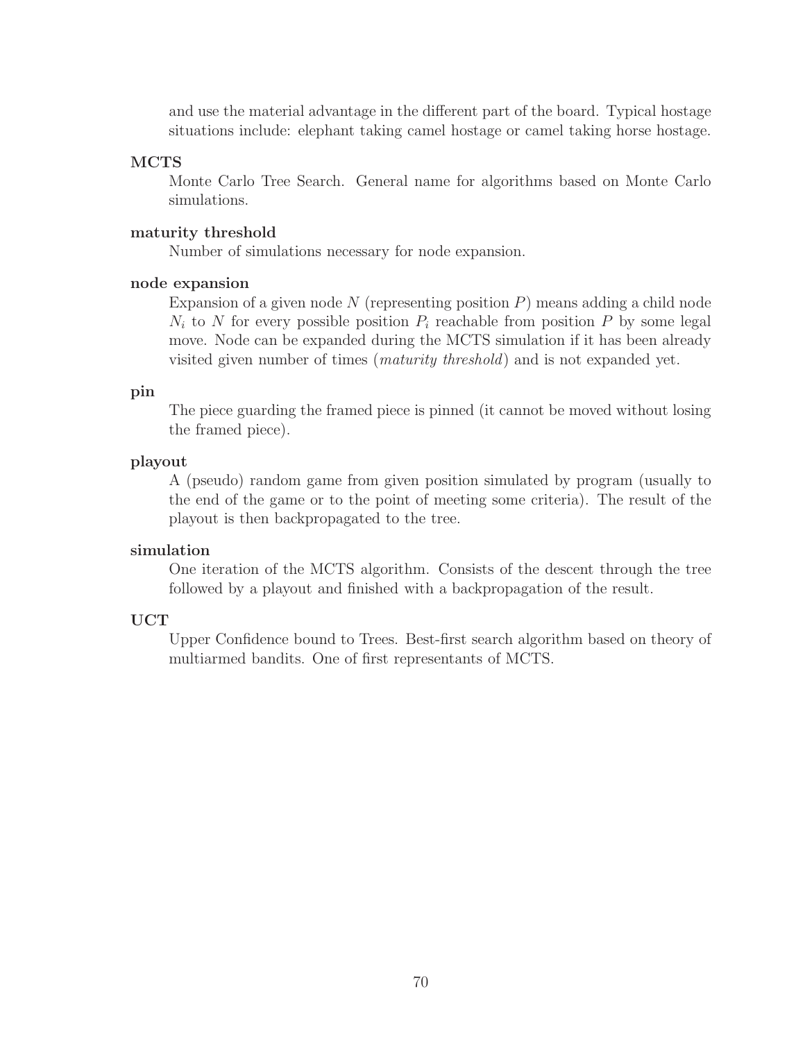and use the material advantage in the different part of the board. Typical hostage situations include: elephant taking camel hostage or camel taking horse hostage.

**MCTS**

Monte Carlo Tree Search. General name for algorithms based on Monte Carlo simulations.

**maturity threshold**

Number of simulations necessary for node expansion.

**node expansion**

Expansion of a given node $N$ (representing position $P$) means adding a child node $N_i$ to $N$ for every possible position $P_i$ reachable from position $P$ by some legal move. Node can be expanded during the MCTS simulation if it has been already visited given number of times (*maturity threshold*) and is not expanded yet.

**pin**

The piece guarding the framed piece is pinned (it cannot be moved without losing the framed piece).

**playout**

A (pseudo) random game from given position simulated by program (usually to the end of the game or to the point of meeting some criteria). The result of the playout is then backpropagated to the tree.

**simulation**

One iteration of the MCTS algorithm. Consists of the descent through the tree followed by a playout and finished with a backpropagation of the result.

**UCT**

Upper Confidence bound to Trees. Best-first search algorithm based on theory of multiarmed bandits. One of first representants of MCTS.